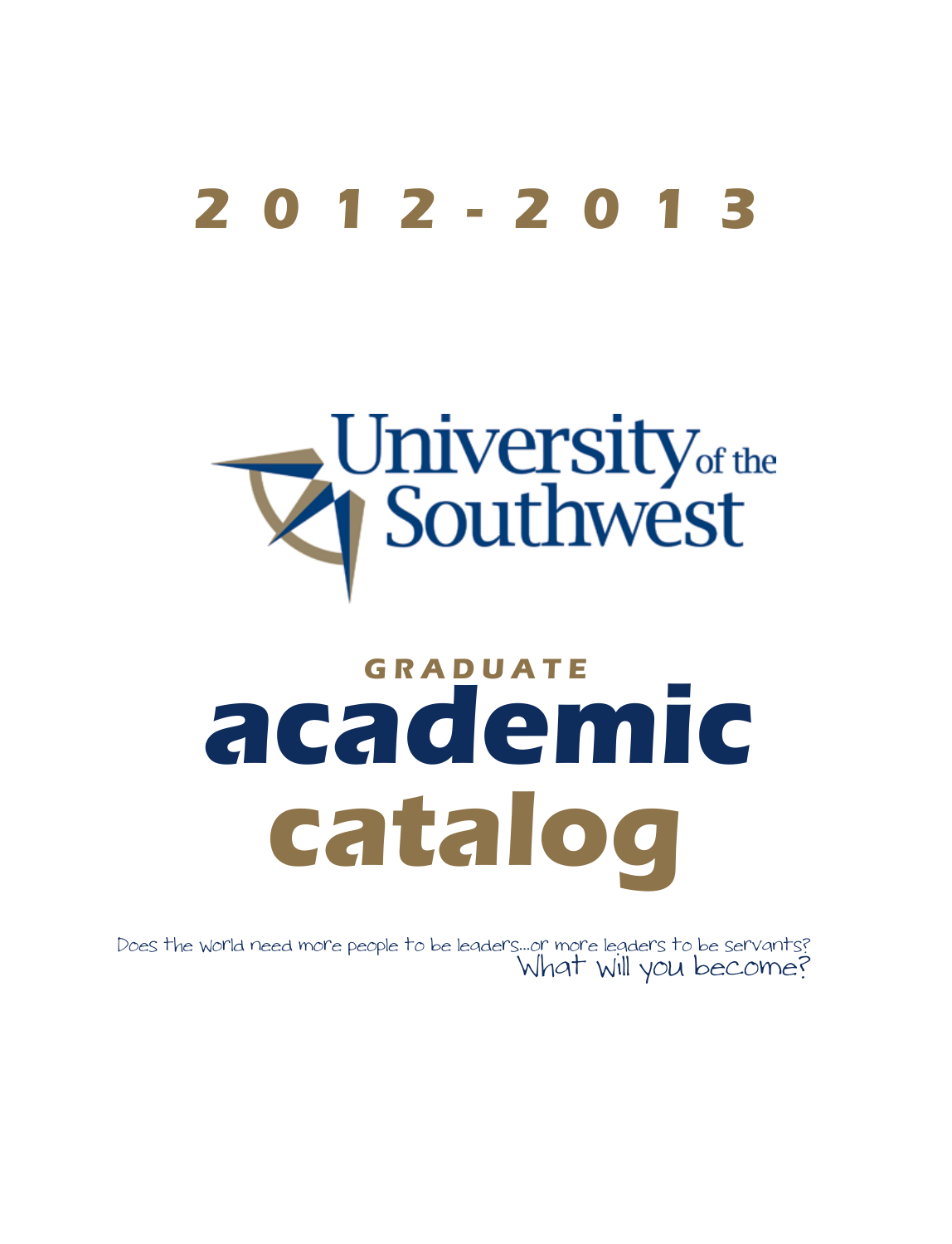# 2012-2013

University of the Southwest

## GRADUATE academic catalog

Does the world need more people to be leaders...or more leaders to be servants?
What will you become?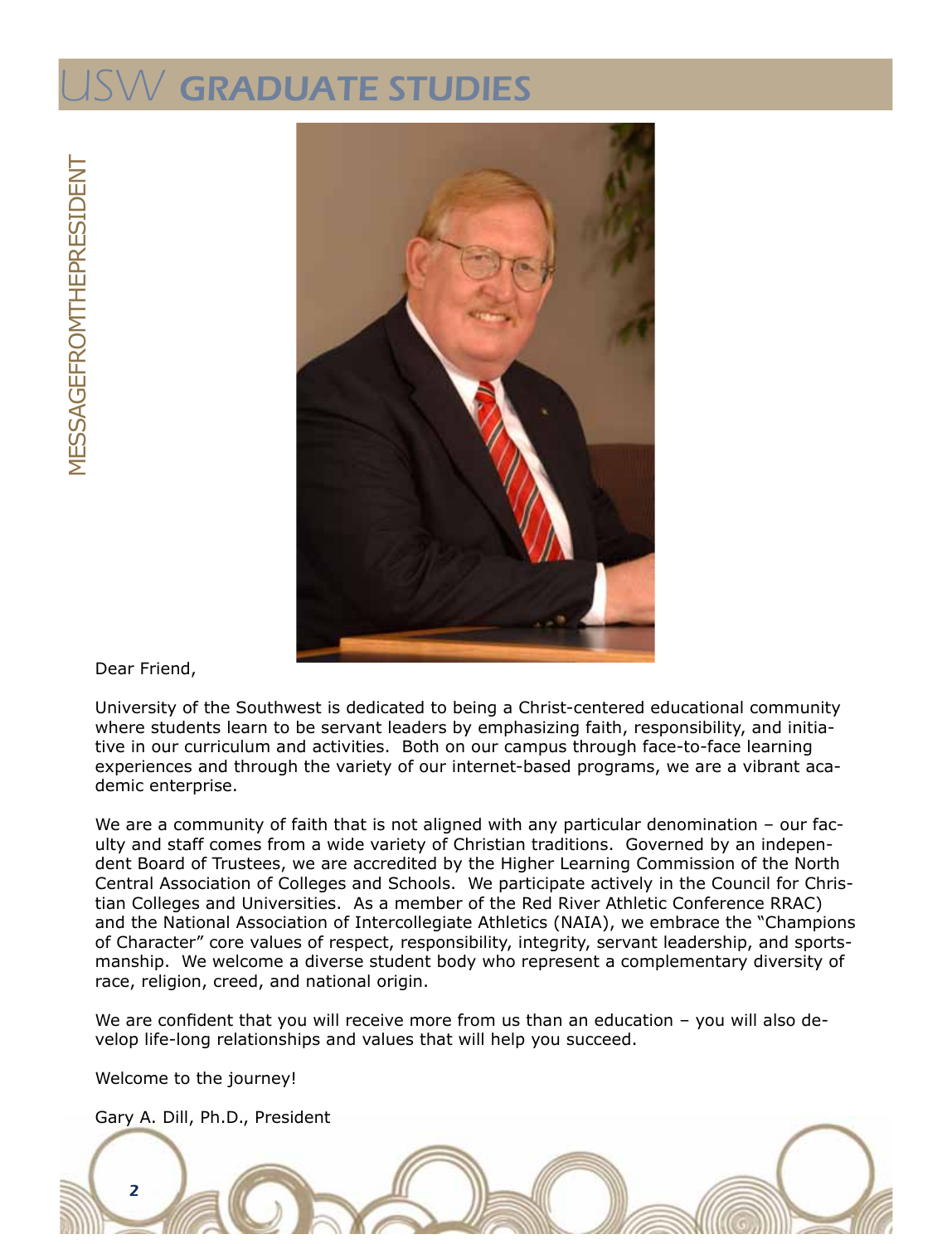# MESSAGE FROM THE PRESIDENT

Dear Friend,

University of the Southwest is dedicated to being a Christ-centered educational community where students learn to be servant leaders by emphasizing faith, responsibility, and initiative in our curriculum and activities. Both on our campus through face-to-face learning experiences and through the variety of our internet-based programs, we are a vibrant academic enterprise.

We are a community of faith that is not aligned with any particular denomination – our faculty and staff comes from a wide variety of Christian traditions. Governed by an independent Board of Trustees, we are accredited by the Higher Learning Commission of the North Central Association of Colleges and Schools. We participate actively in the Council for Christian Colleges and Universities. As a member of the Red River Athletic Conference RRAC) and the National Association of Intercollegiate Athletics (NAIA), we embrace the "Champions of Character" core values of respect, responsibility, integrity, servant leadership, and sportsmanship. We welcome a diverse student body who represent a complementary diversity of race, religion, creed, and national origin.

We are confident that you will receive more from us than an education – you will also develop life-long relationships and values that will help you succeed.

Welcome to the journey!

Gary A. Dill, Ph.D., President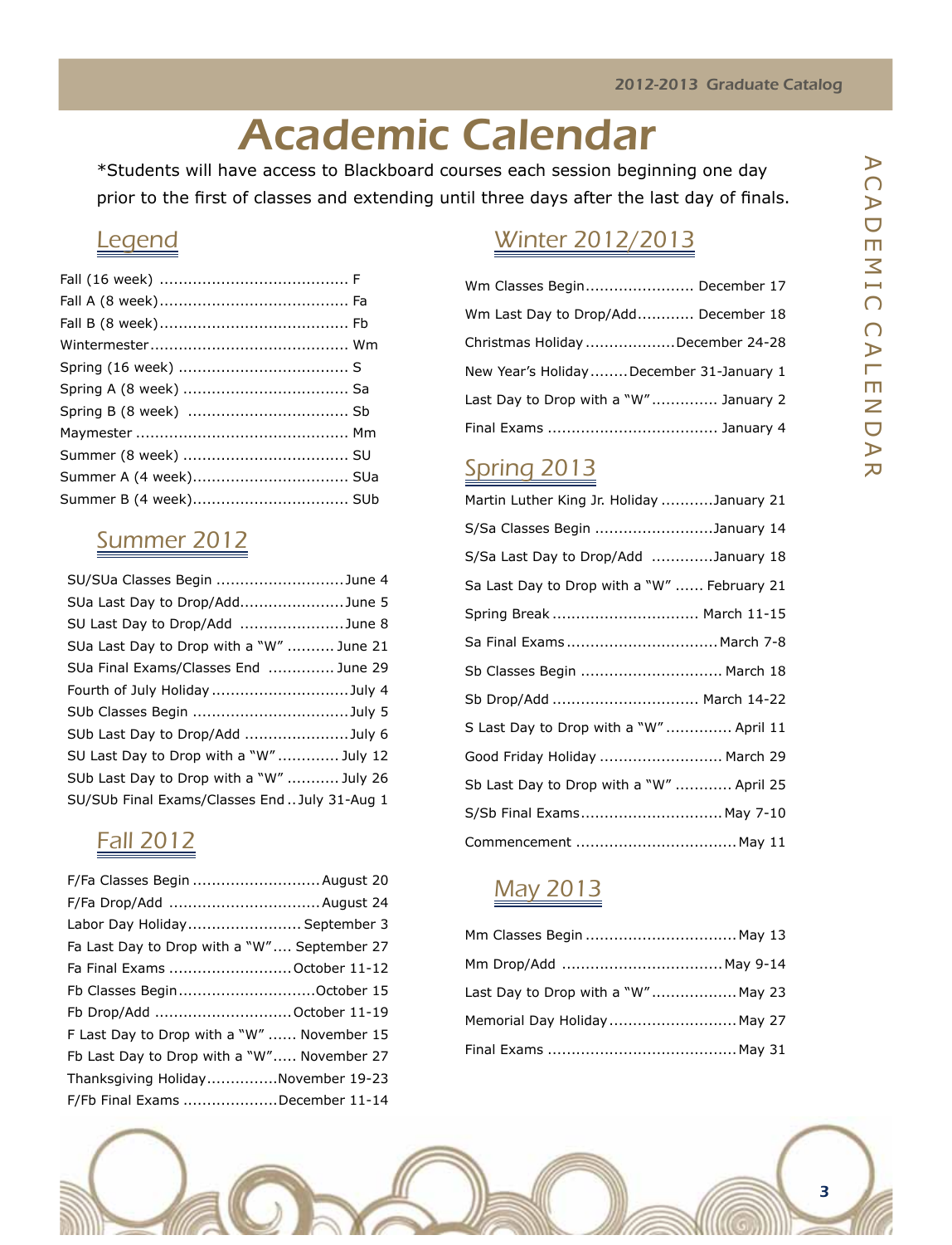# Academic Calendar

*Students will have access to Blackboard courses each session beginning one day prior to the first of classes and extending until three days after the last day of finals.

## Legend

| Session | Code |
|---|---|
| Fall (16 week) | F |
| Fall A (8 week) | Fa |
| Fall B (8 week) | Fb |
| Wintermester | Wm |
| Spring (16 week) | S |
| Spring A (8 week) | Sa |
| Spring B (8 week) | Sb |
| Maymester | Mm |
| Summer (8 week) | SU |
| Summer A (4 week) | SUa |
| Summer B (4 week) | SUb |

## Summer 2012

| Event | Date |
|---|---|
| SU/SUa Classes Begin | June 4 |
| SUa Last Day to Drop/Add | June 5 |
| SU Last Day to Drop/Add | June 8 |
| SUa Last Day to Drop with a "W" | June 21 |
| SUa Final Exams/Classes End | June 29 |
| Fourth of July Holiday | July 4 |
| SUb Classes Begin | July 5 |
| SUb Last Day to Drop/Add | July 6 |
| SU Last Day to Drop with a "W" | July 12 |
| SUb Last Day to Drop with a "W" | July 26 |
| SU/SUb Final Exams/Classes End | July 31-Aug 1 |

## Fall 2012

| Event | Date |
|---|---|
| F/Fa Classes Begin | August 20 |
| F/Fa Drop/Add | August 24 |
| Labor Day Holiday | September 3 |
| Fa Last Day to Drop with a "W" | September 27 |
| Fa Final Exams | October 11-12 |
| Fb Classes Begin | October 15 |
| Fb Drop/Add | October 11-19 |
| F Last Day to Drop with a "W" | November 15 |
| Fb Last Day to Drop with a "W" | November 27 |
| Thanksgiving Holiday | November 19-23 |
| F/Fb Final Exams | December 11-14 |

## Winter 2012/2013

| Event | Date |
|---|---|
| Wm Classes Begin | December 17 |
| Wm Last Day to Drop/Add | December 18 |
| Christmas Holiday | December 24-28 |
| New Year's Holiday | December 31-January 1 |
| Last Day to Drop with a "W" | January 2 |
| Final Exams | January 4 |

## Spring 2013

| Event | Date |
|---|---|
| Martin Luther King Jr. Holiday | January 21 |
| S/Sa Classes Begin | January 14 |
| S/Sa Last Day to Drop/Add | January 18 |
| Sa Last Day to Drop with a "W" | February 21 |
| Spring Break | March 11-15 |
| Sa Final Exams | March 7-8 |
| Sb Classes Begin | March 18 |
| Sb Drop/Add | March 14-22 |
| S Last Day to Drop with a "W" | April 11 |
| Good Friday Holiday | March 29 |
| Sb Last Day to Drop with a "W" | April 25 |
| S/Sb Final Exams | May 7-10 |
| Commencement | May 11 |

## May 2013

| Event | Date |
|---|---|
| Mm Classes Begin | May 13 |
| Mm Drop/Add | May 9-14 |
| Last Day to Drop with a "W" | May 23 |
| Memorial Day Holiday | May 27 |
| Final Exams | May 31 |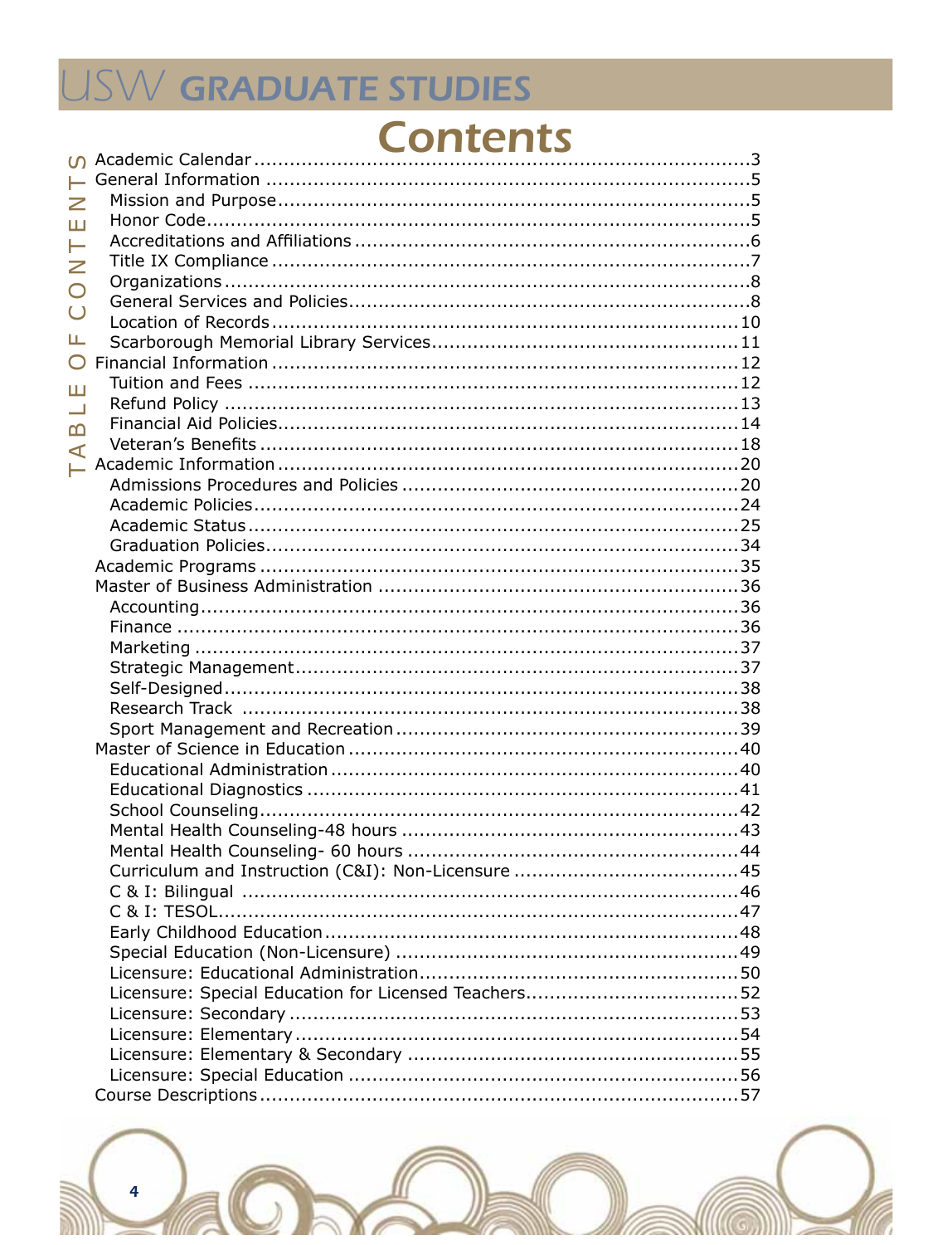# Contents

TABLE OF CONTENTS

- Academic Calendar ... 3
- General Information ... 5
  - Mission and Purpose ... 5
  - Honor Code ... 5
  - Accreditations and Affiliations ... 6
  - Title IX Compliance ... 7
  - Organizations ... 8
  - General Services and Policies ... 8
  - Location of Records ... 10
  - Scarborough Memorial Library Services ... 11
- Financial Information ... 12
  - Tuition and Fees ... 12
  - Refund Policy ... 13
  - Financial Aid Policies ... 14
  - Veteran's Benefits ... 18
- Academic Information ... 20
  - Admissions Procedures and Policies ... 20
  - Academic Policies ... 24
  - Academic Status ... 25
  - Graduation Policies ... 34
- Academic Programs ... 35
- Master of Business Administration ... 36
  - Accounting ... 36
  - Finance ... 36
  - Marketing ... 37
  - Strategic Management ... 37
  - Self-Designed ... 38
  - Research Track ... 38
  - Sport Management and Recreation ... 39
- Master of Science in Education ... 40
  - Educational Administration ... 40
  - Educational Diagnostics ... 41
  - School Counseling ... 42
  - Mental Health Counseling-48 hours ... 43
  - Mental Health Counseling- 60 hours ... 44
  - Curriculum and Instruction (C&I): Non-Licensure ... 45
  - C & I: Bilingual ... 46
  - C & I: TESOL ... 47
  - Early Childhood Education ... 48
  - Special Education (Non-Licensure) ... 49
  - Licensure: Educational Administration ... 50
  - Licensure: Special Education for Licensed Teachers ... 52
  - Licensure: Secondary ... 53
  - Licensure: Elementary ... 54
  - Licensure: Elementary & Secondary ... 55
  - Licensure: Special Education ... 56
- Course Descriptions ... 57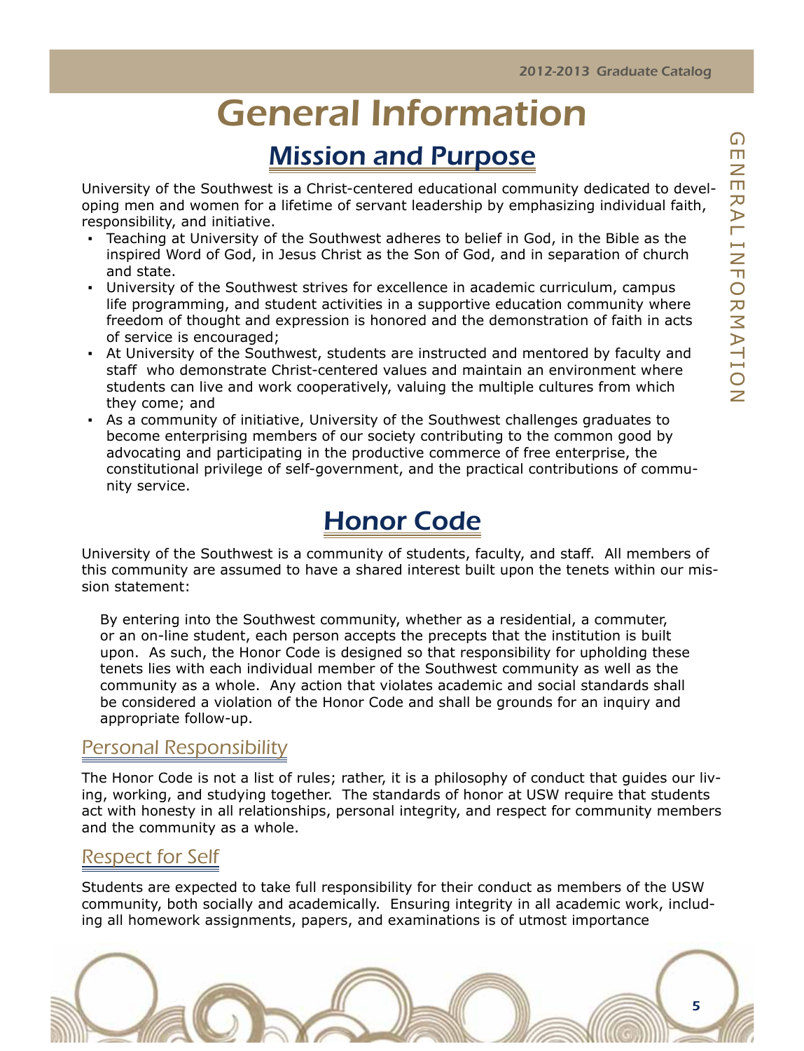# General Information

## Mission and Purpose

University of the Southwest is a Christ-centered educational community dedicated to developing men and women for a lifetime of servant leadership by emphasizing individual faith, responsibility, and initiative.

- Teaching at University of the Southwest adheres to belief in God, in the Bible as the inspired Word of God, in Jesus Christ as the Son of God, and in separation of church and state.
- University of the Southwest strives for excellence in academic curriculum, campus life programming, and student activities in a supportive education community where freedom of thought and expression is honored and the demonstration of faith in acts of service is encouraged;
- At University of the Southwest, students are instructed and mentored by faculty and staff who demonstrate Christ-centered values and maintain an environment where students can live and work cooperatively, valuing the multiple cultures from which they come; and
- As a community of initiative, University of the Southwest challenges graduates to become enterprising members of our society contributing to the common good by advocating and participating in the productive commerce of free enterprise, the constitutional privilege of self-government, and the practical contributions of community service.

## Honor Code

University of the Southwest is a community of students, faculty, and staff. All members of this community are assumed to have a shared interest built upon the tenets within our mission statement:

> By entering into the Southwest community, whether as a residential, a commuter, or an on-line student, each person accepts the precepts that the institution is built upon. As such, the Honor Code is designed so that responsibility for upholding these tenets lies with each individual member of the Southwest community as well as the community as a whole. Any action that violates academic and social standards shall be considered a violation of the Honor Code and shall be grounds for an inquiry and appropriate follow-up.

### Personal Responsibility

The Honor Code is not a list of rules; rather, it is a philosophy of conduct that guides our living, working, and studying together. The standards of honor at USW require that students act with honesty in all relationships, personal integrity, and respect for community members and the community as a whole.

### Respect for Self

Students are expected to take full responsibility for their conduct as members of the USW community, both socially and academically. Ensuring integrity in all academic work, including all homework assignments, papers, and examinations is of utmost importance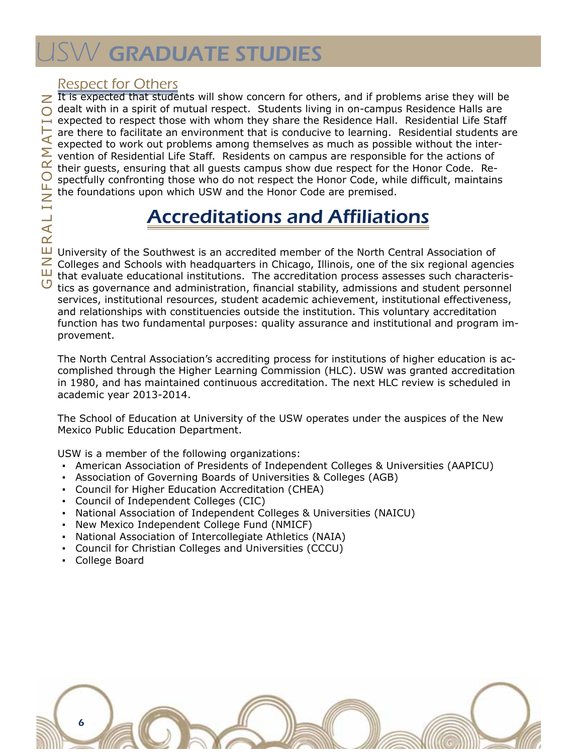## Respect for Others

It is expected that students will show concern for others, and if problems arise they will be dealt with in a spirit of mutual respect. Students living in on-campus Residence Halls are expected to respect those with whom they share the Residence Hall. Residential Life Staff are there to facilitate an environment that is conducive to learning. Residential students are expected to work out problems among themselves as much as possible without the intervention of Residential Life Staff. Residents on campus are responsible for the actions of their guests, ensuring that all guests campus show due respect for the Honor Code. Respectfully confronting those who do not respect the Honor Code, while difficult, maintains the foundations upon which USW and the Honor Code are premised.

# Accreditations and Affiliations

University of the Southwest is an accredited member of the North Central Association of Colleges and Schools with headquarters in Chicago, Illinois, one of the six regional agencies that evaluate educational institutions. The accreditation process assesses such characteristics as governance and administration, financial stability, admissions and student personnel services, institutional resources, student academic achievement, institutional effectiveness, and relationships with constituencies outside the institution. This voluntary accreditation function has two fundamental purposes: quality assurance and institutional and program improvement.

The North Central Association's accrediting process for institutions of higher education is accomplished through the Higher Learning Commission (HLC). USW was granted accreditation in 1980, and has maintained continuous accreditation. The next HLC review is scheduled in academic year 2013-2014.

The School of Education at University of the USW operates under the auspices of the New Mexico Public Education Department.

USW is a member of the following organizations:

- American Association of Presidents of Independent Colleges & Universities (AAPICU)
- Association of Governing Boards of Universities & Colleges (AGB)
- Council for Higher Education Accreditation (CHEA)
- Council of Independent Colleges (CIC)
- National Association of Independent Colleges & Universities (NAICU)
- New Mexico Independent College Fund (NMICF)
- National Association of Intercollegiate Athletics (NAIA)
- Council for Christian Colleges and Universities (CCCU)
- College Board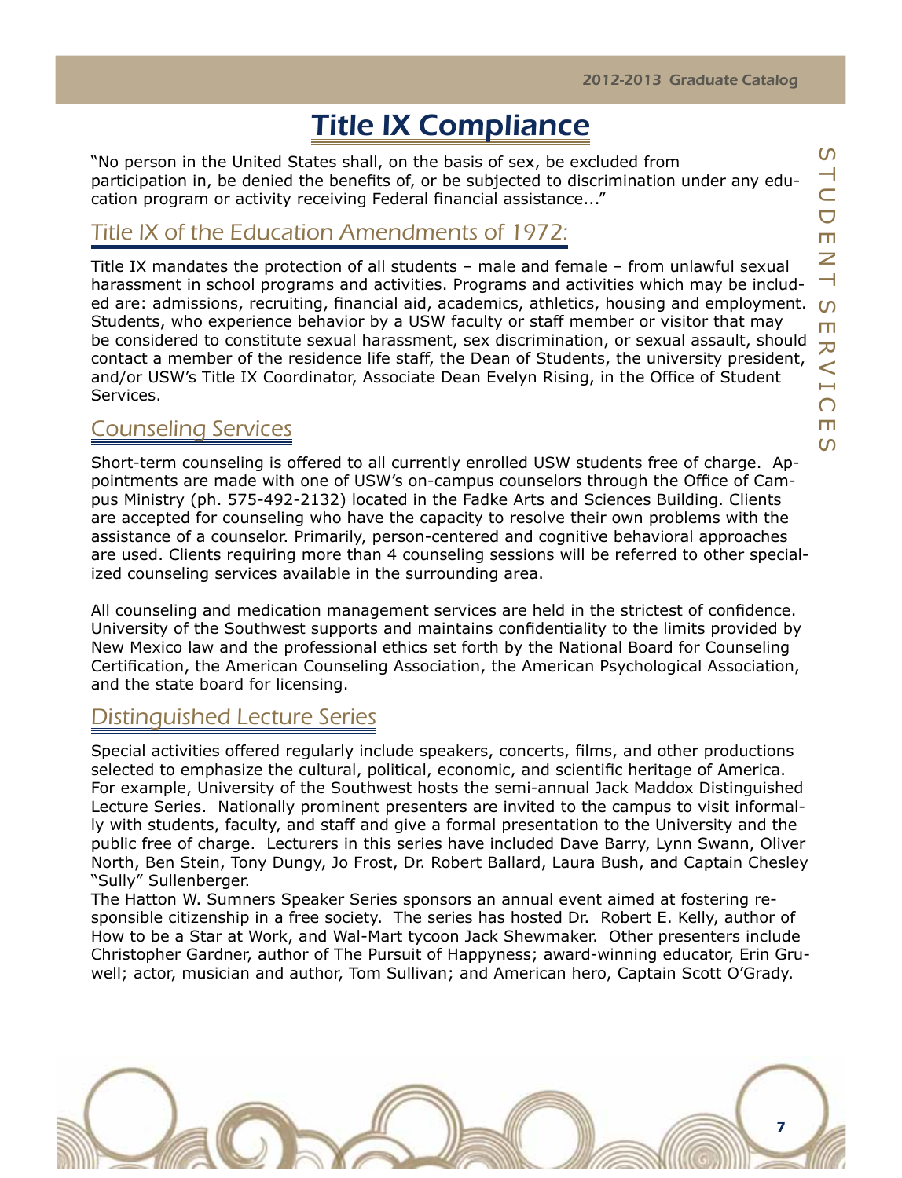# Title IX Compliance

"No person in the United States shall, on the basis of sex, be excluded from participation in, be denied the benefits of, or be subjected to discrimination under any education program or activity receiving Federal financial assistance..."

## Title IX of the Education Amendments of 1972:

Title IX mandates the protection of all students – male and female – from unlawful sexual harassment in school programs and activities. Programs and activities which may be included are: admissions, recruiting, financial aid, academics, athletics, housing and employment. Students, who experience behavior by a USW faculty or staff member or visitor that may be considered to constitute sexual harassment, sex discrimination, or sexual assault, should contact a member of the residence life staff, the Dean of Students, the university president, and/or USW's Title IX Coordinator, Associate Dean Evelyn Rising, in the Office of Student Services.

## Counseling Services

Short-term counseling is offered to all currently enrolled USW students free of charge. Appointments are made with one of USW's on-campus counselors through the Office of Campus Ministry (ph. 575-492-2132) located in the Fadke Arts and Sciences Building. Clients are accepted for counseling who have the capacity to resolve their own problems with the assistance of a counselor. Primarily, person-centered and cognitive behavioral approaches are used. Clients requiring more than 4 counseling sessions will be referred to other specialized counseling services available in the surrounding area.

All counseling and medication management services are held in the strictest of confidence. University of the Southwest supports and maintains confidentiality to the limits provided by New Mexico law and the professional ethics set forth by the National Board for Counseling Certification, the American Counseling Association, the American Psychological Association, and the state board for licensing.

## Distinguished Lecture Series

Special activities offered regularly include speakers, concerts, films, and other productions selected to emphasize the cultural, political, economic, and scientific heritage of America. For example, University of the Southwest hosts the semi-annual Jack Maddox Distinguished Lecture Series. Nationally prominent presenters are invited to the campus to visit informally with students, faculty, and staff and give a formal presentation to the University and the public free of charge. Lecturers in this series have included Dave Barry, Lynn Swann, Oliver North, Ben Stein, Tony Dungy, Jo Frost, Dr. Robert Ballard, Laura Bush, and Captain Chesley "Sully" Sullenberger.

The Hatton W. Sumners Speaker Series sponsors an annual event aimed at fostering responsible citizenship in a free society. The series has hosted Dr. Robert E. Kelly, author of How to be a Star at Work, and Wal-Mart tycoon Jack Shewmaker. Other presenters include Christopher Gardner, author of The Pursuit of Happyness; award-winning educator, Erin Gruwell; actor, musician and author, Tom Sullivan; and American hero, Captain Scott O'Grady.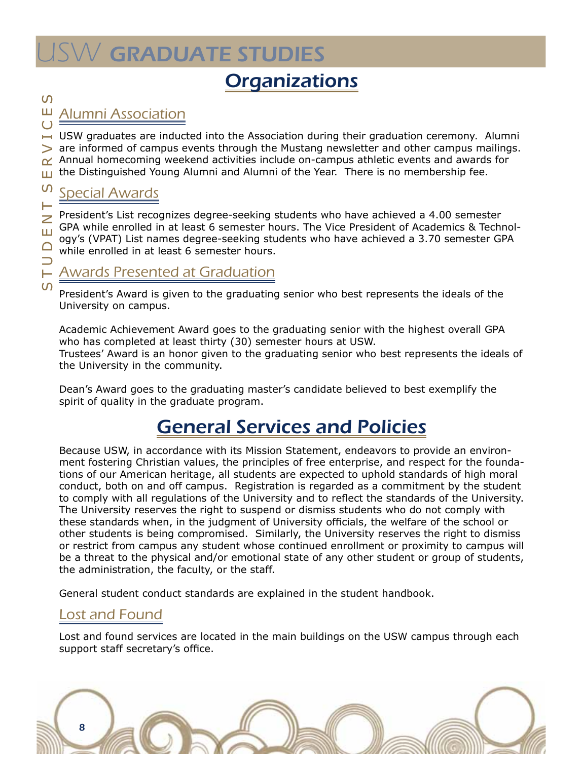## Organizations

### Alumni Association

USW graduates are inducted into the Association during their graduation ceremony. Alumni are informed of campus events through the Mustang newsletter and other campus mailings. Annual homecoming weekend activities include on-campus athletic events and awards for the Distinguished Young Alumni and Alumni of the Year. There is no membership fee.

### Special Awards

President's List recognizes degree-seeking students who have achieved a 4.00 semester GPA while enrolled in at least 6 semester hours. The Vice President of Academics & Technology's (VPAT) List names degree-seeking students who have achieved a 3.70 semester GPA while enrolled in at least 6 semester hours.

### Awards Presented at Graduation

President's Award is given to the graduating senior who best represents the ideals of the University on campus.

Academic Achievement Award goes to the graduating senior with the highest overall GPA who has completed at least thirty (30) semester hours at USW.
Trustees' Award is an honor given to the graduating senior who best represents the ideals of the University in the community.

Dean's Award goes to the graduating master's candidate believed to best exemplify the spirit of quality in the graduate program.

## General Services and Policies

Because USW, in accordance with its Mission Statement, endeavors to provide an environment fostering Christian values, the principles of free enterprise, and respect for the foundations of our American heritage, all students are expected to uphold standards of high moral conduct, both on and off campus. Registration is regarded as a commitment by the student to comply with all regulations of the University and to reflect the standards of the University. The University reserves the right to suspend or dismiss students who do not comply with these standards when, in the judgment of University officials, the welfare of the school or other students is being compromised. Similarly, the University reserves the right to dismiss or restrict from campus any student whose continued enrollment or proximity to campus will be a threat to the physical and/or emotional state of any other student or group of students, the administration, the faculty, or the staff.

General student conduct standards are explained in the student handbook.

### Lost and Found

Lost and found services are located in the main buildings on the USW campus through each support staff secretary's office.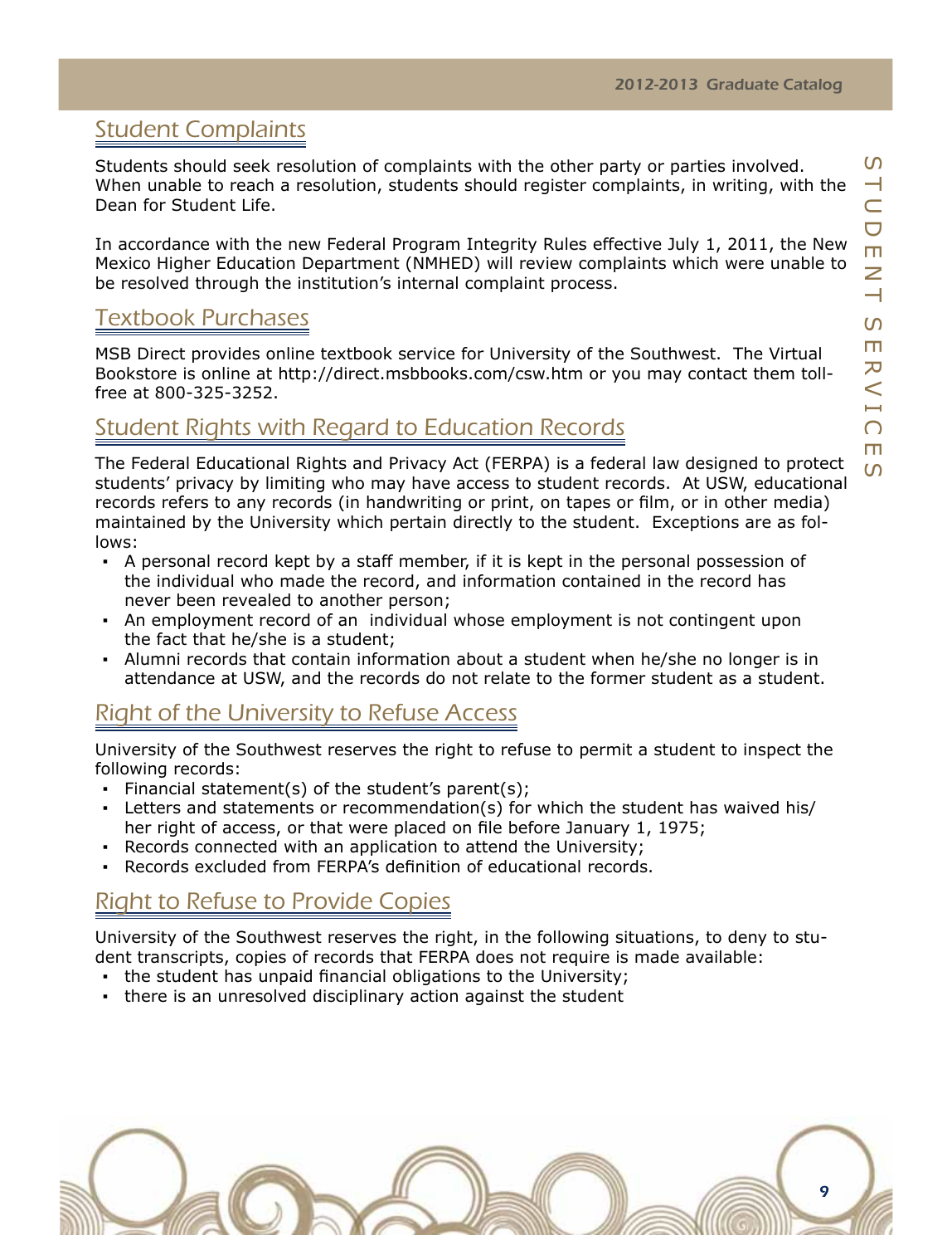## Student Complaints

Students should seek resolution of complaints with the other party or parties involved. When unable to reach a resolution, students should register complaints, in writing, with the Dean for Student Life.

In accordance with the new Federal Program Integrity Rules effective July 1, 2011, the New Mexico Higher Education Department (NMHED) will review complaints which were unable to be resolved through the institution's internal complaint process.

## Textbook Purchases

MSB Direct provides online textbook service for University of the Southwest. The Virtual Bookstore is online at http://direct.msbbooks.com/csw.htm or you may contact them toll-free at 800-325-3252.

## Student Rights with Regard to Education Records

The Federal Educational Rights and Privacy Act (FERPA) is a federal law designed to protect students' privacy by limiting who may have access to student records. At USW, educational records refers to any records (in handwriting or print, on tapes or film, or in other media) maintained by the University which pertain directly to the student. Exceptions are as follows:

- A personal record kept by a staff member, if it is kept in the personal possession of the individual who made the record, and information contained in the record has never been revealed to another person;
- An employment record of an individual whose employment is not contingent upon the fact that he/she is a student;
- Alumni records that contain information about a student when he/she no longer is in attendance at USW, and the records do not relate to the former student as a student.

## Right of the University to Refuse Access

University of the Southwest reserves the right to refuse to permit a student to inspect the following records:

- Financial statement(s) of the student's parent(s);
- Letters and statements or recommendation(s) for which the student has waived his/her right of access, or that were placed on file before January 1, 1975;
- Records connected with an application to attend the University;
- Records excluded from FERPA's definition of educational records.

## Right to Refuse to Provide Copies

University of the Southwest reserves the right, in the following situations, to deny to student transcripts, copies of records that FERPA does not require is made available:

- the student has unpaid financial obligations to the University;
- there is an unresolved disciplinary action against the student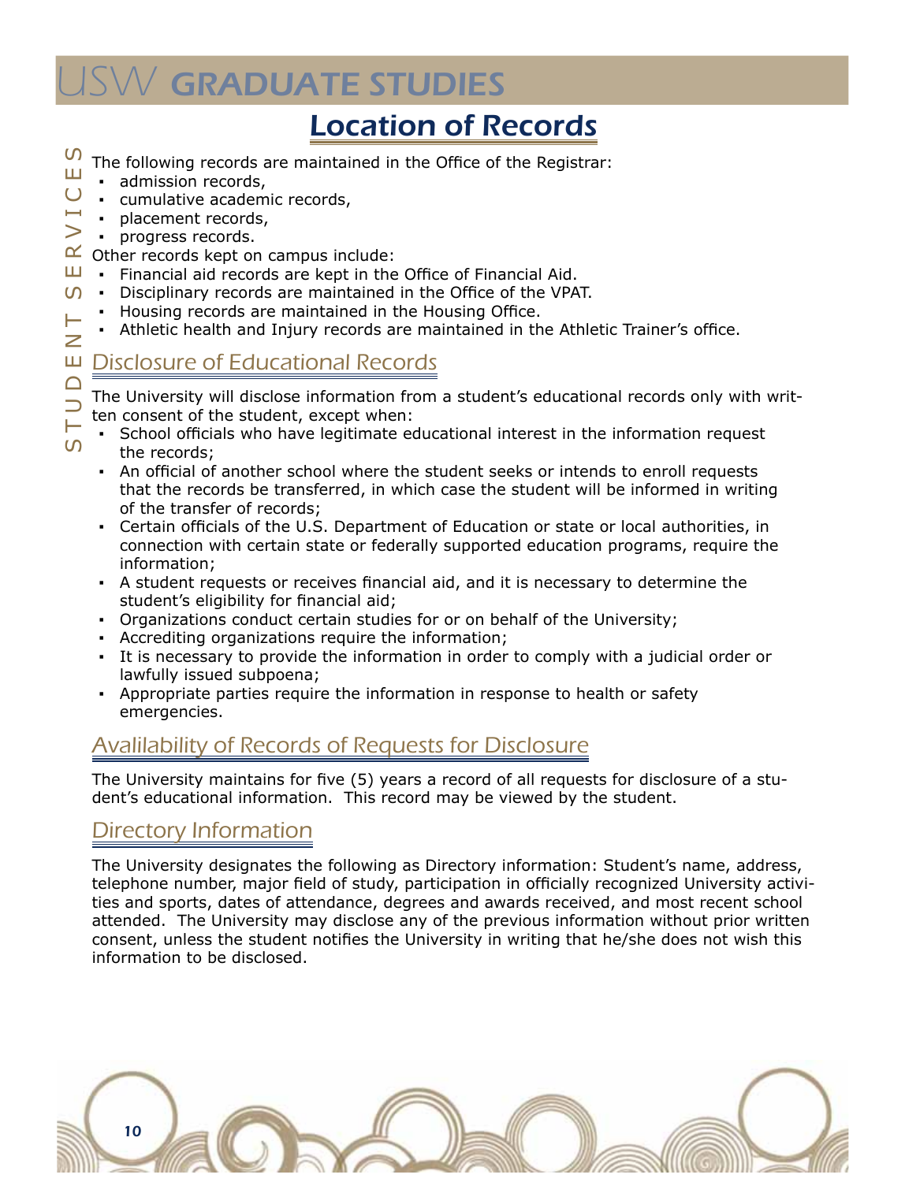# Location of Records

The following records are maintained in the Office of the Registrar:

- admission records,
- cumulative academic records,
- placement records,
- progress records.

Other records kept on campus include:

- Financial aid records are kept in the Office of Financial Aid.
- Disciplinary records are maintained in the Office of the VPAT.
- Housing records are maintained in the Housing Office.
- Athletic health and Injury records are maintained in the Athletic Trainer's office.

## Disclosure of Educational Records

The University will disclose information from a student's educational records only with written consent of the student, except when:

- School officials who have legitimate educational interest in the information request the records;
- An official of another school where the student seeks or intends to enroll requests that the records be transferred, in which case the student will be informed in writing of the transfer of records;
- Certain officials of the U.S. Department of Education or state or local authorities, in connection with certain state or federally supported education programs, require the information;
- A student requests or receives financial aid, and it is necessary to determine the student's eligibility for financial aid;
- Organizations conduct certain studies for or on behalf of the University;
- Accrediting organizations require the information;
- It is necessary to provide the information in order to comply with a judicial order or lawfully issued subpoena;
- Appropriate parties require the information in response to health or safety emergencies.

## Availability of Records of Requests for Disclosure

The University maintains for five (5) years a record of all requests for disclosure of a student's educational information. This record may be viewed by the student.

## Directory Information

The University designates the following as Directory information: Student's name, address, telephone number, major field of study, participation in officially recognized University activities and sports, dates of attendance, degrees and awards received, and most recent school attended. The University may disclose any of the previous information without prior written consent, unless the student notifies the University in writing that he/she does not wish this information to be disclosed.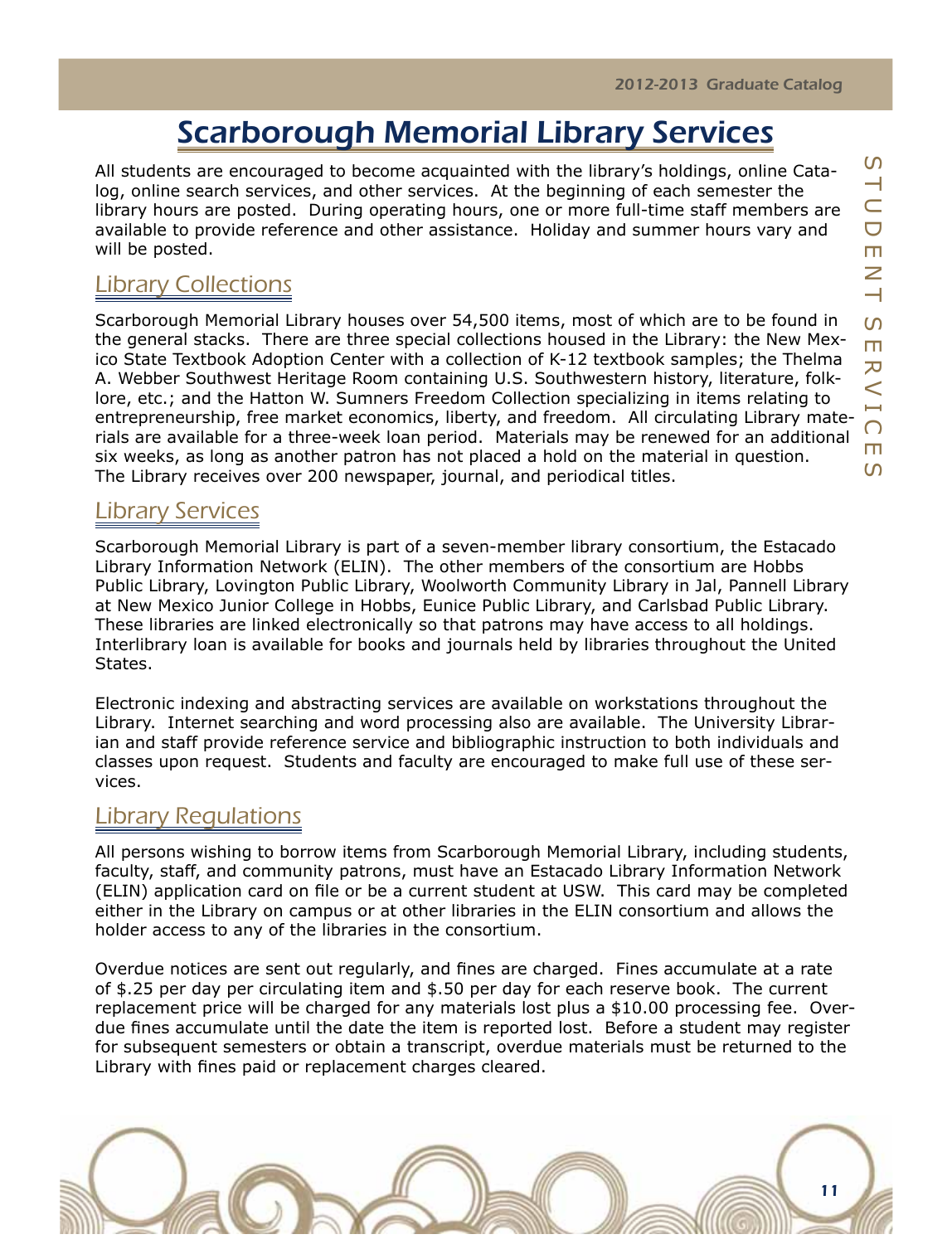# Scarborough Memorial Library Services

All students are encouraged to become acquainted with the library's holdings, online Catalog, online search services, and other services. At the beginning of each semester the library hours are posted. During operating hours, one or more full-time staff members are available to provide reference and other assistance. Holiday and summer hours vary and will be posted.

## Library Collections

Scarborough Memorial Library houses over 54,500 items, most of which are to be found in the general stacks. There are three special collections housed in the Library: the New Mexico State Textbook Adoption Center with a collection of K-12 textbook samples; the Thelma A. Webber Southwest Heritage Room containing U.S. Southwestern history, literature, folklore, etc.; and the Hatton W. Sumners Freedom Collection specializing in items relating to entrepreneurship, free market economics, liberty, and freedom. All circulating Library materials are available for a three-week loan period. Materials may be renewed for an additional six weeks, as long as another patron has not placed a hold on the material in question. The Library receives over 200 newspaper, journal, and periodical titles.

## Library Services

Scarborough Memorial Library is part of a seven-member library consortium, the Estacado Library Information Network (ELIN). The other members of the consortium are Hobbs Public Library, Lovington Public Library, Woolworth Community Library in Jal, Pannell Library at New Mexico Junior College in Hobbs, Eunice Public Library, and Carlsbad Public Library. These libraries are linked electronically so that patrons may have access to all holdings. Interlibrary loan is available for books and journals held by libraries throughout the United States.

Electronic indexing and abstracting services are available on workstations throughout the Library. Internet searching and word processing also are available. The University Librarian and staff provide reference service and bibliographic instruction to both individuals and classes upon request. Students and faculty are encouraged to make full use of these services.

## Library Regulations

All persons wishing to borrow items from Scarborough Memorial Library, including students, faculty, staff, and community patrons, must have an Estacado Library Information Network (ELIN) application card on file or be a current student at USW. This card may be completed either in the Library on campus or at other libraries in the ELIN consortium and allows the holder access to any of the libraries in the consortium.

Overdue notices are sent out regularly, and fines are charged. Fines accumulate at a rate of $.25 per day per circulating item and $.50 per day for each reserve book. The current replacement price will be charged for any materials lost plus a $10.00 processing fee. Overdue fines accumulate until the date the item is reported lost. Before a student may register for subsequent semesters or obtain a transcript, overdue materials must be returned to the Library with fines paid or replacement charges cleared.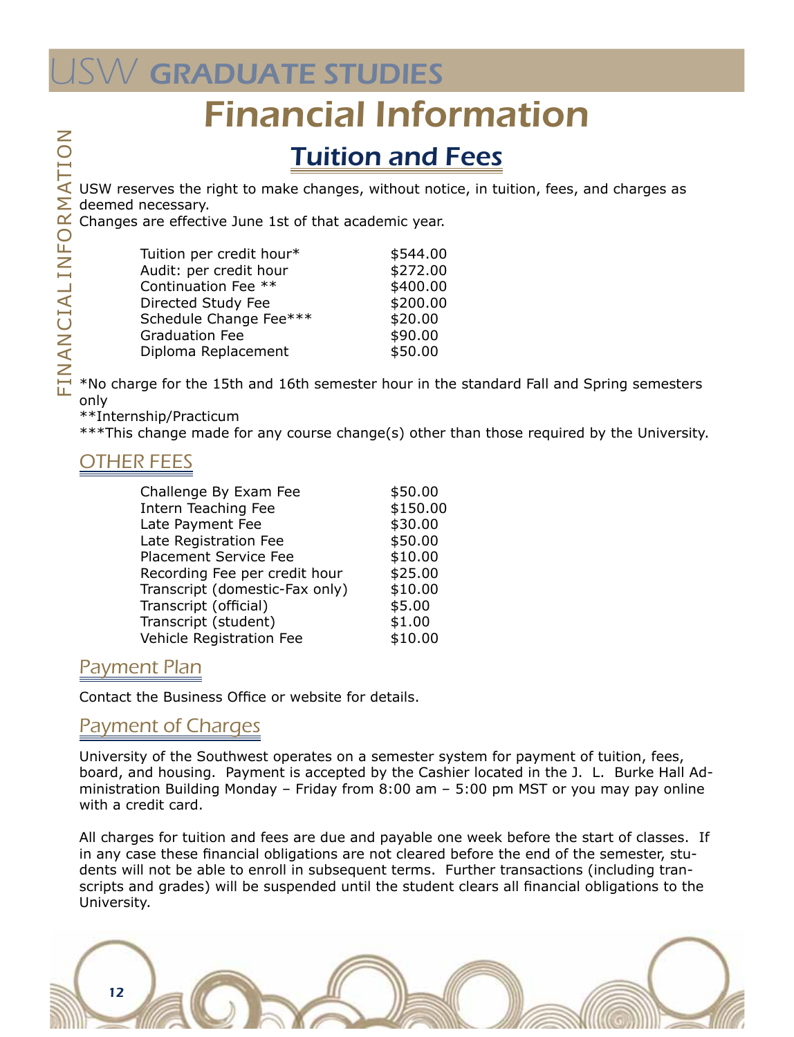# Financial Information

## Tuition and Fees

USW reserves the right to make changes, without notice, in tuition, fees, and charges as deemed necessary.
Changes are effective June 1st of that academic year.

| | |
|---|---|
| Tuition per credit hour* | $544.00 |
| Audit: per credit hour | $272.00 |
| Continuation Fee ** | $400.00 |
| Directed Study Fee | $200.00 |
| Schedule Change Fee*** | $20.00 |
| Graduation Fee | $90.00 |
| Diploma Replacement | $50.00 |

*No charge for the 15th and 16th semester hour in the standard Fall and Spring semesters only
**Internship/Practicum
***This change made for any course change(s) other than those required by the University.

### OTHER FEES

| | |
|---|---|
| Challenge By Exam Fee | $50.00 |
| Intern Teaching Fee | $150.00 |
| Late Payment Fee | $30.00 |
| Late Registration Fee | $50.00 |
| Placement Service Fee | $10.00 |
| Recording Fee per credit hour | $25.00 |
| Transcript (domestic-Fax only) | $10.00 |
| Transcript (official) | $5.00 |
| Transcript (student) | $1.00 |
| Vehicle Registration Fee | $10.00 |

### Payment Plan

Contact the Business Office or website for details.

### Payment of Charges

University of the Southwest operates on a semester system for payment of tuition, fees, board, and housing. Payment is accepted by the Cashier located in the J. L. Burke Hall Administration Building Monday – Friday from 8:00 am – 5:00 pm MST or you may pay online with a credit card.

All charges for tuition and fees are due and payable one week before the start of classes. If in any case these financial obligations are not cleared before the end of the semester, students will not be able to enroll in subsequent terms. Further transactions (including transcripts and grades) will be suspended until the student clears all financial obligations to the University.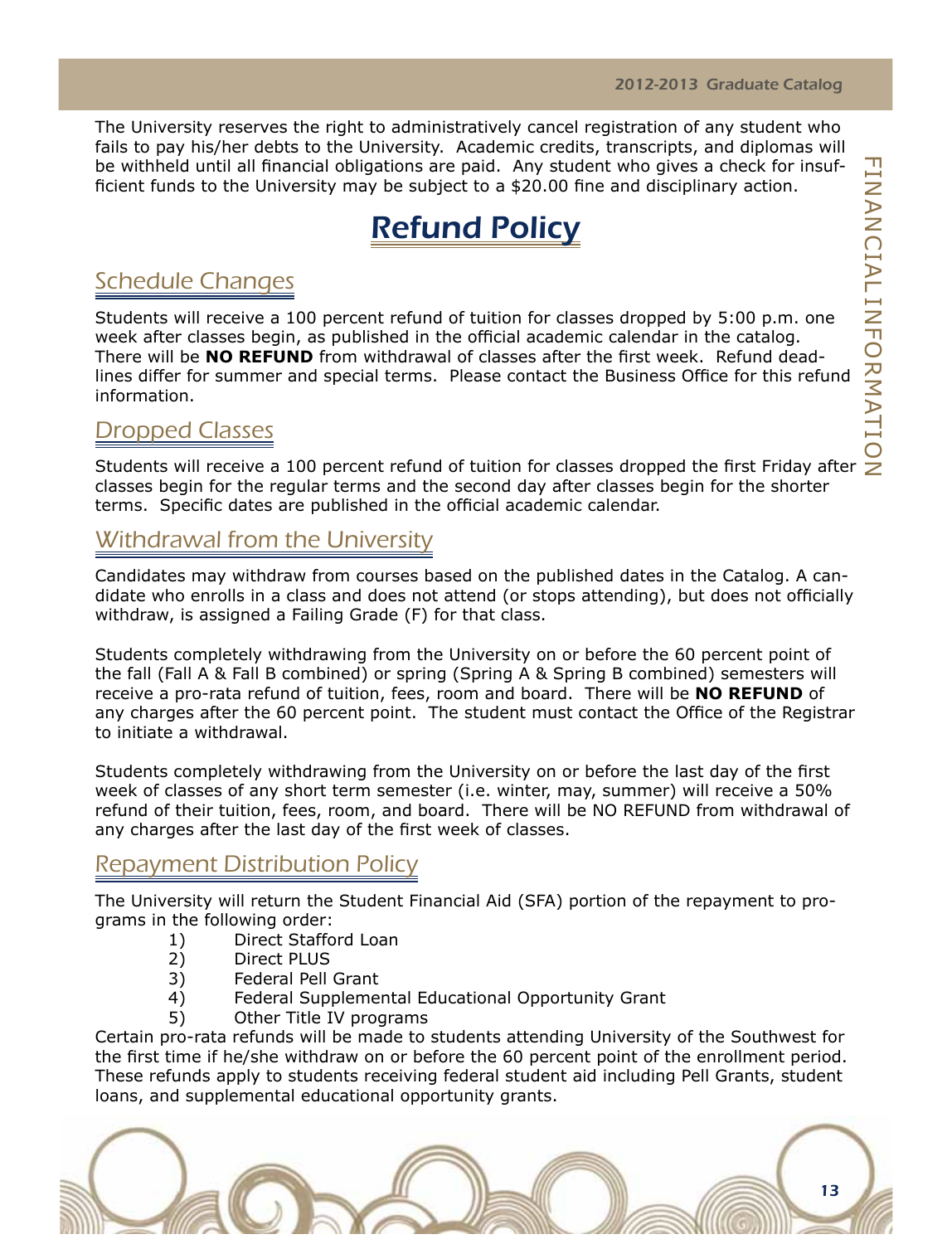The University reserves the right to administratively cancel registration of any student who fails to pay his/her debts to the University. Academic credits, transcripts, and diplomas will be withheld until all financial obligations are paid. Any student who gives a check for insufficient funds to the University may be subject to a $20.00 fine and disciplinary action.

# Refund Policy

## Schedule Changes

Students will receive a 100 percent refund of tuition for classes dropped by 5:00 p.m. one week after classes begin, as published in the official academic calendar in the catalog. There will be **NO REFUND** from withdrawal of classes after the first week. Refund deadlines differ for summer and special terms. Please contact the Business Office for this refund information.

## Dropped Classes

Students will receive a 100 percent refund of tuition for classes dropped the first Friday after classes begin for the regular terms and the second day after classes begin for the shorter terms. Specific dates are published in the official academic calendar.

## Withdrawal from the University

Candidates may withdraw from courses based on the published dates in the Catalog. A candidate who enrolls in a class and does not attend (or stops attending), but does not officially withdraw, is assigned a Failing Grade (F) for that class.

Students completely withdrawing from the University on or before the 60 percent point of the fall (Fall A & Fall B combined) or spring (Spring A & Spring B combined) semesters will receive a pro-rata refund of tuition, fees, room and board. There will be **NO REFUND** of any charges after the 60 percent point. The student must contact the Office of the Registrar to initiate a withdrawal.

Students completely withdrawing from the University on or before the last day of the first week of classes of any short term semester (i.e. winter, may, summer) will receive a 50% refund of their tuition, fees, room, and board. There will be NO REFUND from withdrawal of any charges after the last day of the first week of classes.

## Repayment Distribution Policy

The University will return the Student Financial Aid (SFA) portion of the repayment to programs in the following order:

1) Direct Stafford Loan
2) Direct PLUS
3) Federal Pell Grant
4) Federal Supplemental Educational Opportunity Grant
5) Other Title IV programs

Certain pro-rata refunds will be made to students attending University of the Southwest for the first time if he/she withdraw on or before the 60 percent point of the enrollment period. These refunds apply to students receiving federal student aid including Pell Grants, student loans, and supplemental educational opportunity grants.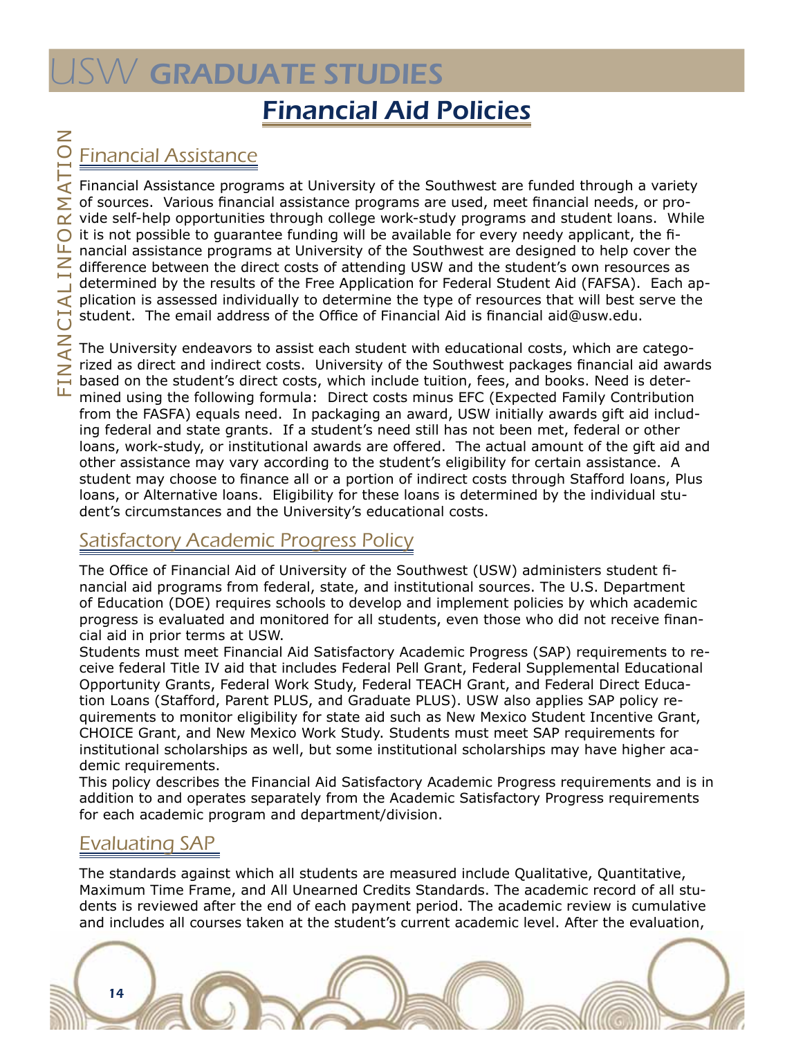# Financial Aid Policies

## Financial Assistance

Financial Assistance programs at University of the Southwest are funded through a variety of sources. Various financial assistance programs are used, meet financial needs, or provide self-help opportunities through college work-study programs and student loans. While it is not possible to guarantee funding will be available for every needy applicant, the financial assistance programs at University of the Southwest are designed to help cover the difference between the direct costs of attending USW and the student's own resources as determined by the results of the Free Application for Federal Student Aid (FAFSA). Each application is assessed individually to determine the type of resources that will best serve the student. The email address of the Office of Financial Aid is financial aid@usw.edu.

The University endeavors to assist each student with educational costs, which are categorized as direct and indirect costs. University of the Southwest packages financial aid awards based on the student's direct costs, which include tuition, fees, and books. Need is determined using the following formula: Direct costs minus EFC (Expected Family Contribution from the FASFA) equals need. In packaging an award, USW initially awards gift aid including federal and state grants. If a student's need still has not been met, federal or other loans, work-study, or institutional awards are offered. The actual amount of the gift aid and other assistance may vary according to the student's eligibility for certain assistance. A student may choose to finance all or a portion of indirect costs through Stafford loans, Plus loans, or Alternative loans. Eligibility for these loans is determined by the individual student's circumstances and the University's educational costs.

## Satisfactory Academic Progress Policy

The Office of Financial Aid of University of the Southwest (USW) administers student financial aid programs from federal, state, and institutional sources. The U.S. Department of Education (DOE) requires schools to develop and implement policies by which academic progress is evaluated and monitored for all students, even those who did not receive financial aid in prior terms at USW.

Students must meet Financial Aid Satisfactory Academic Progress (SAP) requirements to receive federal Title IV aid that includes Federal Pell Grant, Federal Supplemental Educational Opportunity Grants, Federal Work Study, Federal TEACH Grant, and Federal Direct Education Loans (Stafford, Parent PLUS, and Graduate PLUS). USW also applies SAP policy requirements to monitor eligibility for state aid such as New Mexico Student Incentive Grant, CHOICE Grant, and New Mexico Work Study. Students must meet SAP requirements for institutional scholarships as well, but some institutional scholarships may have higher academic requirements.

This policy describes the Financial Aid Satisfactory Academic Progress requirements and is in addition to and operates separately from the Academic Satisfactory Progress requirements for each academic program and department/division.

## Evaluating SAP

The standards against which all students are measured include Qualitative, Quantitative, Maximum Time Frame, and All Unearned Credits Standards. The academic record of all students is reviewed after the end of each payment period. The academic review is cumulative and includes all courses taken at the student's current academic level. After the evaluation,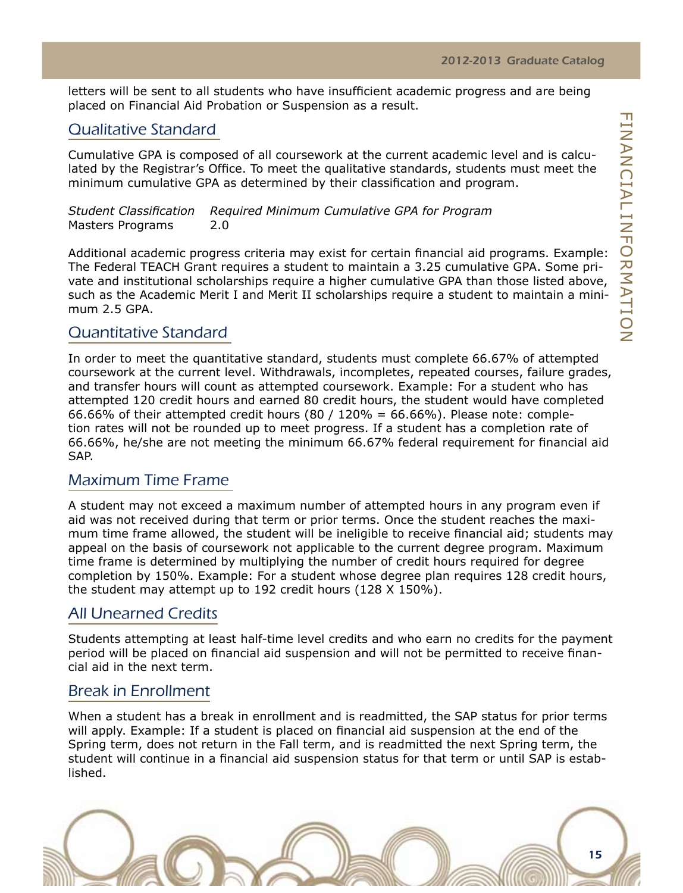letters will be sent to all students who have insufficient academic progress and are being placed on Financial Aid Probation or Suspension as a result.

## Qualitative Standard

Cumulative GPA is composed of all coursework at the current academic level and is calculated by the Registrar's Office. To meet the qualitative standards, students must meet the minimum cumulative GPA as determined by their classification and program.

| *Student Classification* | *Required Minimum Cumulative GPA for Program* |
|---|---|
| Masters Programs | 2.0 |

Additional academic progress criteria may exist for certain financial aid programs. Example: The Federal TEACH Grant requires a student to maintain a 3.25 cumulative GPA. Some private and institutional scholarships require a higher cumulative GPA than those listed above, such as the Academic Merit I and Merit II scholarships require a student to maintain a minimum 2.5 GPA.

## Quantitative Standard

In order to meet the quantitative standard, students must complete 66.67% of attempted coursework at the current level. Withdrawals, incompletes, repeated courses, failure grades, and transfer hours will count as attempted coursework. Example: For a student who has attempted 120 credit hours and earned 80 credit hours, the student would have completed 66.66% of their attempted credit hours (80 / 120% = 66.66%). Please note: completion rates will not be rounded up to meet progress. If a student has a completion rate of 66.66%, he/she are not meeting the minimum 66.67% federal requirement for financial aid SAP.

## Maximum Time Frame

A student may not exceed a maximum number of attempted hours in any program even if aid was not received during that term or prior terms. Once the student reaches the maximum time frame allowed, the student will be ineligible to receive financial aid; students may appeal on the basis of coursework not applicable to the current degree program. Maximum time frame is determined by multiplying the number of credit hours required for degree completion by 150%. Example: For a student whose degree plan requires 128 credit hours, the student may attempt up to 192 credit hours (128 X 150%).

## All Unearned Credits

Students attempting at least half-time level credits and who earn no credits for the payment period will be placed on financial aid suspension and will not be permitted to receive financial aid in the next term.

## Break in Enrollment

When a student has a break in enrollment and is readmitted, the SAP status for prior terms will apply. Example: If a student is placed on financial aid suspension at the end of the Spring term, does not return in the Fall term, and is readmitted the next Spring term, the student will continue in a financial aid suspension status for that term or until SAP is established.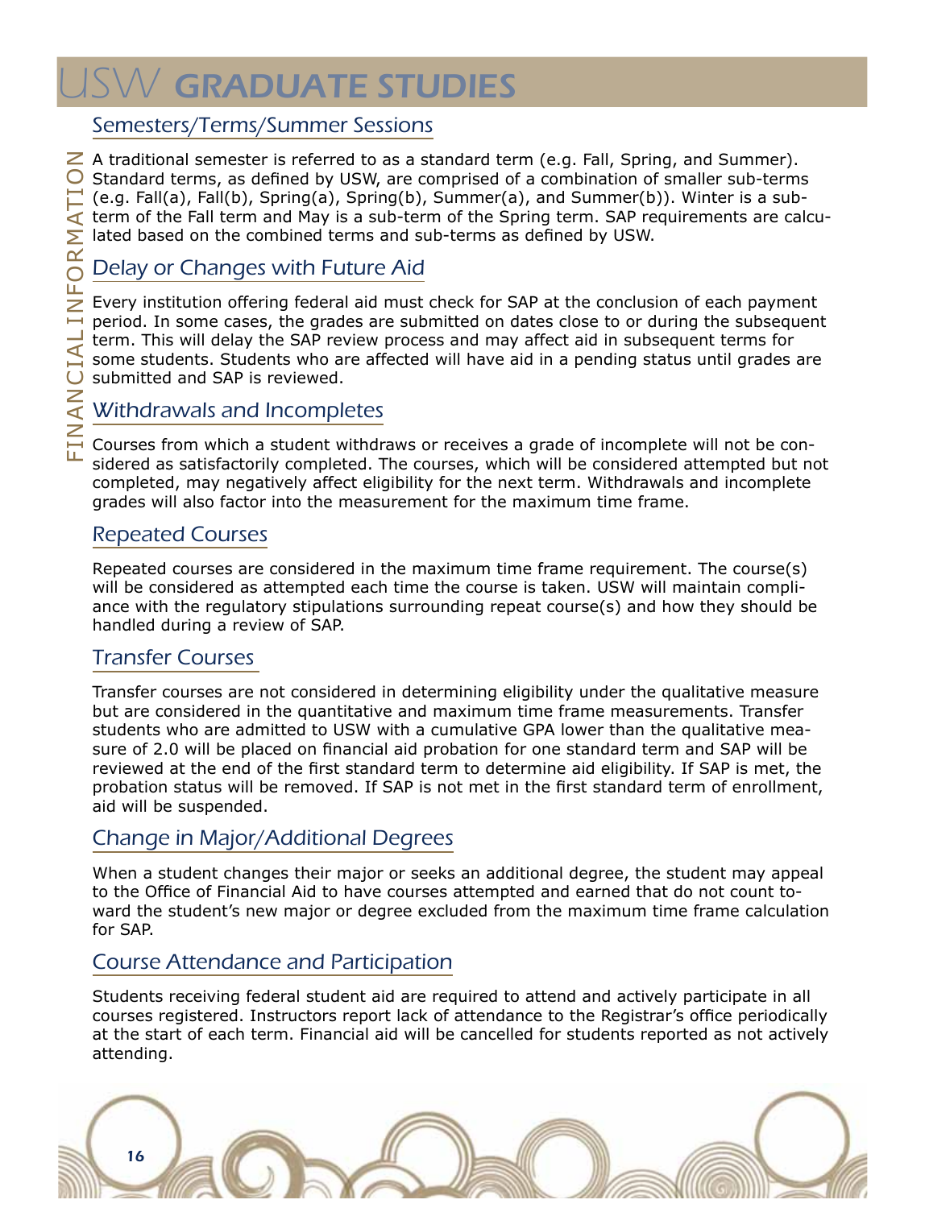## Semesters/Terms/Summer Sessions

A traditional semester is referred to as a standard term (e.g. Fall, Spring, and Summer). Standard terms, as defined by USW, are comprised of a combination of smaller sub-terms (e.g. Fall(a), Fall(b), Spring(a), Spring(b), Summer(a), and Summer(b)). Winter is a sub-term of the Fall term and May is a sub-term of the Spring term. SAP requirements are calculated based on the combined terms and sub-terms as defined by USW.

## Delay or Changes with Future Aid

Every institution offering federal aid must check for SAP at the conclusion of each payment period. In some cases, the grades are submitted on dates close to or during the subsequent term. This will delay the SAP review process and may affect aid in subsequent terms for some students. Students who are affected will have aid in a pending status until grades are submitted and SAP is reviewed.

## Withdrawals and Incompletes

Courses from which a student withdraws or receives a grade of incomplete will not be considered as satisfactorily completed. The courses, which will be considered attempted but not completed, may negatively affect eligibility for the next term. Withdrawals and incomplete grades will also factor into the measurement for the maximum time frame.

## Repeated Courses

Repeated courses are considered in the maximum time frame requirement. The course(s) will be considered as attempted each time the course is taken. USW will maintain compliance with the regulatory stipulations surrounding repeat course(s) and how they should be handled during a review of SAP.

## Transfer Courses

Transfer courses are not considered in determining eligibility under the qualitative measure but are considered in the quantitative and maximum time frame measurements. Transfer students who are admitted to USW with a cumulative GPA lower than the qualitative measure of 2.0 will be placed on financial aid probation for one standard term and SAP will be reviewed at the end of the first standard term to determine aid eligibility. If SAP is met, the probation status will be removed. If SAP is not met in the first standard term of enrollment, aid will be suspended.

## Change in Major/Additional Degrees

When a student changes their major or seeks an additional degree, the student may appeal to the Office of Financial Aid to have courses attempted and earned that do not count toward the student's new major or degree excluded from the maximum time frame calculation for SAP.

## Course Attendance and Participation

Students receiving federal student aid are required to attend and actively participate in all courses registered. Instructors report lack of attendance to the Registrar's office periodically at the start of each term. Financial aid will be cancelled for students reported as not actively attending.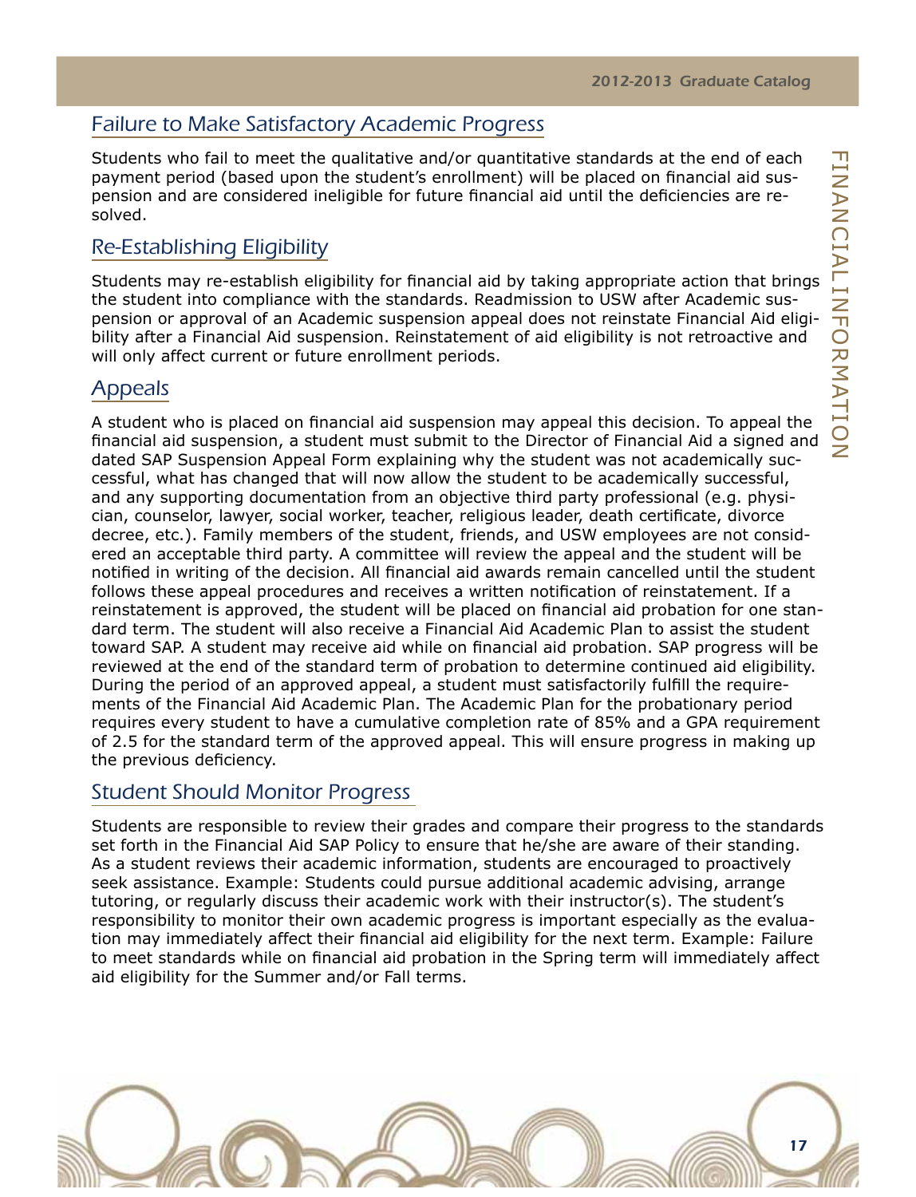## Failure to Make Satisfactory Academic Progress

Students who fail to meet the qualitative and/or quantitative standards at the end of each payment period (based upon the student's enrollment) will be placed on financial aid suspension and are considered ineligible for future financial aid until the deficiencies are resolved.

## Re-Establishing Eligibility

Students may re-establish eligibility for financial aid by taking appropriate action that brings the student into compliance with the standards. Readmission to USW after Academic suspension or approval of an Academic suspension appeal does not reinstate Financial Aid eligibility after a Financial Aid suspension. Reinstatement of aid eligibility is not retroactive and will only affect current or future enrollment periods.

## Appeals

A student who is placed on financial aid suspension may appeal this decision. To appeal the financial aid suspension, a student must submit to the Director of Financial Aid a signed and dated SAP Suspension Appeal Form explaining why the student was not academically successful, what has changed that will now allow the student to be academically successful, and any supporting documentation from an objective third party professional (e.g. physician, counselor, lawyer, social worker, teacher, religious leader, death certificate, divorce decree, etc.). Family members of the student, friends, and USW employees are not considered an acceptable third party. A committee will review the appeal and the student will be notified in writing of the decision. All financial aid awards remain cancelled until the student follows these appeal procedures and receives a written notification of reinstatement. If a reinstatement is approved, the student will be placed on financial aid probation for one standard term. The student will also receive a Financial Aid Academic Plan to assist the student toward SAP. A student may receive aid while on financial aid probation. SAP progress will be reviewed at the end of the standard term of probation to determine continued aid eligibility. During the period of an approved appeal, a student must satisfactorily fulfill the requirements of the Financial Aid Academic Plan. The Academic Plan for the probationary period requires every student to have a cumulative completion rate of 85% and a GPA requirement of 2.5 for the standard term of the approved appeal. This will ensure progress in making up the previous deficiency.

## Student Should Monitor Progress

Students are responsible to review their grades and compare their progress to the standards set forth in the Financial Aid SAP Policy to ensure that he/she are aware of their standing. As a student reviews their academic information, students are encouraged to proactively seek assistance. Example: Students could pursue additional academic advising, arrange tutoring, or regularly discuss their academic work with their instructor(s). The student's responsibility to monitor their own academic progress is important especially as the evaluation may immediately affect their financial aid eligibility for the next term. Example: Failure to meet standards while on financial aid probation in the Spring term will immediately affect aid eligibility for the Summer and/or Fall terms.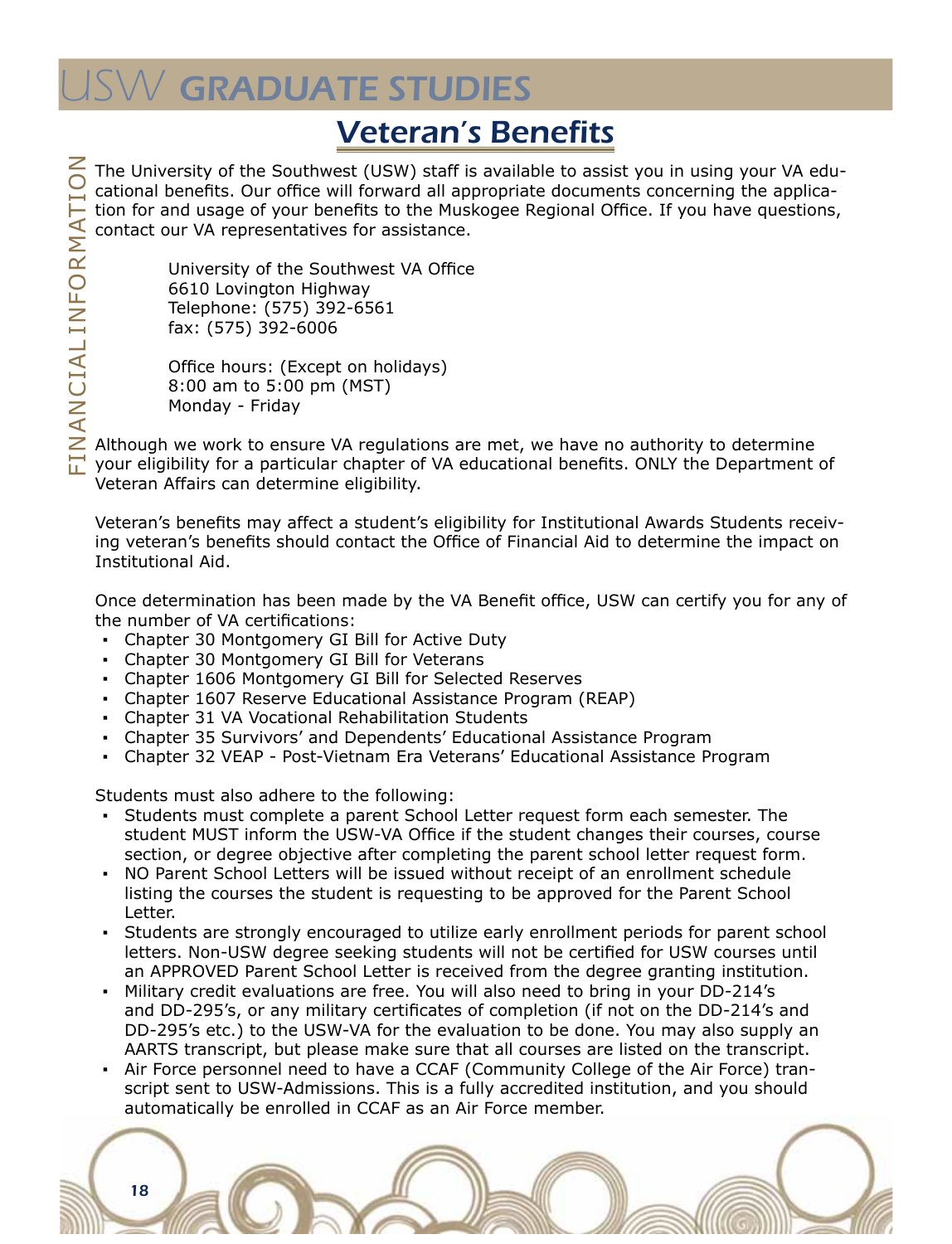# Veteran's Benefits

The University of the Southwest (USW) staff is available to assist you in using your VA educational benefits. Our office will forward all appropriate documents concerning the application for and usage of your benefits to the Muskogee Regional Office. If you have questions, contact our VA representatives for assistance.

University of the Southwest VA Office
6610 Lovington Highway
Telephone: (575) 392-6561
fax: (575) 392-6006

Office hours: (Except on holidays)
8:00 am to 5:00 pm (MST)
Monday - Friday

Although we work to ensure VA regulations are met, we have no authority to determine your eligibility for a particular chapter of VA educational benefits. ONLY the Department of Veteran Affairs can determine eligibility.

Veteran's benefits may affect a student's eligibility for Institutional Awards Students receiving veteran's benefits should contact the Office of Financial Aid to determine the impact on Institutional Aid.

Once determination has been made by the VA Benefit office, USW can certify you for any of the number of VA certifications:

- Chapter 30 Montgomery GI Bill for Active Duty
- Chapter 30 Montgomery GI Bill for Veterans
- Chapter 1606 Montgomery GI Bill for Selected Reserves
- Chapter 1607 Reserve Educational Assistance Program (REAP)
- Chapter 31 VA Vocational Rehabilitation Students
- Chapter 35 Survivors' and Dependents' Educational Assistance Program
- Chapter 32 VEAP - Post-Vietnam Era Veterans' Educational Assistance Program

Students must also adhere to the following:

- Students must complete a parent School Letter request form each semester. The student MUST inform the USW-VA Office if the student changes their courses, course section, or degree objective after completing the parent school letter request form.
- NO Parent School Letters will be issued without receipt of an enrollment schedule listing the courses the student is requesting to be approved for the Parent School Letter.
- Students are strongly encouraged to utilize early enrollment periods for parent school letters. Non-USW degree seeking students will not be certified for USW courses until an APPROVED Parent School Letter is received from the degree granting institution.
- Military credit evaluations are free. You will also need to bring in your DD-214's and DD-295's, or any military certificates of completion (if not on the DD-214's and DD-295's etc.) to the USW-VA for the evaluation to be done. You may also supply an AARTS transcript, but please make sure that all courses are listed on the transcript.
- Air Force personnel need to have a CCAF (Community College of the Air Force) transcript sent to USW-Admissions. This is a fully accredited institution, and you should automatically be enrolled in CCAF as an Air Force member.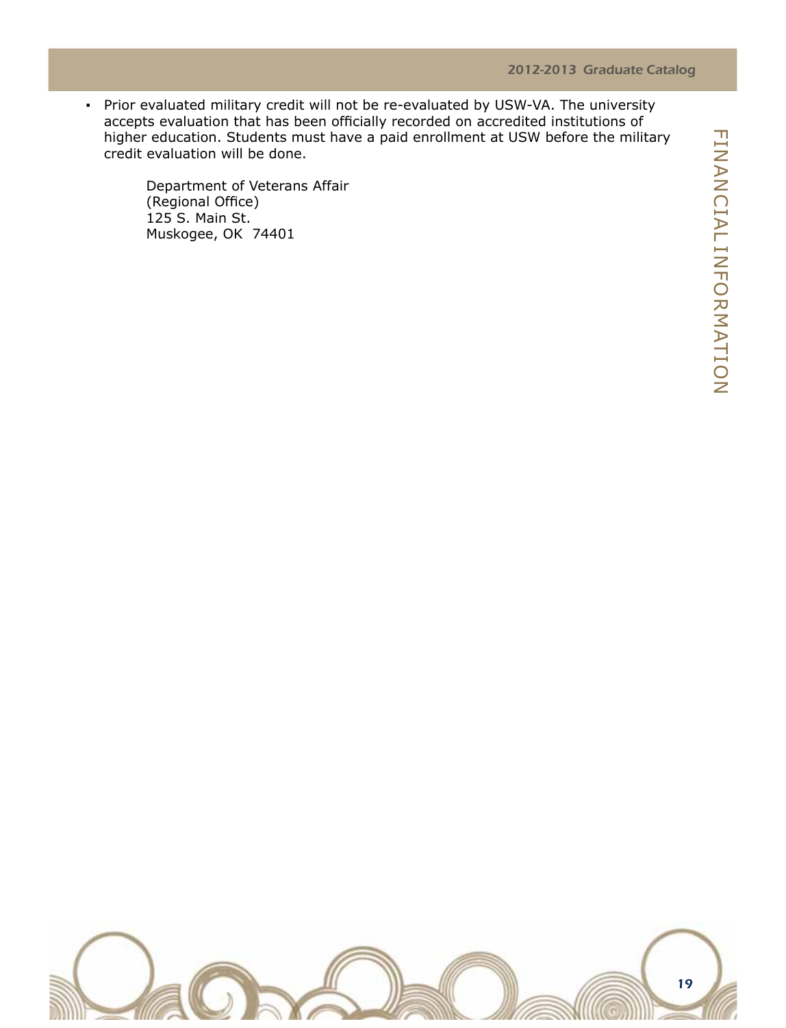- Prior evaluated military credit will not be re-evaluated by USW-VA. The university accepts evaluation that has been officially recorded on accredited institutions of higher education. Students must have a paid enrollment at USW before the military credit evaluation will be done.

  Department of Veterans Affair
  (Regional Office)
  125 S. Main St.
  Muskogee, OK 74401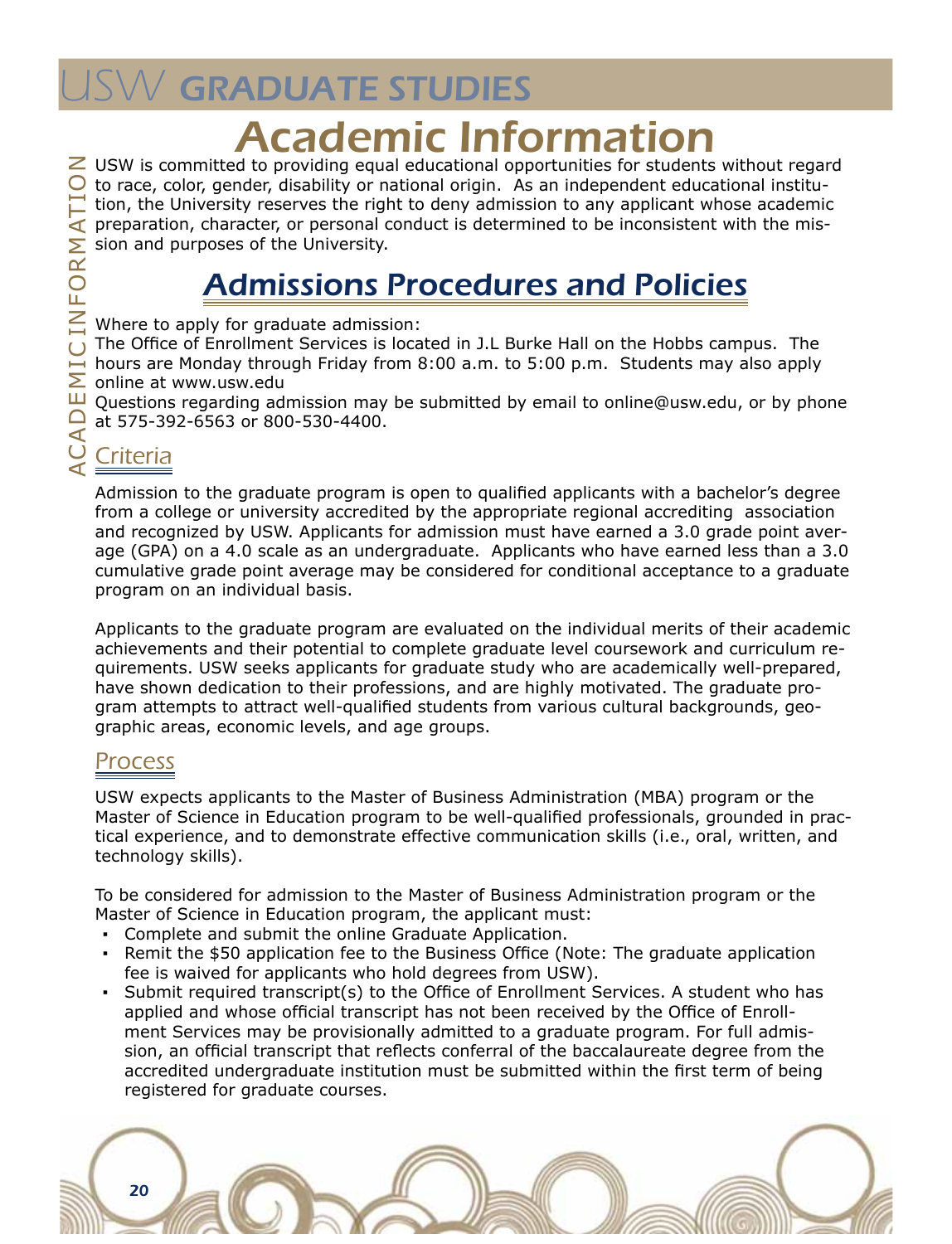# Academic Information

USW is committed to providing equal educational opportunities for students without regard to race, color, gender, disability or national origin. As an independent educational institution, the University reserves the right to deny admission to any applicant whose academic preparation, character, or personal conduct is determined to be inconsistent with the mission and purposes of the University.

## Admissions Procedures and Policies

Where to apply for graduate admission:
The Office of Enrollment Services is located in J.L Burke Hall on the Hobbs campus. The hours are Monday through Friday from 8:00 a.m. to 5:00 p.m. Students may also apply online at www.usw.edu
Questions regarding admission may be submitted by email to online@usw.edu, or by phone at 575-392-6563 or 800-530-4400.

### Criteria

Admission to the graduate program is open to qualified applicants with a bachelor's degree from a college or university accredited by the appropriate regional accrediting association and recognized by USW. Applicants for admission must have earned a 3.0 grade point average (GPA) on a 4.0 scale as an undergraduate. Applicants who have earned less than a 3.0 cumulative grade point average may be considered for conditional acceptance to a graduate program on an individual basis.

Applicants to the graduate program are evaluated on the individual merits of their academic achievements and their potential to complete graduate level coursework and curriculum requirements. USW seeks applicants for graduate study who are academically well-prepared, have shown dedication to their professions, and are highly motivated. The graduate program attempts to attract well-qualified students from various cultural backgrounds, geographic areas, economic levels, and age groups.

### Process

USW expects applicants to the Master of Business Administration (MBA) program or the Master of Science in Education program to be well-qualified professionals, grounded in practical experience, and to demonstrate effective communication skills (i.e., oral, written, and technology skills).

To be considered for admission to the Master of Business Administration program or the Master of Science in Education program, the applicant must:

- Complete and submit the online Graduate Application.
- Remit the $50 application fee to the Business Office (Note: The graduate application fee is waived for applicants who hold degrees from USW).
- Submit required transcript(s) to the Office of Enrollment Services. A student who has applied and whose official transcript has not been received by the Office of Enrollment Services may be provisionally admitted to a graduate program. For full admission, an official transcript that reflects conferral of the baccalaureate degree from the accredited undergraduate institution must be submitted within the first term of being registered for graduate courses.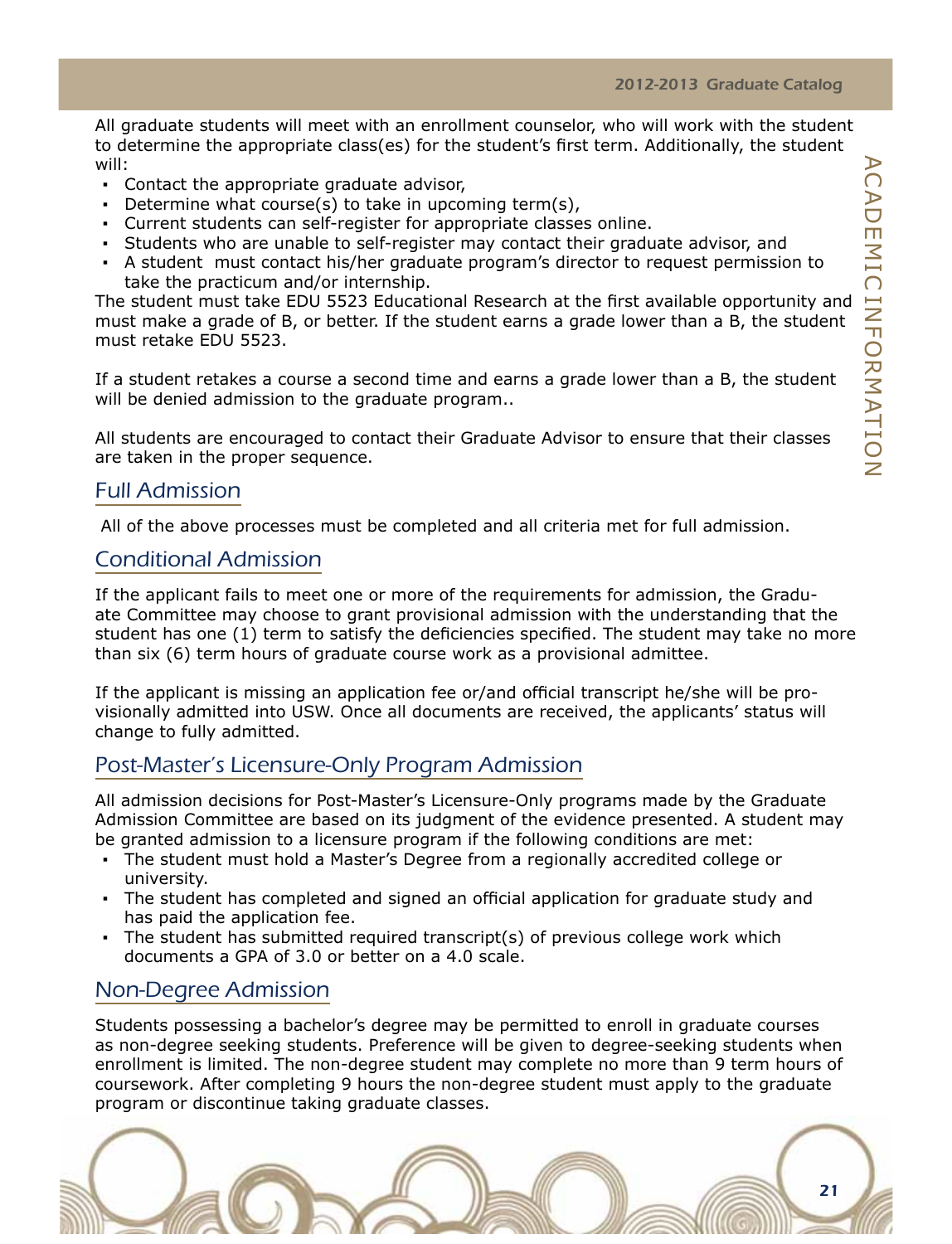All graduate students will meet with an enrollment counselor, who will work with the student to determine the appropriate class(es) for the student's first term. Additionally, the student will:

- Contact the appropriate graduate advisor,
- Determine what course(s) to take in upcoming term(s),
- Current students can self-register for appropriate classes online.
- Students who are unable to self-register may contact their graduate advisor, and
- A student must contact his/her graduate program's director to request permission to take the practicum and/or internship.

The student must take EDU 5523 Educational Research at the first available opportunity and must make a grade of B, or better. If the student earns a grade lower than a B, the student must retake EDU 5523.

If a student retakes a course a second time and earns a grade lower than a B, the student will be denied admission to the graduate program..

All students are encouraged to contact their Graduate Advisor to ensure that their classes are taken in the proper sequence.

## Full Admission

All of the above processes must be completed and all criteria met for full admission.

## Conditional Admission

If the applicant fails to meet one or more of the requirements for admission, the Graduate Committee may choose to grant provisional admission with the understanding that the student has one (1) term to satisfy the deficiencies specified. The student may take no more than six (6) term hours of graduate course work as a provisional admittee.

If the applicant is missing an application fee or/and official transcript he/she will be provisionally admitted into USW. Once all documents are received, the applicants' status will change to fully admitted.

## Post-Master's Licensure-Only Program Admission

All admission decisions for Post-Master's Licensure-Only programs made by the Graduate Admission Committee are based on its judgment of the evidence presented. A student may be granted admission to a licensure program if the following conditions are met:

- The student must hold a Master's Degree from a regionally accredited college or university.
- The student has completed and signed an official application for graduate study and has paid the application fee.
- The student has submitted required transcript(s) of previous college work which documents a GPA of 3.0 or better on a 4.0 scale.

## Non-Degree Admission

Students possessing a bachelor's degree may be permitted to enroll in graduate courses as non-degree seeking students. Preference will be given to degree-seeking students when enrollment is limited. The non-degree student may complete no more than 9 term hours of coursework. After completing 9 hours the non-degree student must apply to the graduate program or discontinue taking graduate classes.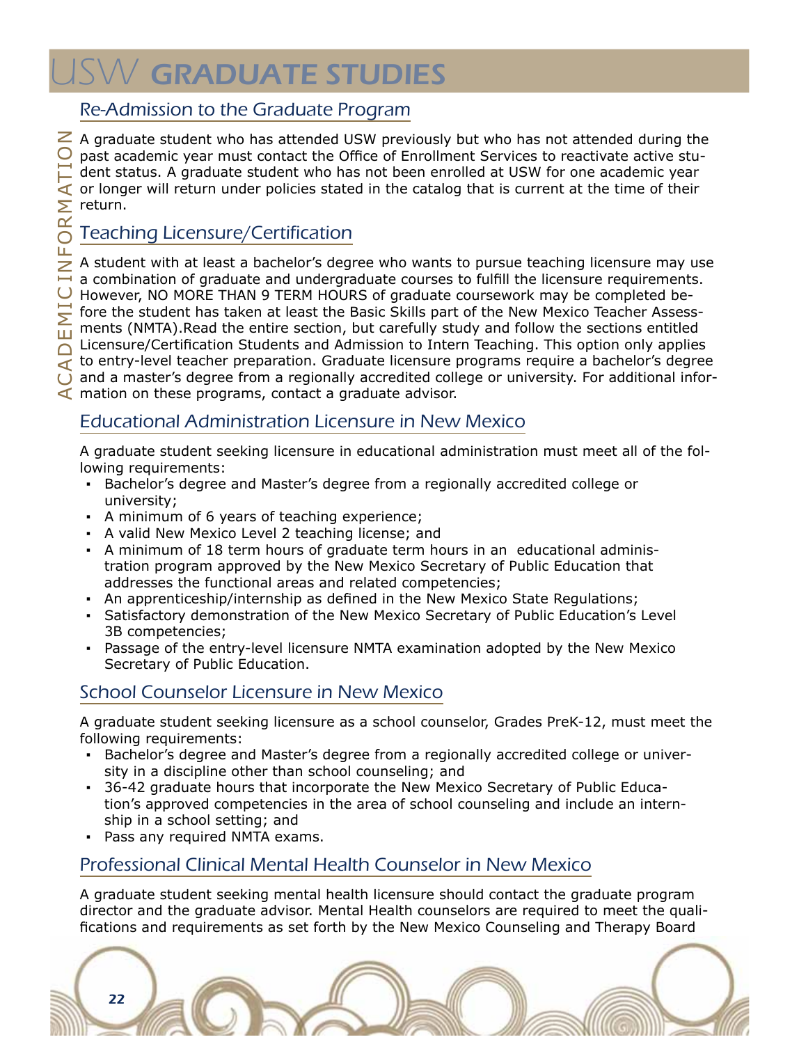# USW GRADUATE STUDIES

## Re-Admission to the Graduate Program

A graduate student who has attended USW previously but who has not attended during the past academic year must contact the Office of Enrollment Services to reactivate active student status. A graduate student who has not been enrolled at USW for one academic year or longer will return under policies stated in the catalog that is current at the time of their return.

## Teaching Licensure/Certification

A student with at least a bachelor's degree who wants to pursue teaching licensure may use a combination of graduate and undergraduate courses to fulfill the licensure requirements. However, NO MORE THAN 9 TERM HOURS of graduate coursework may be completed before the student has taken at least the Basic Skills part of the New Mexico Teacher Assessments (NMTA).Read the entire section, but carefully study and follow the sections entitled Licensure/Certification Students and Admission to Intern Teaching. This option only applies to entry-level teacher preparation. Graduate licensure programs require a bachelor's degree and a master's degree from a regionally accredited college or university. For additional information on these programs, contact a graduate advisor.

## Educational Administration Licensure in New Mexico

A graduate student seeking licensure in educational administration must meet all of the following requirements:

- Bachelor's degree and Master's degree from a regionally accredited college or university;
- A minimum of 6 years of teaching experience;
- A valid New Mexico Level 2 teaching license; and
- A minimum of 18 term hours of graduate term hours in an educational administration program approved by the New Mexico Secretary of Public Education that addresses the functional areas and related competencies;
- An apprenticeship/internship as defined in the New Mexico State Regulations;
- Satisfactory demonstration of the New Mexico Secretary of Public Education's Level 3B competencies;
- Passage of the entry-level licensure NMTA examination adopted by the New Mexico Secretary of Public Education.

## School Counselor Licensure in New Mexico

A graduate student seeking licensure as a school counselor, Grades PreK-12, must meet the following requirements:

- Bachelor's degree and Master's degree from a regionally accredited college or university in a discipline other than school counseling; and
- 36-42 graduate hours that incorporate the New Mexico Secretary of Public Education's approved competencies in the area of school counseling and include an internship in a school setting; and
- Pass any required NMTA exams.

## Professional Clinical Mental Health Counselor in New Mexico

A graduate student seeking mental health licensure should contact the graduate program director and the graduate advisor. Mental Health counselors are required to meet the qualifications and requirements as set forth by the New Mexico Counseling and Therapy Board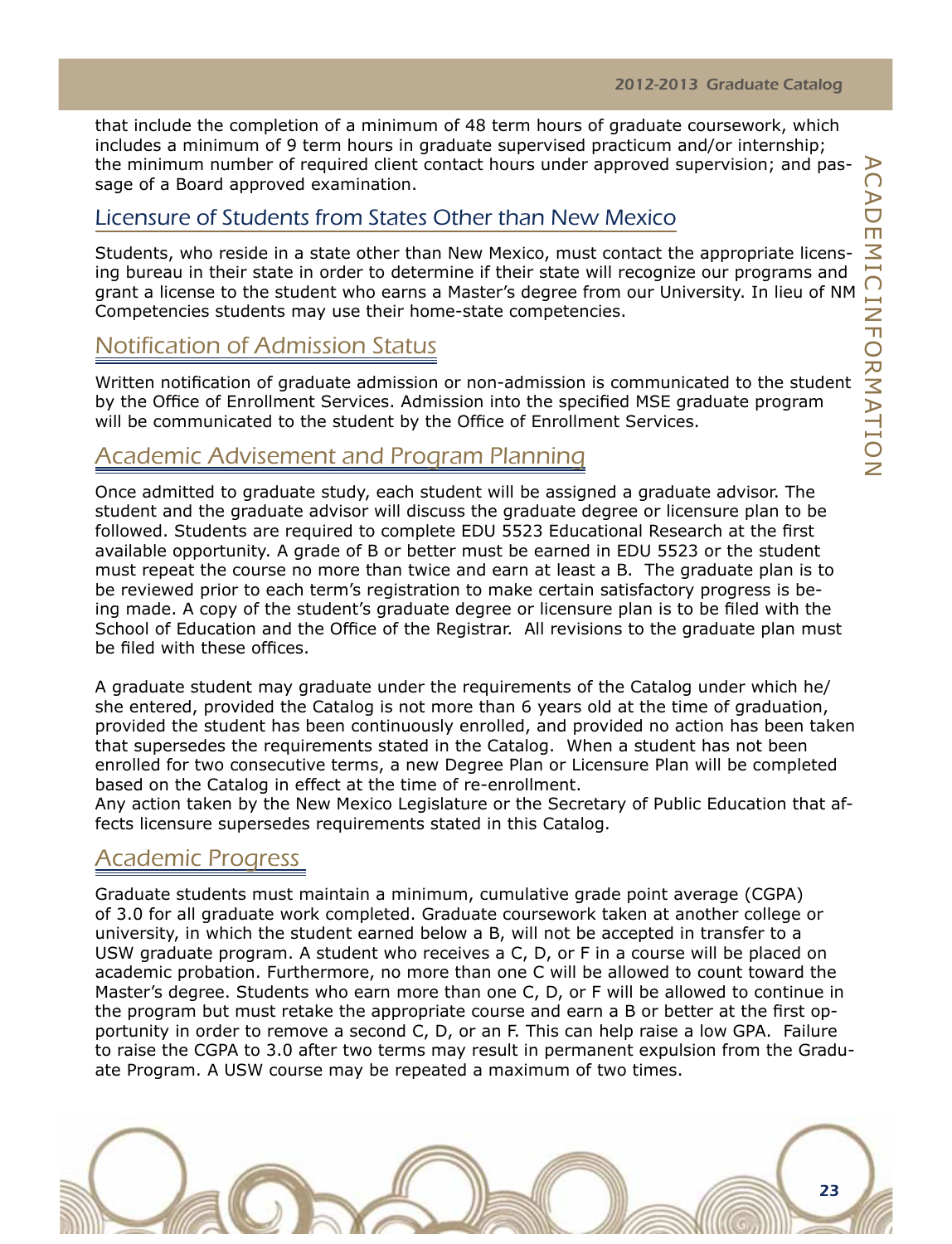that include the completion of a minimum of 48 term hours of graduate coursework, which includes a minimum of 9 term hours in graduate supervised practicum and/or internship; the minimum number of required client contact hours under approved supervision; and passage of a Board approved examination.

## Licensure of Students from States Other than New Mexico

Students, who reside in a state other than New Mexico, must contact the appropriate licensing bureau in their state in order to determine if their state will recognize our programs and grant a license to the student who earns a Master's degree from our University. In lieu of NM Competencies students may use their home-state competencies.

## Notification of Admission Status

Written notification of graduate admission or non-admission is communicated to the student by the Office of Enrollment Services. Admission into the specified MSE graduate program will be communicated to the student by the Office of Enrollment Services.

## Academic Advisement and Program Planning

Once admitted to graduate study, each student will be assigned a graduate advisor. The student and the graduate advisor will discuss the graduate degree or licensure plan to be followed. Students are required to complete EDU 5523 Educational Research at the first available opportunity. A grade of B or better must be earned in EDU 5523 or the student must repeat the course no more than twice and earn at least a B. The graduate plan is to be reviewed prior to each term's registration to make certain satisfactory progress is being made. A copy of the student's graduate degree or licensure plan is to be filed with the School of Education and the Office of the Registrar. All revisions to the graduate plan must be filed with these offices.

A graduate student may graduate under the requirements of the Catalog under which he/she entered, provided the Catalog is not more than 6 years old at the time of graduation, provided the student has been continuously enrolled, and provided no action has been taken that supersedes the requirements stated in the Catalog. When a student has not been enrolled for two consecutive terms, a new Degree Plan or Licensure Plan will be completed based on the Catalog in effect at the time of re-enrollment.
Any action taken by the New Mexico Legislature or the Secretary of Public Education that affects licensure supersedes requirements stated in this Catalog.

## Academic Progress

Graduate students must maintain a minimum, cumulative grade point average (CGPA) of 3.0 for all graduate work completed. Graduate coursework taken at another college or university, in which the student earned below a B, will not be accepted in transfer to a USW graduate program. A student who receives a C, D, or F in a course will be placed on academic probation. Furthermore, no more than one C will be allowed to count toward the Master's degree. Students who earn more than one C, D, or F will be allowed to continue in the program but must retake the appropriate course and earn a B or better at the first opportunity in order to remove a second C, D, or an F. This can help raise a low GPA. Failure to raise the CGPA to 3.0 after two terms may result in permanent expulsion from the Graduate Program. A USW course may be repeated a maximum of two times.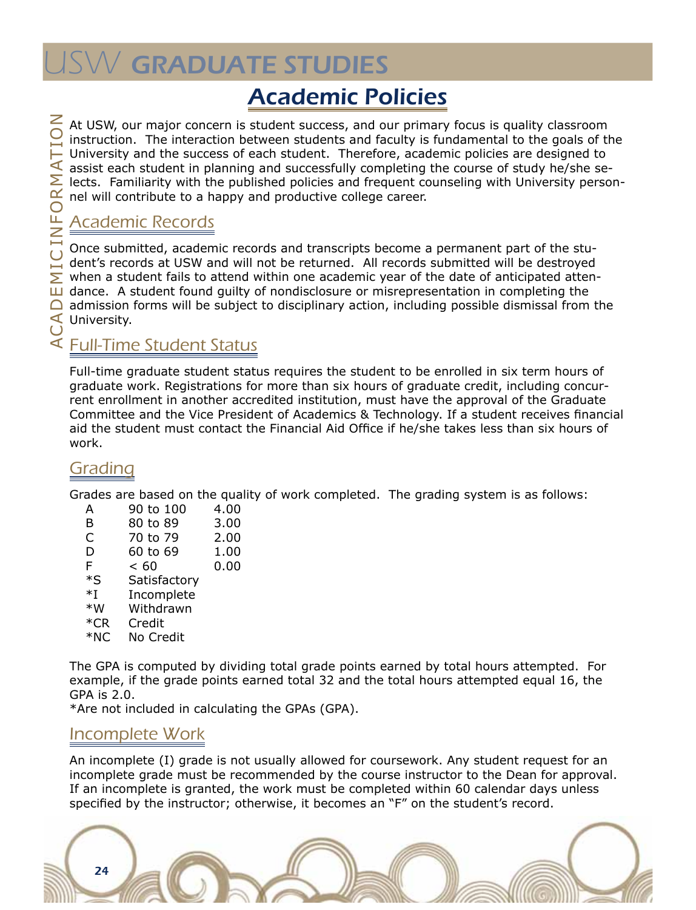# USW GRADUATE STUDIES

## Academic Policies

At USW, our major concern is student success, and our primary focus is quality classroom instruction. The interaction between students and faculty is fundamental to the goals of the University and the success of each student. Therefore, academic policies are designed to assist each student in planning and successfully completing the course of study he/she selects. Familiarity with the published policies and frequent counseling with University personnel will contribute to a happy and productive college career.

### Academic Records

Once submitted, academic records and transcripts become a permanent part of the student's records at USW and will not be returned. All records submitted will be destroyed when a student fails to attend within one academic year of the date of anticipated attendance. A student found guilty of nondisclosure or misrepresentation in completing the admission forms will be subject to disciplinary action, including possible dismissal from the University.

### Full-Time Student Status

Full-time graduate student status requires the student to be enrolled in six term hours of graduate work. Registrations for more than six hours of graduate credit, including concurrent enrollment in another accredited institution, must have the approval of the Graduate Committee and the Vice President of Academics & Technology. If a student receives financial aid the student must contact the Financial Aid Office if he/she takes less than six hours of work.

### Grading

Grades are based on the quality of work completed. The grading system is as follows:

| | | |
|---|---|---|
| A | 90 to 100 | 4.00 |
| B | 80 to 89 | 3.00 |
| C | 70 to 79 | 2.00 |
| D | 60 to 69 | 1.00 |
| F | < 60 | 0.00 |
| *S | Satisfactory | |
| *I | Incomplete | |
| *W | Withdrawn | |
| *CR | Credit | |
| *NC | No Credit | |

The GPA is computed by dividing total grade points earned by total hours attempted. For example, if the grade points earned total 32 and the total hours attempted equal 16, the GPA is 2.0.

*Are not included in calculating the GPAs (GPA).

### Incomplete Work

An incomplete (I) grade is not usually allowed for coursework. Any student request for an incomplete grade must be recommended by the course instructor to the Dean for approval. If an incomplete is granted, the work must be completed within 60 calendar days unless specified by the instructor; otherwise, it becomes an "F" on the student's record.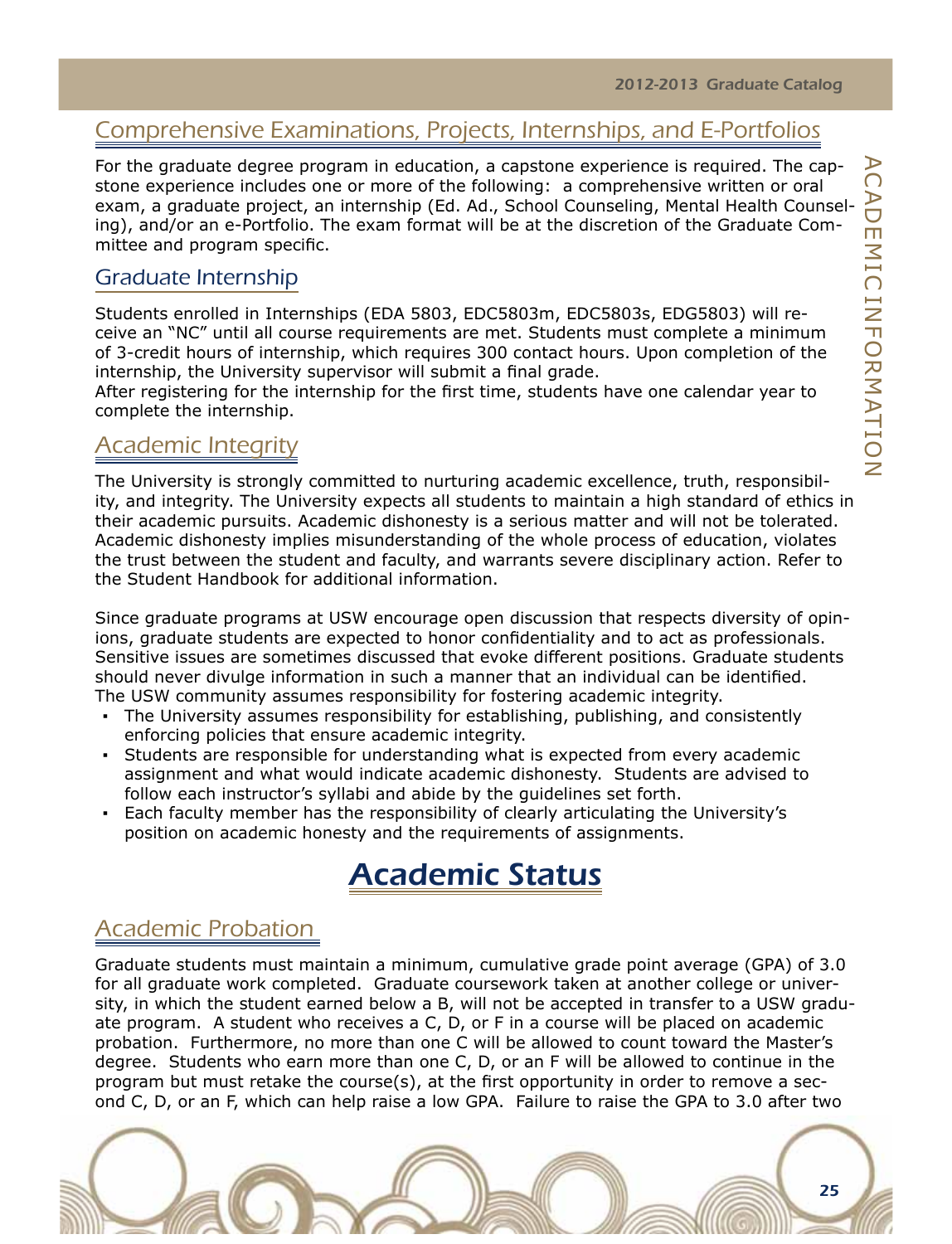## Comprehensive Examinations, Projects, Internships, and E-Portfolios

For the graduate degree program in education, a capstone experience is required. The capstone experience includes one or more of the following: a comprehensive written or oral exam, a graduate project, an internship (Ed. Ad., School Counseling, Mental Health Counseling), and/or an e-Portfolio. The exam format will be at the discretion of the Graduate Committee and program specific.

## Graduate Internship

Students enrolled in Internships (EDA 5803, EDC5803m, EDC5803s, EDG5803) will receive an "NC" until all course requirements are met. Students must complete a minimum of 3-credit hours of internship, which requires 300 contact hours. Upon completion of the internship, the University supervisor will submit a final grade.
After registering for the internship for the first time, students have one calendar year to complete the internship.

## Academic Integrity

The University is strongly committed to nurturing academic excellence, truth, responsibility, and integrity. The University expects all students to maintain a high standard of ethics in their academic pursuits. Academic dishonesty is a serious matter and will not be tolerated. Academic dishonesty implies misunderstanding of the whole process of education, violates the trust between the student and faculty, and warrants severe disciplinary action. Refer to the Student Handbook for additional information.

Since graduate programs at USW encourage open discussion that respects diversity of opinions, graduate students are expected to honor confidentiality and to act as professionals. Sensitive issues are sometimes discussed that evoke different positions. Graduate students should never divulge information in such a manner that an individual can be identified.
The USW community assumes responsibility for fostering academic integrity.

- The University assumes responsibility for establishing, publishing, and consistently enforcing policies that ensure academic integrity.
- Students are responsible for understanding what is expected from every academic assignment and what would indicate academic dishonesty. Students are advised to follow each instructor's syllabi and abide by the guidelines set forth.
- Each faculty member has the responsibility of clearly articulating the University's position on academic honesty and the requirements of assignments.

# Academic Status

## Academic Probation

Graduate students must maintain a minimum, cumulative grade point average (GPA) of 3.0 for all graduate work completed. Graduate coursework taken at another college or university, in which the student earned below a B, will not be accepted in transfer to a USW graduate program. A student who receives a C, D, or F in a course will be placed on academic probation. Furthermore, no more than one C will be allowed to count toward the Master's degree. Students who earn more than one C, D, or an F will be allowed to continue in the program but must retake the course(s), at the first opportunity in order to remove a second C, D, or an F, which can help raise a low GPA. Failure to raise the GPA to 3.0 after two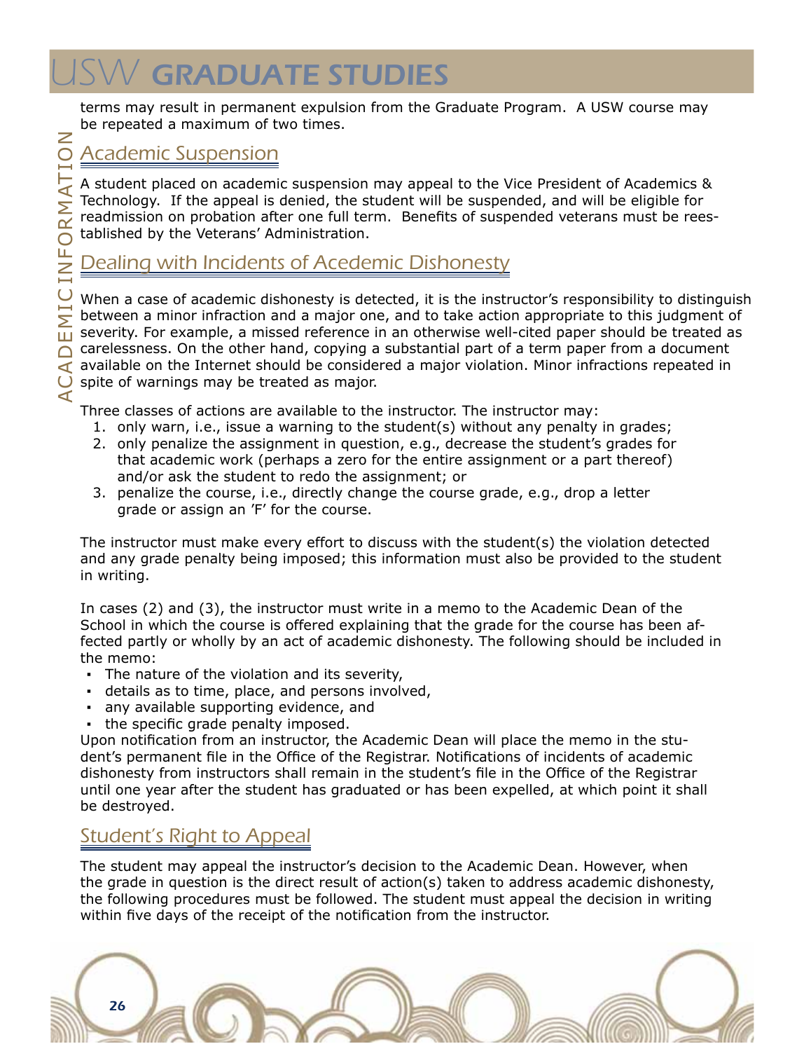terms may result in permanent expulsion from the Graduate Program. A USW course may be repeated a maximum of two times.

## Academic Suspension

A student placed on academic suspension may appeal to the Vice President of Academics & Technology. If the appeal is denied, the student will be suspended, and will be eligible for readmission on probation after one full term. Benefits of suspended veterans must be reestablished by the Veterans' Administration.

## Dealing with Incidents of Acedemic Dishonesty

When a case of academic dishonesty is detected, it is the instructor's responsibility to distinguish between a minor infraction and a major one, and to take action appropriate to this judgment of severity. For example, a missed reference in an otherwise well-cited paper should be treated as carelessness. On the other hand, copying a substantial part of a term paper from a document available on the Internet should be considered a major violation. Minor infractions repeated in spite of warnings may be treated as major.

Three classes of actions are available to the instructor. The instructor may:

1. only warn, i.e., issue a warning to the student(s) without any penalty in grades;
2. only penalize the assignment in question, e.g., decrease the student's grades for that academic work (perhaps a zero for the entire assignment or a part thereof) and/or ask the student to redo the assignment; or
3. penalize the course, i.e., directly change the course grade, e.g., drop a letter grade or assign an 'F' for the course.

The instructor must make every effort to discuss with the student(s) the violation detected and any grade penalty being imposed; this information must also be provided to the student in writing.

In cases (2) and (3), the instructor must write in a memo to the Academic Dean of the School in which the course is offered explaining that the grade for the course has been affected partly or wholly by an act of academic dishonesty. The following should be included in the memo:

- The nature of the violation and its severity,
- details as to time, place, and persons involved,
- any available supporting evidence, and
- the specific grade penalty imposed.

Upon notification from an instructor, the Academic Dean will place the memo in the student's permanent file in the Office of the Registrar. Notifications of incidents of academic dishonesty from instructors shall remain in the student's file in the Office of the Registrar until one year after the student has graduated or has been expelled, at which point it shall be destroyed.

## Student's Right to Appeal

The student may appeal the instructor's decision to the Academic Dean. However, when the grade in question is the direct result of action(s) taken to address academic dishonesty, the following procedures must be followed. The student must appeal the decision in writing within five days of the receipt of the notification from the instructor.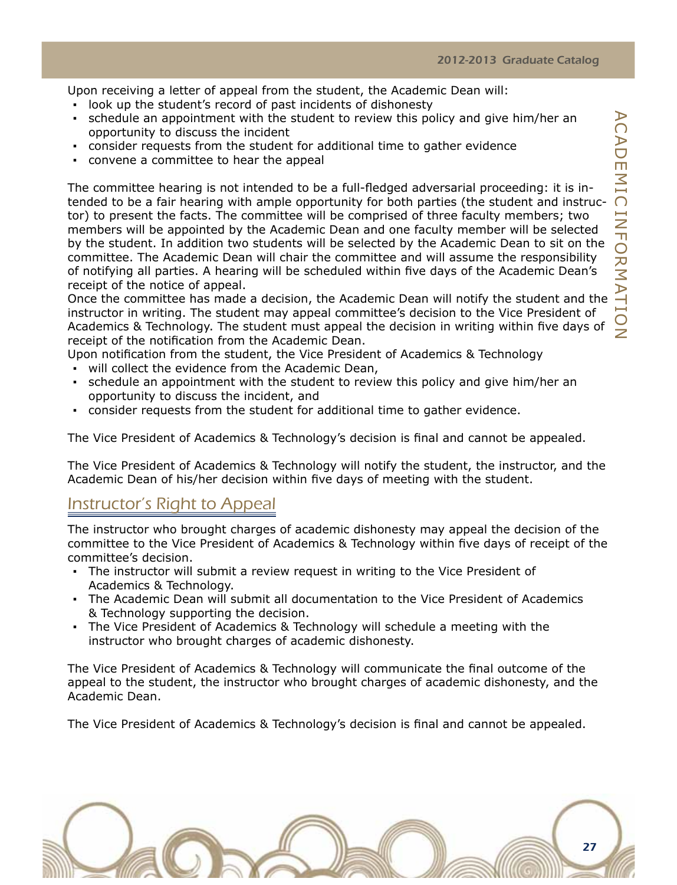Upon receiving a letter of appeal from the student, the Academic Dean will:

- look up the student's record of past incidents of dishonesty
- schedule an appointment with the student to review this policy and give him/her an opportunity to discuss the incident
- consider requests from the student for additional time to gather evidence
- convene a committee to hear the appeal

The committee hearing is not intended to be a full-fledged adversarial proceeding: it is intended to be a fair hearing with ample opportunity for both parties (the student and instructor) to present the facts. The committee will be comprised of three faculty members; two members will be appointed by the Academic Dean and one faculty member will be selected by the student. In addition two students will be selected by the Academic Dean to sit on the committee. The Academic Dean will chair the committee and will assume the responsibility of notifying all parties. A hearing will be scheduled within five days of the Academic Dean's receipt of the notice of appeal.

Once the committee has made a decision, the Academic Dean will notify the student and the instructor in writing. The student may appeal committee's decision to the Vice President of Academics & Technology. The student must appeal the decision in writing within five days of receipt of the notification from the Academic Dean.

Upon notification from the student, the Vice President of Academics & Technology

- will collect the evidence from the Academic Dean,
- schedule an appointment with the student to review this policy and give him/her an opportunity to discuss the incident, and
- consider requests from the student for additional time to gather evidence.

The Vice President of Academics & Technology's decision is final and cannot be appealed.

The Vice President of Academics & Technology will notify the student, the instructor, and the Academic Dean of his/her decision within five days of meeting with the student.

## Instructor's Right to Appeal

The instructor who brought charges of academic dishonesty may appeal the decision of the committee to the Vice President of Academics & Technology within five days of receipt of the committee's decision.

- The instructor will submit a review request in writing to the Vice President of Academics & Technology.
- The Academic Dean will submit all documentation to the Vice President of Academics & Technology supporting the decision.
- The Vice President of Academics & Technology will schedule a meeting with the instructor who brought charges of academic dishonesty.

The Vice President of Academics & Technology will communicate the final outcome of the appeal to the student, the instructor who brought charges of academic dishonesty, and the Academic Dean.

The Vice President of Academics & Technology's decision is final and cannot be appealed.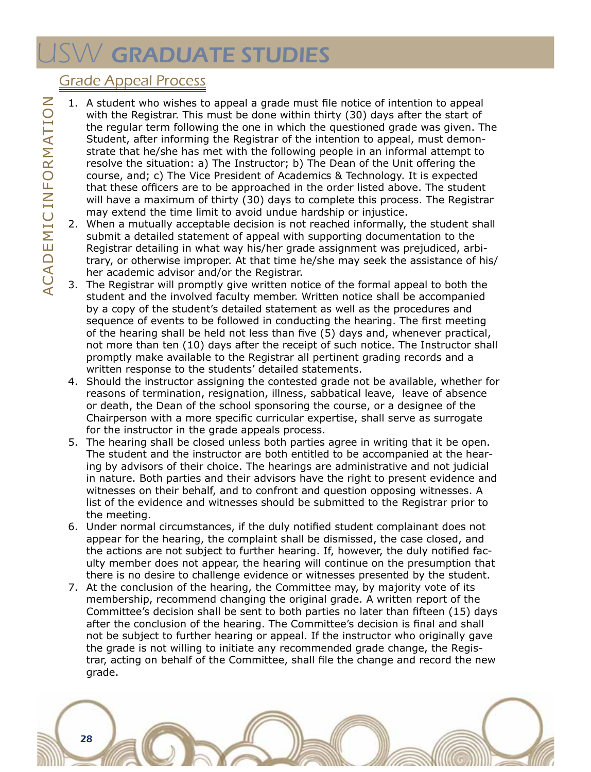## Grade Appeal Process

1. A student who wishes to appeal a grade must file notice of intention to appeal with the Registrar. This must be done within thirty (30) days after the start of the regular term following the one in which the questioned grade was given. The Student, after informing the Registrar of the intention to appeal, must demonstrate that he/she has met with the following people in an informal attempt to resolve the situation: a) The Instructor; b) The Dean of the Unit offering the course, and; c) The Vice President of Academics & Technology. It is expected that these officers are to be approached in the order listed above. The student will have a maximum of thirty (30) days to complete this process. The Registrar may extend the time limit to avoid undue hardship or injustice.
2. When a mutually acceptable decision is not reached informally, the student shall submit a detailed statement of appeal with supporting documentation to the Registrar detailing in what way his/her grade assignment was prejudiced, arbitrary, or otherwise improper. At that time he/she may seek the assistance of his/her academic advisor and/or the Registrar.
3. The Registrar will promptly give written notice of the formal appeal to both the student and the involved faculty member. Written notice shall be accompanied by a copy of the student's detailed statement as well as the procedures and sequence of events to be followed in conducting the hearing. The first meeting of the hearing shall be held not less than five (5) days and, whenever practical, not more than ten (10) days after the receipt of such notice. The Instructor shall promptly make available to the Registrar all pertinent grading records and a written response to the students' detailed statements.
4. Should the instructor assigning the contested grade not be available, whether for reasons of termination, resignation, illness, sabbatical leave, leave of absence or death, the Dean of the school sponsoring the course, or a designee of the Chairperson with a more specific curricular expertise, shall serve as surrogate for the instructor in the grade appeals process.
5. The hearing shall be closed unless both parties agree in writing that it be open. The student and the instructor are both entitled to be accompanied at the hearing by advisors of their choice. The hearings are administrative and not judicial in nature. Both parties and their advisors have the right to present evidence and witnesses on their behalf, and to confront and question opposing witnesses. A list of the evidence and witnesses should be submitted to the Registrar prior to the meeting.
6. Under normal circumstances, if the duly notified student complainant does not appear for the hearing, the complaint shall be dismissed, the case closed, and the actions are not subject to further hearing. If, however, the duly notified faculty member does not appear, the hearing will continue on the presumption that there is no desire to challenge evidence or witnesses presented by the student.
7. At the conclusion of the hearing, the Committee may, by majority vote of its membership, recommend changing the original grade. A written report of the Committee's decision shall be sent to both parties no later than fifteen (15) days after the conclusion of the hearing. The Committee's decision is final and shall not be subject to further hearing or appeal. If the instructor who originally gave the grade is not willing to initiate any recommended grade change, the Registrar, acting on behalf of the Committee, shall file the change and record the new grade.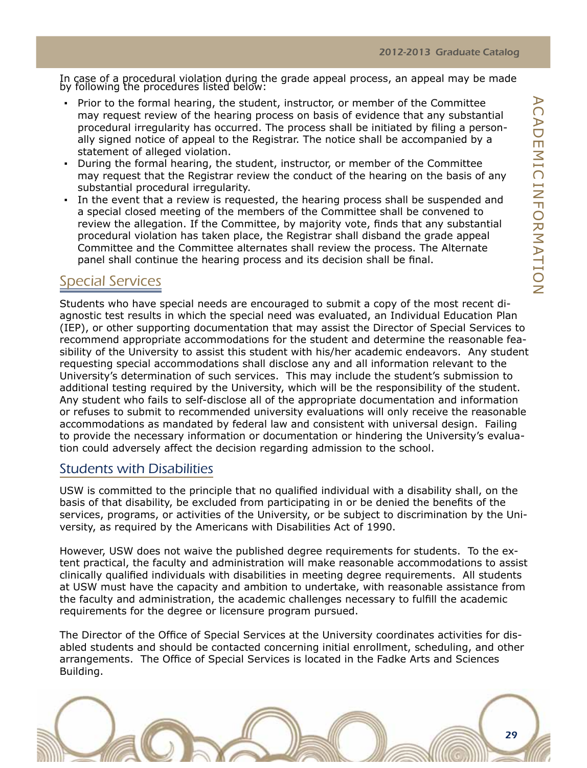In case of a procedural violation during the grade appeal process, an appeal may be made by following the procedures listed below:

- Prior to the formal hearing, the student, instructor, or member of the Committee may request review of the hearing process on basis of evidence that any substantial procedural irregularity has occurred. The process shall be initiated by filing a personally signed notice of appeal to the Registrar. The notice shall be accompanied by a statement of alleged violation.
- During the formal hearing, the student, instructor, or member of the Committee may request that the Registrar review the conduct of the hearing on the basis of any substantial procedural irregularity.
- In the event that a review is requested, the hearing process shall be suspended and a special closed meeting of the members of the Committee shall be convened to review the allegation. If the Committee, by majority vote, finds that any substantial procedural violation has taken place, the Registrar shall disband the grade appeal Committee and the Committee alternates shall review the process. The Alternate panel shall continue the hearing process and its decision shall be final.

## Special Services

Students who have special needs are encouraged to submit a copy of the most recent diagnostic test results in which the special need was evaluated, an Individual Education Plan (IEP), or other supporting documentation that may assist the Director of Special Services to recommend appropriate accommodations for the student and determine the reasonable feasibility of the University to assist this student with his/her academic endeavors. Any student requesting special accommodations shall disclose any and all information relevant to the University's determination of such services. This may include the student's submission to additional testing required by the University, which will be the responsibility of the student. Any student who fails to self-disclose all of the appropriate documentation and information or refuses to submit to recommended university evaluations will only receive the reasonable accommodations as mandated by federal law and consistent with universal design. Failing to provide the necessary information or documentation or hindering the University's evaluation could adversely affect the decision regarding admission to the school.

## Students with Disabilities

USW is committed to the principle that no qualified individual with a disability shall, on the basis of that disability, be excluded from participating in or be denied the benefits of the services, programs, or activities of the University, or be subject to discrimination by the University, as required by the Americans with Disabilities Act of 1990.

However, USW does not waive the published degree requirements for students. To the extent practical, the faculty and administration will make reasonable accommodations to assist clinically qualified individuals with disabilities in meeting degree requirements. All students at USW must have the capacity and ambition to undertake, with reasonable assistance from the faculty and administration, the academic challenges necessary to fulfill the academic requirements for the degree or licensure program pursued.

The Director of the Office of Special Services at the University coordinates activities for disabled students and should be contacted concerning initial enrollment, scheduling, and other arrangements. The Office of Special Services is located in the Fadke Arts and Sciences Building.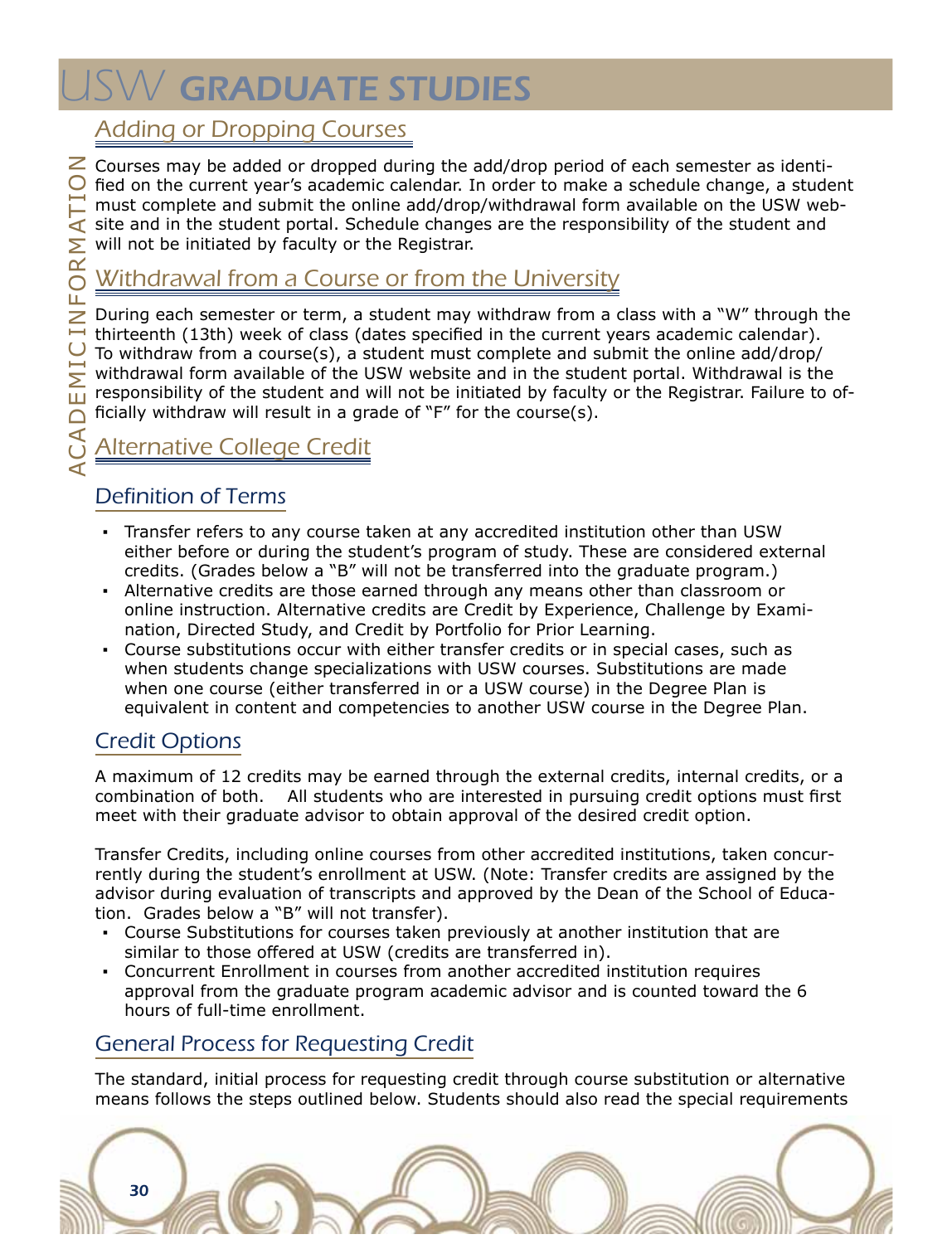## Adding or Dropping Courses

Courses may be added or dropped during the add/drop period of each semester as identified on the current year's academic calendar. In order to make a schedule change, a student must complete and submit the online add/drop/withdrawal form available on the USW website and in the student portal. Schedule changes are the responsibility of the student and will not be initiated by faculty or the Registrar.

## Withdrawal from a Course or from the University

During each semester or term, a student may withdraw from a class with a "W" through the thirteenth (13th) week of class (dates specified in the current years academic calendar). To withdraw from a course(s), a student must complete and submit the online add/drop/withdrawal form available of the USW website and in the student portal. Withdrawal is the responsibility of the student and will not be initiated by faculty or the Registrar. Failure to officially withdraw will result in a grade of "F" for the course(s).

## Alternative College Credit

### Definition of Terms

- Transfer refers to any course taken at any accredited institution other than USW either before or during the student's program of study. These are considered external credits. (Grades below a "B" will not be transferred into the graduate program.)
- Alternative credits are those earned through any means other than classroom or online instruction. Alternative credits are Credit by Experience, Challenge by Examination, Directed Study, and Credit by Portfolio for Prior Learning.
- Course substitutions occur with either transfer credits or in special cases, such as when students change specializations with USW courses. Substitutions are made when one course (either transferred in or a USW course) in the Degree Plan is equivalent in content and competencies to another USW course in the Degree Plan.

### Credit Options

A maximum of 12 credits may be earned through the external credits, internal credits, or a combination of both. All students who are interested in pursuing credit options must first meet with their graduate advisor to obtain approval of the desired credit option.

Transfer Credits, including online courses from other accredited institutions, taken concurrently during the student's enrollment at USW. (Note: Transfer credits are assigned by the advisor during evaluation of transcripts and approved by the Dean of the School of Education. Grades below a "B" will not transfer).

- Course Substitutions for courses taken previously at another institution that are similar to those offered at USW (credits are transferred in).
- Concurrent Enrollment in courses from another accredited institution requires approval from the graduate program academic advisor and is counted toward the 6 hours of full-time enrollment.

### General Process for Requesting Credit

The standard, initial process for requesting credit through course substitution or alternative means follows the steps outlined below. Students should also read the special requirements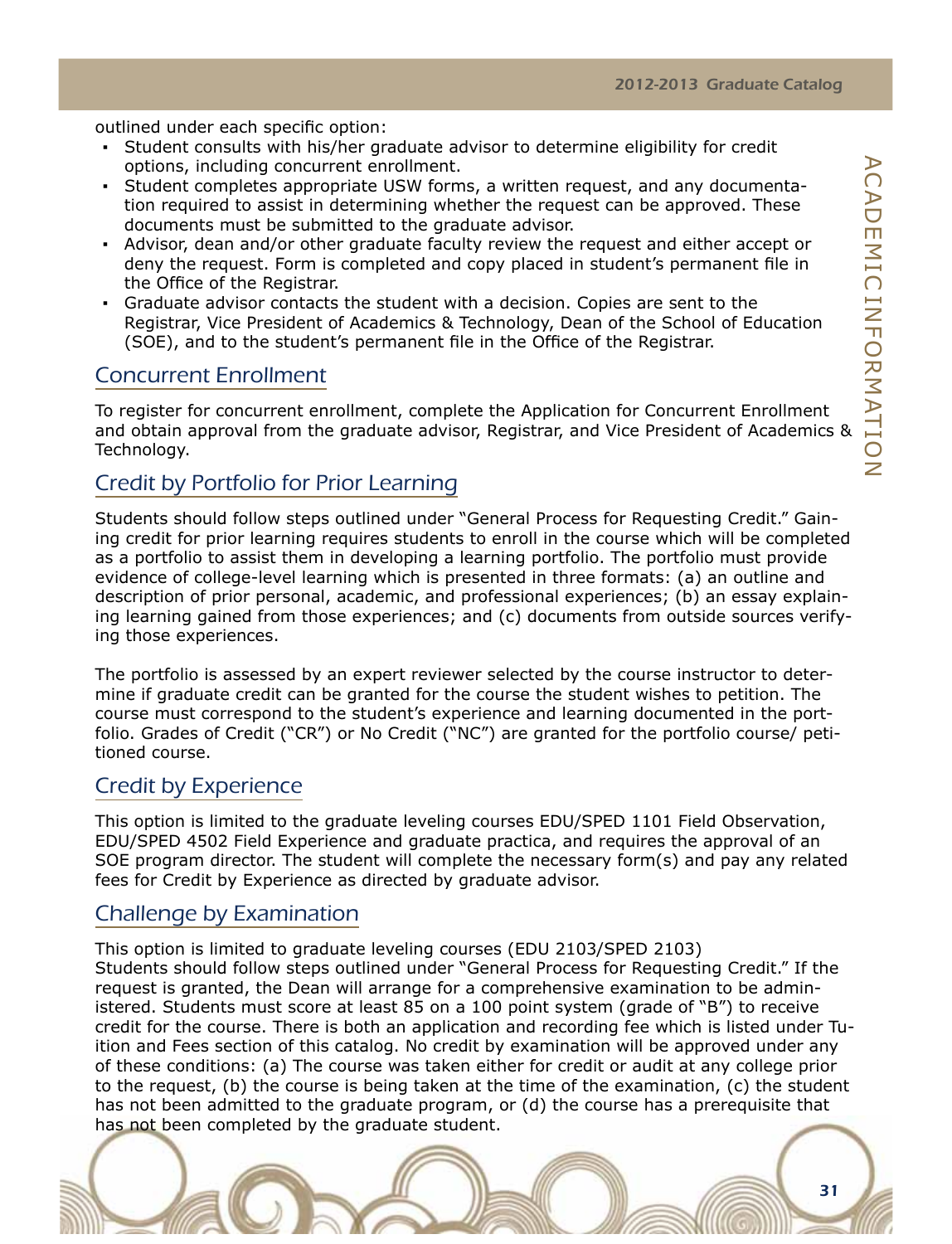outlined under each specific option:

- Student consults with his/her graduate advisor to determine eligibility for credit options, including concurrent enrollment.
- Student completes appropriate USW forms, a written request, and any documentation required to assist in determining whether the request can be approved. These documents must be submitted to the graduate advisor.
- Advisor, dean and/or other graduate faculty review the request and either accept or deny the request. Form is completed and copy placed in student's permanent file in the Office of the Registrar.
- Graduate advisor contacts the student with a decision. Copies are sent to the Registrar, Vice President of Academics & Technology, Dean of the School of Education (SOE), and to the student's permanent file in the Office of the Registrar.

## Concurrent Enrollment

To register for concurrent enrollment, complete the Application for Concurrent Enrollment and obtain approval from the graduate advisor, Registrar, and Vice President of Academics & Technology.

## Credit by Portfolio for Prior Learning

Students should follow steps outlined under "General Process for Requesting Credit." Gaining credit for prior learning requires students to enroll in the course which will be completed as a portfolio to assist them in developing a learning portfolio. The portfolio must provide evidence of college-level learning which is presented in three formats: (a) an outline and description of prior personal, academic, and professional experiences; (b) an essay explaining learning gained from those experiences; and (c) documents from outside sources verifying those experiences.

The portfolio is assessed by an expert reviewer selected by the course instructor to determine if graduate credit can be granted for the course the student wishes to petition. The course must correspond to the student's experience and learning documented in the portfolio. Grades of Credit ("CR") or No Credit ("NC") are granted for the portfolio course/ petitioned course.

## Credit by Experience

This option is limited to the graduate leveling courses EDU/SPED 1101 Field Observation, EDU/SPED 4502 Field Experience and graduate practica, and requires the approval of an SOE program director. The student will complete the necessary form(s) and pay any related fees for Credit by Experience as directed by graduate advisor.

## Challenge by Examination

This option is limited to graduate leveling courses (EDU 2103/SPED 2103)
Students should follow steps outlined under "General Process for Requesting Credit." If the request is granted, the Dean will arrange for a comprehensive examination to be administered. Students must score at least 85 on a 100 point system (grade of "B") to receive credit for the course. There is both an application and recording fee which is listed under Tuition and Fees section of this catalog. No credit by examination will be approved under any of these conditions: (a) The course was taken either for credit or audit at any college prior to the request, (b) the course is being taken at the time of the examination, (c) the student has not been admitted to the graduate program, or (d) the course has a prerequisite that has not been completed by the graduate student.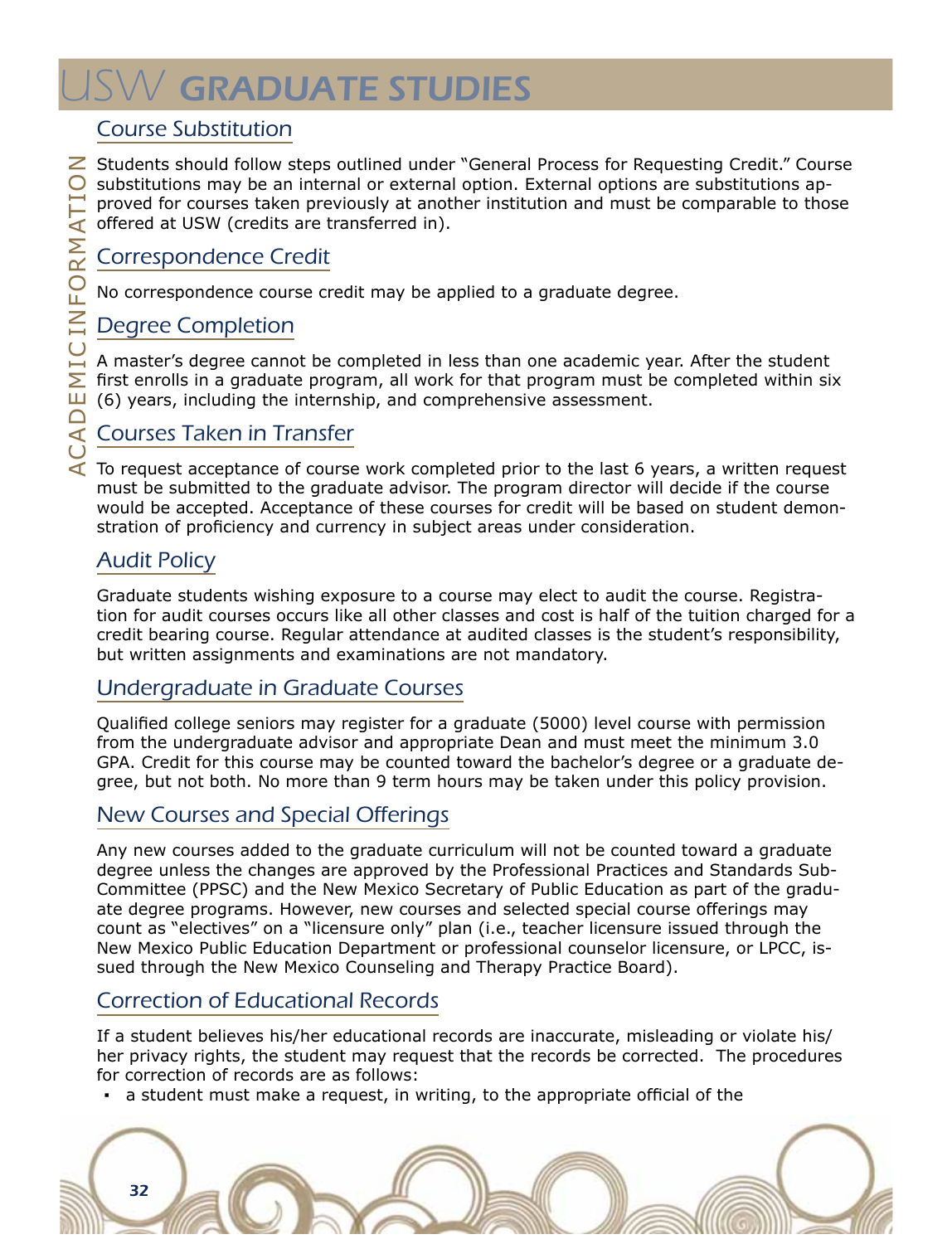## Course Substitution

Students should follow steps outlined under "General Process for Requesting Credit." Course substitutions may be an internal or external option. External options are substitutions approved for courses taken previously at another institution and must be comparable to those offered at USW (credits are transferred in).

## Correspondence Credit

No correspondence course credit may be applied to a graduate degree.

## Degree Completion

A master's degree cannot be completed in less than one academic year. After the student first enrolls in a graduate program, all work for that program must be completed within six (6) years, including the internship, and comprehensive assessment.

## Courses Taken in Transfer

To request acceptance of course work completed prior to the last 6 years, a written request must be submitted to the graduate advisor. The program director will decide if the course would be accepted. Acceptance of these courses for credit will be based on student demonstration of proficiency and currency in subject areas under consideration.

## Audit Policy

Graduate students wishing exposure to a course may elect to audit the course. Registration for audit courses occurs like all other classes and cost is half of the tuition charged for a credit bearing course. Regular attendance at audited classes is the student's responsibility, but written assignments and examinations are not mandatory.

## Undergraduate in Graduate Courses

Qualified college seniors may register for a graduate (5000) level course with permission from the undergraduate advisor and appropriate Dean and must meet the minimum 3.0 GPA. Credit for this course may be counted toward the bachelor's degree or a graduate degree, but not both. No more than 9 term hours may be taken under this policy provision.

## New Courses and Special Offerings

Any new courses added to the graduate curriculum will not be counted toward a graduate degree unless the changes are approved by the Professional Practices and Standards Sub-Committee (PPSC) and the New Mexico Secretary of Public Education as part of the graduate degree programs. However, new courses and selected special course offerings may count as "electives" on a "licensure only" plan (i.e., teacher licensure issued through the New Mexico Public Education Department or professional counselor licensure, or LPCC, issued through the New Mexico Counseling and Therapy Practice Board).

## Correction of Educational Records

If a student believes his/her educational records are inaccurate, misleading or violate his/her privacy rights, the student may request that the records be corrected. The procedures for correction of records are as follows:

- a student must make a request, in writing, to the appropriate official of the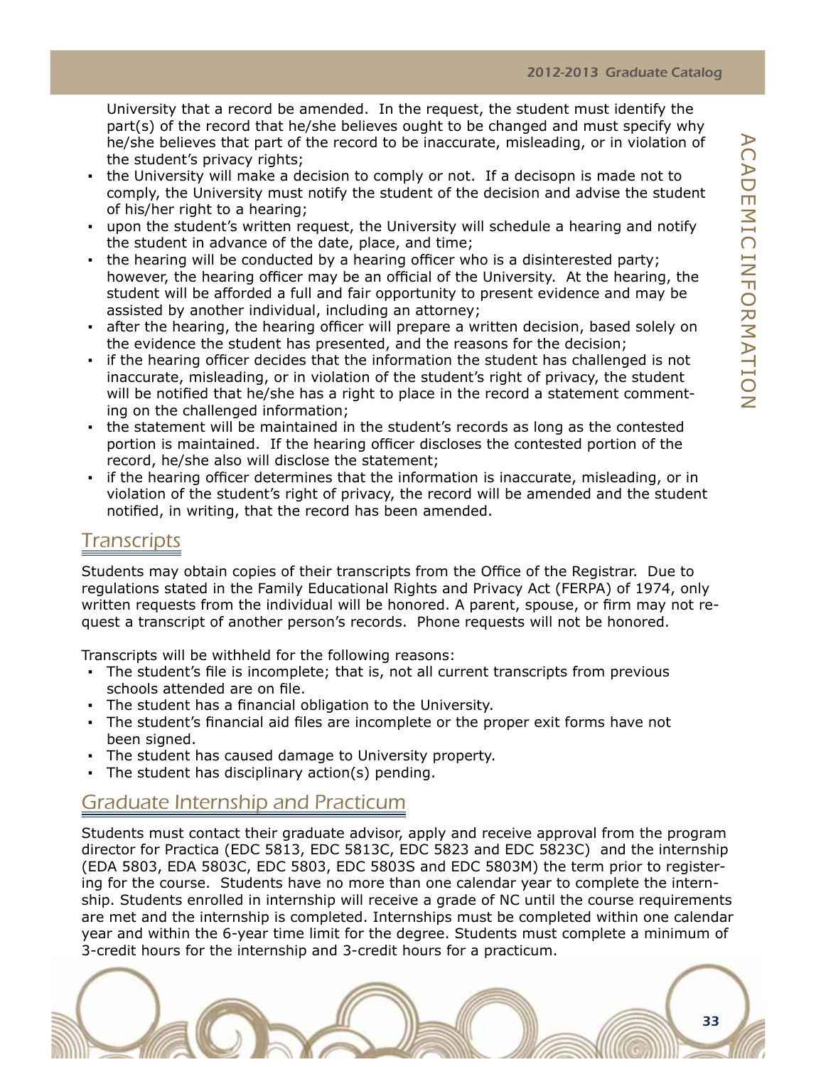University that a record be amended. In the request, the student must identify the part(s) of the record that he/she believes ought to be changed and must specify why he/she believes that part of the record to be inaccurate, misleading, or in violation of the student's privacy rights;

- the University will make a decision to comply or not. If a decisopn is made not to comply, the University must notify the student of the decision and advise the student of his/her right to a hearing;
- upon the student's written request, the University will schedule a hearing and notify the student in advance of the date, place, and time;
- the hearing will be conducted by a hearing officer who is a disinterested party; however, the hearing officer may be an official of the University. At the hearing, the student will be afforded a full and fair opportunity to present evidence and may be assisted by another individual, including an attorney;
- after the hearing, the hearing officer will prepare a written decision, based solely on the evidence the student has presented, and the reasons for the decision;
- if the hearing officer decides that the information the student has challenged is not inaccurate, misleading, or in violation of the student's right of privacy, the student will be notified that he/she has a right to place in the record a statement commenting on the challenged information;
- the statement will be maintained in the student's records as long as the contested portion is maintained. If the hearing officer discloses the contested portion of the record, he/she also will disclose the statement;
- if the hearing officer determines that the information is inaccurate, misleading, or in violation of the student's right of privacy, the record will be amended and the student notified, in writing, that the record has been amended.

## Transcripts

Students may obtain copies of their transcripts from the Office of the Registrar. Due to regulations stated in the Family Educational Rights and Privacy Act (FERPA) of 1974, only written requests from the individual will be honored. A parent, spouse, or firm may not request a transcript of another person's records. Phone requests will not be honored.

Transcripts will be withheld for the following reasons:

- The student's file is incomplete; that is, not all current transcripts from previous schools attended are on file.
- The student has a financial obligation to the University.
- The student's financial aid files are incomplete or the proper exit forms have not been signed.
- The student has caused damage to University property.
- The student has disciplinary action(s) pending.

## Graduate Internship and Practicum

Students must contact their graduate advisor, apply and receive approval from the program director for Practica (EDC 5813, EDC 5813C, EDC 5823 and EDC 5823C) and the internship (EDA 5803, EDA 5803C, EDC 5803, EDC 5803S and EDC 5803M) the term prior to registering for the course. Students have no more than one calendar year to complete the internship. Students enrolled in internship will receive a grade of NC until the course requirements are met and the internship is completed. Internships must be completed within one calendar year and within the 6-year time limit for the degree. Students must complete a minimum of 3-credit hours for the internship and 3-credit hours for a practicum.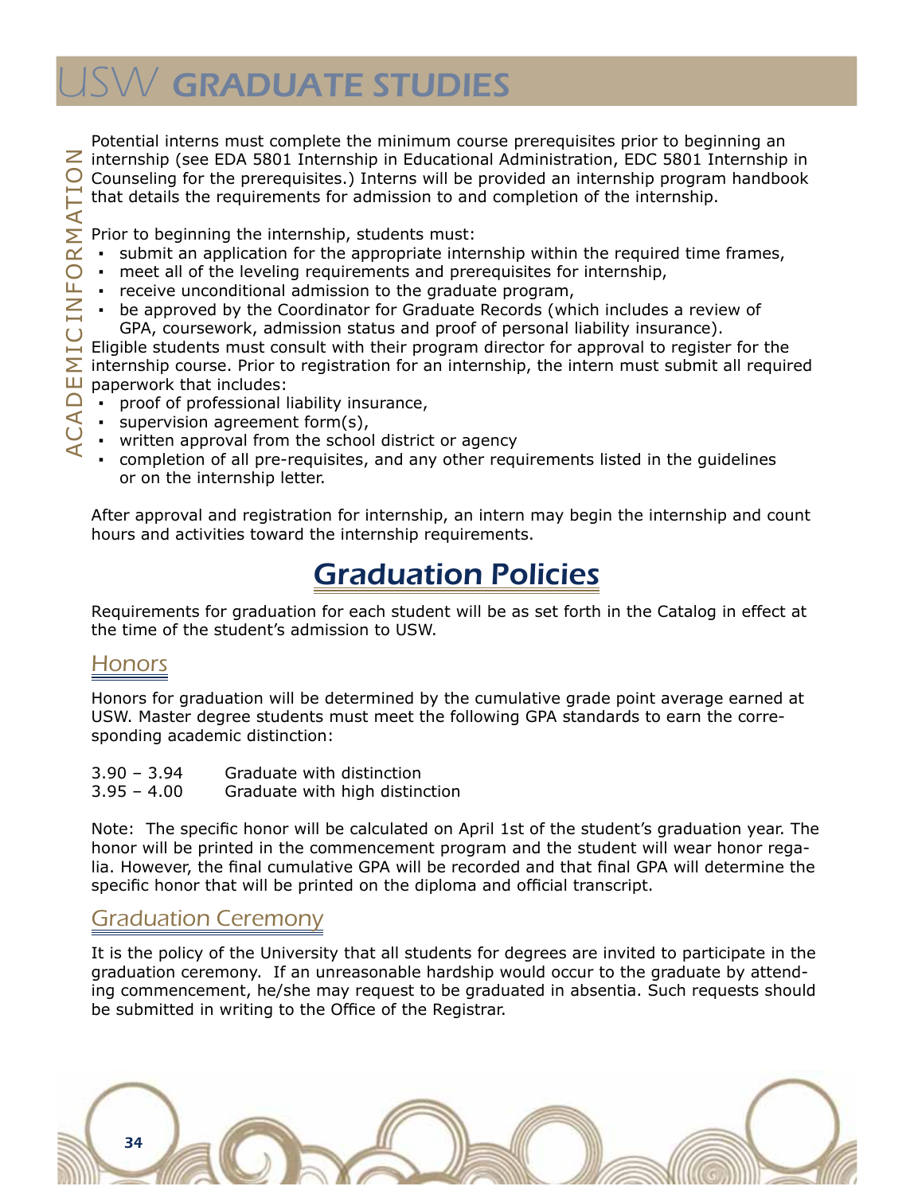Potential interns must complete the minimum course prerequisites prior to beginning an internship (see EDA 5801 Internship in Educational Administration, EDC 5801 Internship in Counseling for the prerequisites.) Interns will be provided an internship program handbook that details the requirements for admission to and completion of the internship.

Prior to beginning the internship, students must:

- submit an application for the appropriate internship within the required time frames,
- meet all of the leveling requirements and prerequisites for internship,
- receive unconditional admission to the graduate program,
- be approved by the Coordinator for Graduate Records (which includes a review of GPA, coursework, admission status and proof of personal liability insurance).

Eligible students must consult with their program director for approval to register for the internship course. Prior to registration for an internship, the intern must submit all required paperwork that includes:

- proof of professional liability insurance,
- supervision agreement form(s),
- written approval from the school district or agency
- completion of all pre-requisites, and any other requirements listed in the guidelines or on the internship letter.

After approval and registration for internship, an intern may begin the internship and count hours and activities toward the internship requirements.

## Graduation Policies

Requirements for graduation for each student will be as set forth in the Catalog in effect at the time of the student's admission to USW.

### Honors

Honors for graduation will be determined by the cumulative grade point average earned at USW. Master degree students must meet the following GPA standards to earn the corresponding academic distinction:

| | |
|---|---|
| 3.90 – 3.94 | Graduate with distinction |
| 3.95 – 4.00 | Graduate with high distinction |

Note: The specific honor will be calculated on April 1st of the student's graduation year. The honor will be printed in the commencement program and the student will wear honor regalia. However, the final cumulative GPA will be recorded and that final GPA will determine the specific honor that will be printed on the diploma and official transcript.

### Graduation Ceremony

It is the policy of the University that all students for degrees are invited to participate in the graduation ceremony. If an unreasonable hardship would occur to the graduate by attending commencement, he/she may request to be graduated in absentia. Such requests should be submitted in writing to the Office of the Registrar.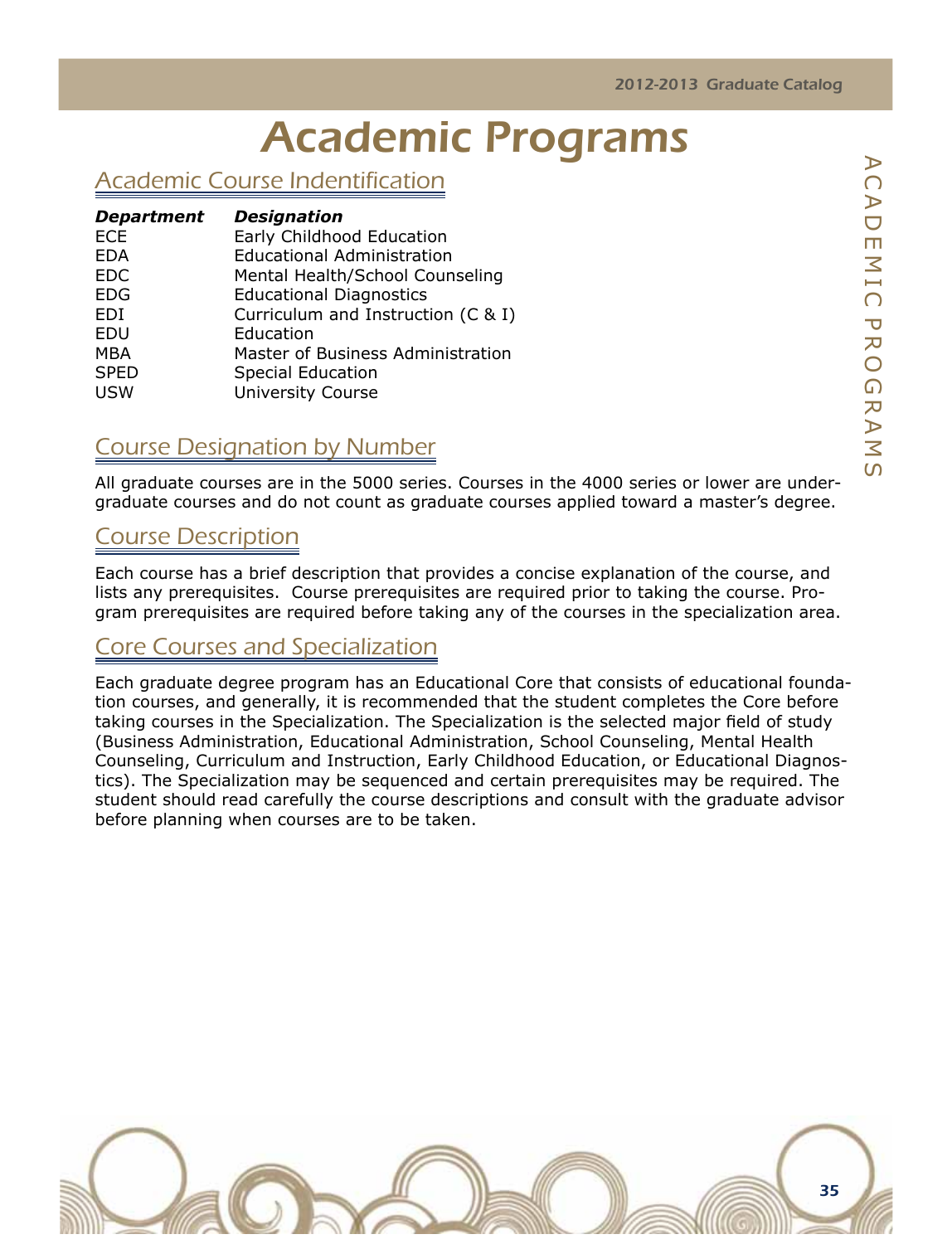# Academic Programs

## Academic Course Indentification

| ***Department*** | ***Designation*** |
|---|---|
| ECE | Early Childhood Education |
| EDA | Educational Administration |
| EDC | Mental Health/School Counseling |
| EDG | Educational Diagnostics |
| EDI | Curriculum and Instruction (C & I) |
| EDU | Education |
| MBA | Master of Business Administration |
| SPED | Special Education |
| USW | University Course |

## Course Designation by Number

All graduate courses are in the 5000 series. Courses in the 4000 series or lower are undergraduate courses and do not count as graduate courses applied toward a master's degree.

## Course Description

Each course has a brief description that provides a concise explanation of the course, and lists any prerequisites. Course prerequisites are required prior to taking the course. Program prerequisites are required before taking any of the courses in the specialization area.

## Core Courses and Specialization

Each graduate degree program has an Educational Core that consists of educational foundation courses, and generally, it is recommended that the student completes the Core before taking courses in the Specialization. The Specialization is the selected major field of study (Business Administration, Educational Administration, School Counseling, Mental Health Counseling, Curriculum and Instruction, Early Childhood Education, or Educational Diagnostics). The Specialization may be sequenced and certain prerequisites may be required. The student should read carefully the course descriptions and consult with the graduate advisor before planning when courses are to be taken.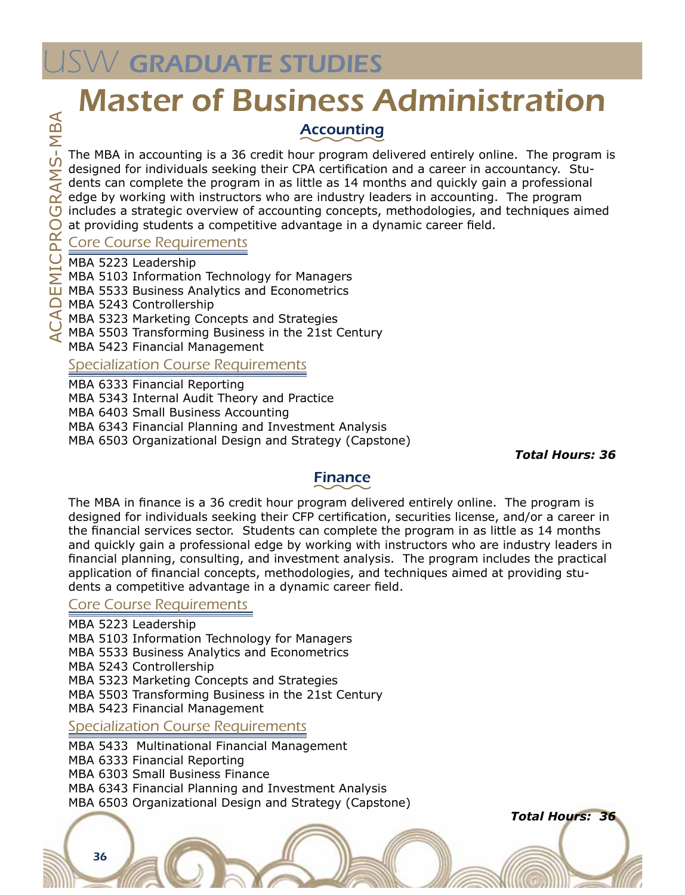# Master of Business Administration

## Accounting

The MBA in accounting is a 36 credit hour program delivered entirely online. The program is designed for individuals seeking their CPA certification and a career in accountancy. Students can complete the program in as little as 14 months and quickly gain a professional edge by working with instructors who are industry leaders in accounting. The program includes a strategic overview of accounting concepts, methodologies, and techniques aimed at providing students a competitive advantage in a dynamic career field.

### Core Course Requirements

MBA 5223 Leadership
MBA 5103 Information Technology for Managers
MBA 5533 Business Analytics and Econometrics
MBA 5243 Controllership
MBA 5323 Marketing Concepts and Strategies
MBA 5503 Transforming Business in the 21st Century
MBA 5423 Financial Management

### Specialization Course Requirements

MBA 6333 Financial Reporting
MBA 5343 Internal Audit Theory and Practice
MBA 6403 Small Business Accounting
MBA 6343 Financial Planning and Investment Analysis
MBA 6503 Organizational Design and Strategy (Capstone)

***Total Hours: 36***

## Finance

The MBA in finance is a 36 credit hour program delivered entirely online. The program is designed for individuals seeking their CFP certification, securities license, and/or a career in the financial services sector. Students can complete the program in as little as 14 months and quickly gain a professional edge by working with instructors who are industry leaders in financial planning, consulting, and investment analysis. The program includes the practical application of financial concepts, methodologies, and techniques aimed at providing students a competitive advantage in a dynamic career field.

### Core Course Requirements

MBA 5223 Leadership
MBA 5103 Information Technology for Managers
MBA 5533 Business Analytics and Econometrics
MBA 5243 Controllership
MBA 5323 Marketing Concepts and Strategies
MBA 5503 Transforming Business in the 21st Century
MBA 5423 Financial Management

### Specialization Course Requirements

MBA 5433 Multinational Financial Management
MBA 6333 Financial Reporting
MBA 6303 Small Business Finance
MBA 6343 Financial Planning and Investment Analysis
MBA 6503 Organizational Design and Strategy (Capstone)

***Total Hours: 36***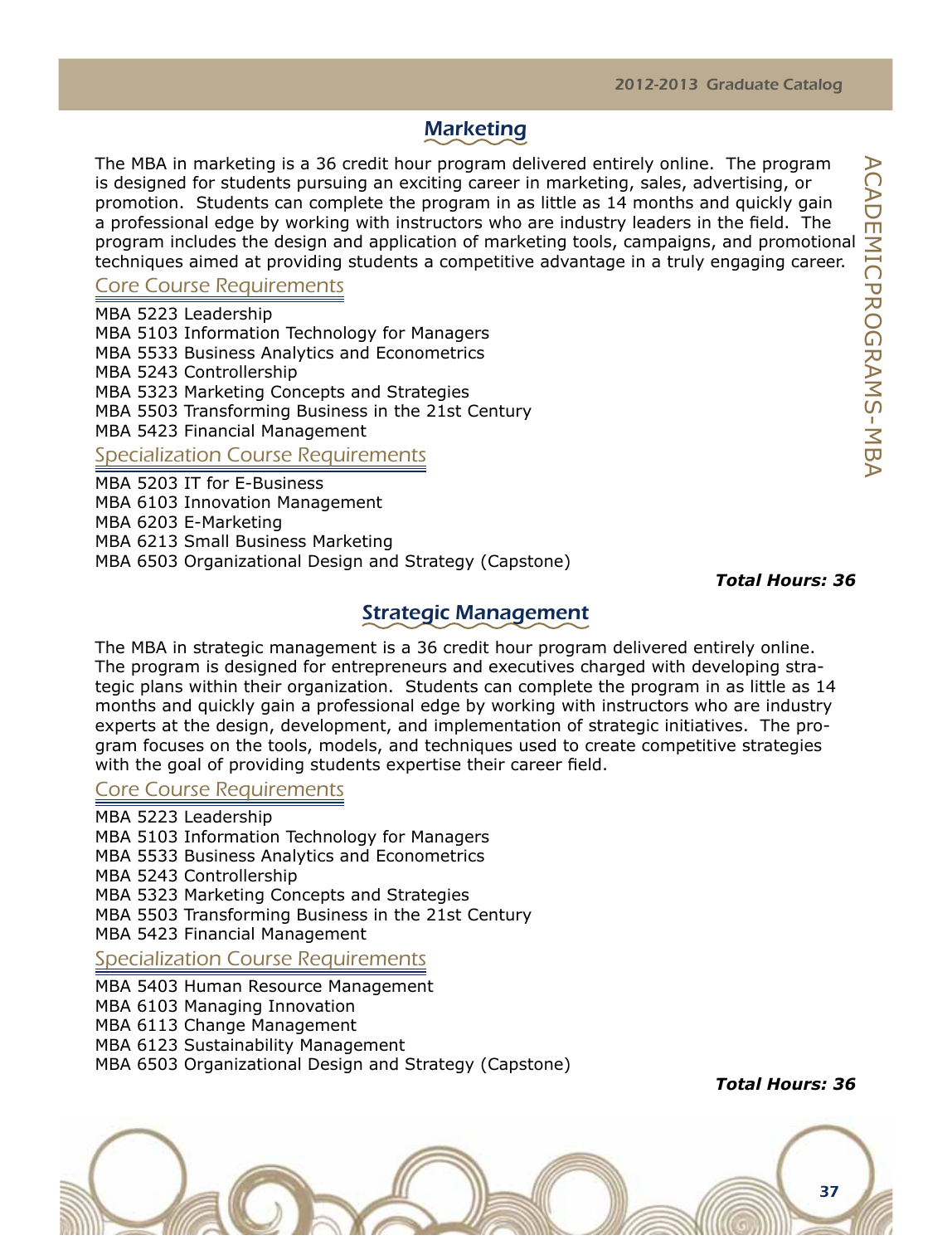## Marketing

The MBA in marketing is a 36 credit hour program delivered entirely online. The program is designed for students pursuing an exciting career in marketing, sales, advertising, or promotion. Students can complete the program in as little as 14 months and quickly gain a professional edge by working with instructors who are industry leaders in the field. The program includes the design and application of marketing tools, campaigns, and promotional techniques aimed at providing students a competitive advantage in a truly engaging career.

### Core Course Requirements

MBA 5223 Leadership
MBA 5103 Information Technology for Managers
MBA 5533 Business Analytics and Econometrics
MBA 5243 Controllership
MBA 5323 Marketing Concepts and Strategies
MBA 5503 Transforming Business in the 21st Century
MBA 5423 Financial Management

### Specialization Course Requirements

MBA 5203 IT for E-Business
MBA 6103 Innovation Management
MBA 6203 E-Marketing
MBA 6213 Small Business Marketing
MBA 6503 Organizational Design and Strategy (Capstone)

***Total Hours: 36***

## Strategic Management

The MBA in strategic management is a 36 credit hour program delivered entirely online. The program is designed for entrepreneurs and executives charged with developing strategic plans within their organization. Students can complete the program in as little as 14 months and quickly gain a professional edge by working with instructors who are industry experts at the design, development, and implementation of strategic initiatives. The program focuses on the tools, models, and techniques used to create competitive strategies with the goal of providing students expertise their career field.

### Core Course Requirements

MBA 5223 Leadership
MBA 5103 Information Technology for Managers
MBA 5533 Business Analytics and Econometrics
MBA 5243 Controllership
MBA 5323 Marketing Concepts and Strategies
MBA 5503 Transforming Business in the 21st Century
MBA 5423 Financial Management

### Specialization Course Requirements

MBA 5403 Human Resource Management
MBA 6103 Managing Innovation
MBA 6113 Change Management
MBA 6123 Sustainability Management
MBA 6503 Organizational Design and Strategy (Capstone)

***Total Hours: 36***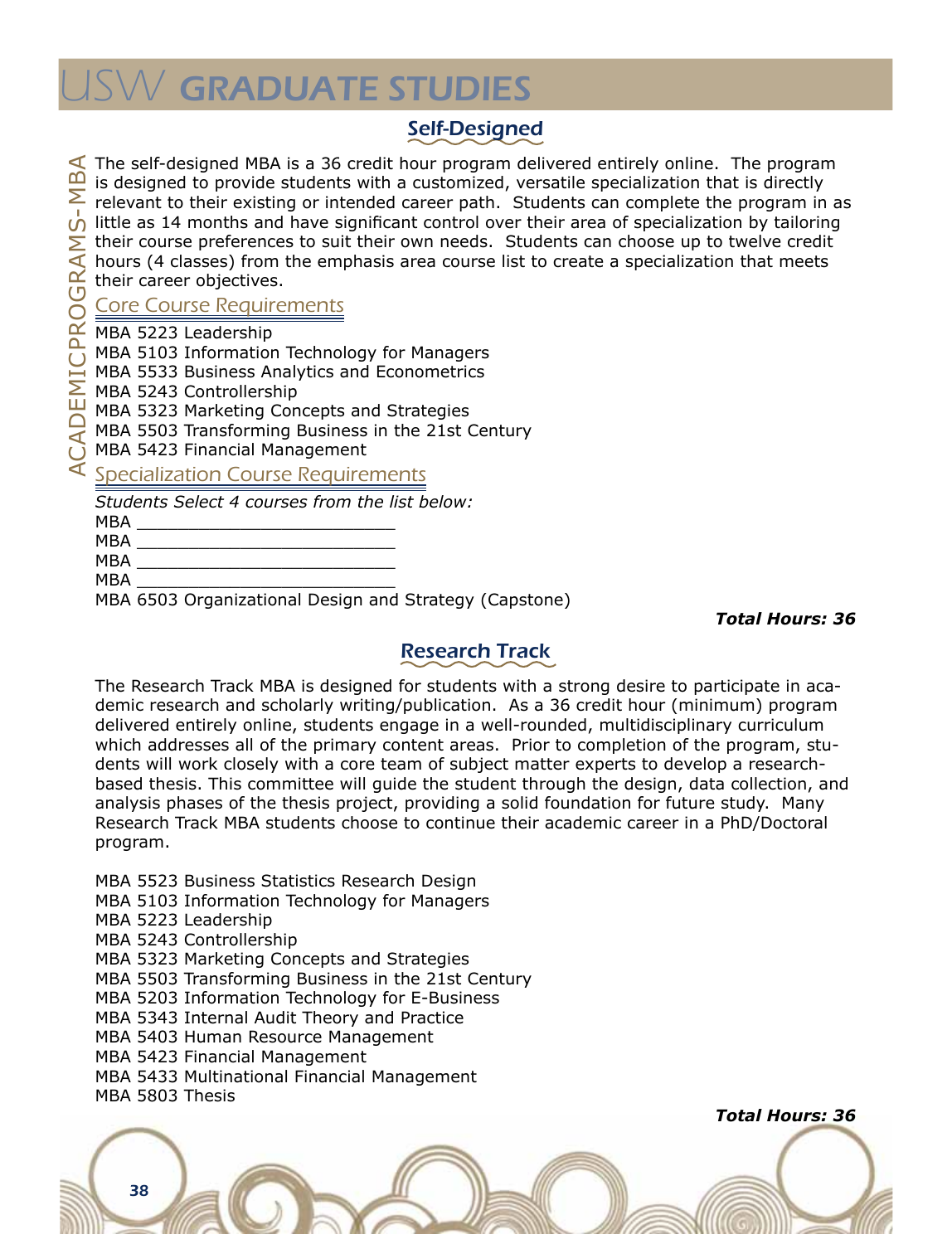# USW GRADUATE STUDIES

## Self-Designed

The self-designed MBA is a 36 credit hour program delivered entirely online. The program is designed to provide students with a customized, versatile specialization that is directly relevant to their existing or intended career path. Students can complete the program in as little as 14 months and have significant control over their area of specialization by tailoring their course preferences to suit their own needs. Students can choose up to twelve credit hours (4 classes) from the emphasis area course list to create a specialization that meets their career objectives.

### Core Course Requirements

MBA 5223 Leadership
MBA 5103 Information Technology for Managers
MBA 5533 Business Analytics and Econometrics
MBA 5243 Controllership
MBA 5323 Marketing Concepts and Strategies
MBA 5503 Transforming Business in the 21st Century
MBA 5423 Financial Management

### Specialization Course Requirements

*Students Select 4 courses from the list below:*

MBA ________________________
MBA ________________________
MBA ________________________
MBA ________________________
MBA 6503 Organizational Design and Strategy (Capstone)

***Total Hours: 36***

## Research Track

The Research Track MBA is designed for students with a strong desire to participate in academic research and scholarly writing/publication. As a 36 credit hour (minimum) program delivered entirely online, students engage in a well-rounded, multidisciplinary curriculum which addresses all of the primary content areas. Prior to completion of the program, students will work closely with a core team of subject matter experts to develop a research-based thesis. This committee will guide the student through the design, data collection, and analysis phases of the thesis project, providing a solid foundation for future study. Many Research Track MBA students choose to continue their academic career in a PhD/Doctoral program.

MBA 5523 Business Statistics Research Design
MBA 5103 Information Technology for Managers
MBA 5223 Leadership
MBA 5243 Controllership
MBA 5323 Marketing Concepts and Strategies
MBA 5503 Transforming Business in the 21st Century
MBA 5203 Information Technology for E-Business
MBA 5343 Internal Audit Theory and Practice
MBA 5403 Human Resource Management
MBA 5423 Financial Management
MBA 5433 Multinational Financial Management
MBA 5803 Thesis

***Total Hours: 36***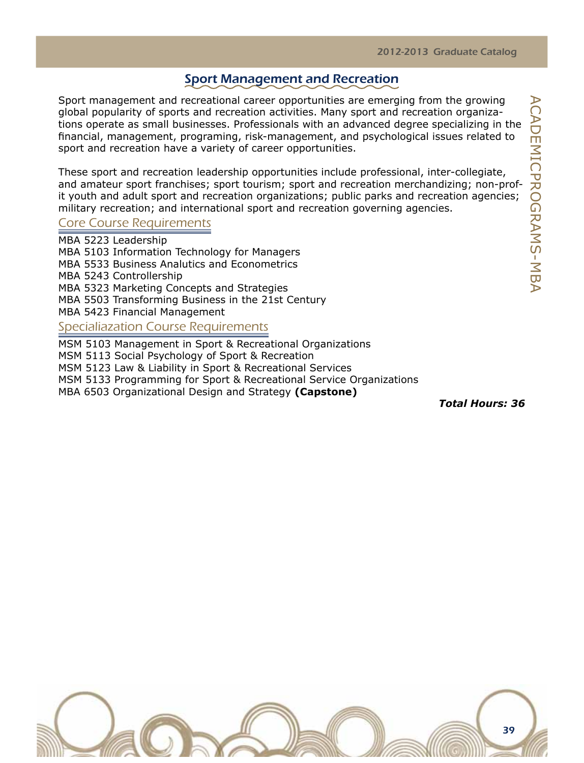## Sport Management and Recreation

Sport management and recreational career opportunities are emerging from the growing global popularity of sports and recreation activities. Many sport and recreation organizations operate as small businesses. Professionals with an advanced degree specializing in the financial, management, programing, risk-management, and psychological issues related to sport and recreation have a variety of career opportunities.

These sport and recreation leadership opportunities include professional, inter-collegiate, and amateur sport franchises; sport tourism; sport and recreation merchandizing; non-profit youth and adult sport and recreation organizations; public parks and recreation agencies; military recreation; and international sport and recreation governing agencies.

### Core Course Requirements

MBA 5223 Leadership
MBA 5103 Information Technology for Managers
MBA 5533 Business Analutics and Econometrics
MBA 5243 Controllership
MBA 5323 Marketing Concepts and Strategies
MBA 5503 Transforming Business in the 21st Century
MBA 5423 Financial Management

### Specialiazation Course Requirements

MSM 5103 Management in Sport & Recreational Organizations
MSM 5113 Social Psychology of Sport & Recreation
MSM 5123 Law & Liability in Sport & Recreational Services
MSM 5133 Programming for Sport & Recreational Service Organizations
MBA 6503 Organizational Design and Strategy **(Capstone)**

***Total Hours: 36***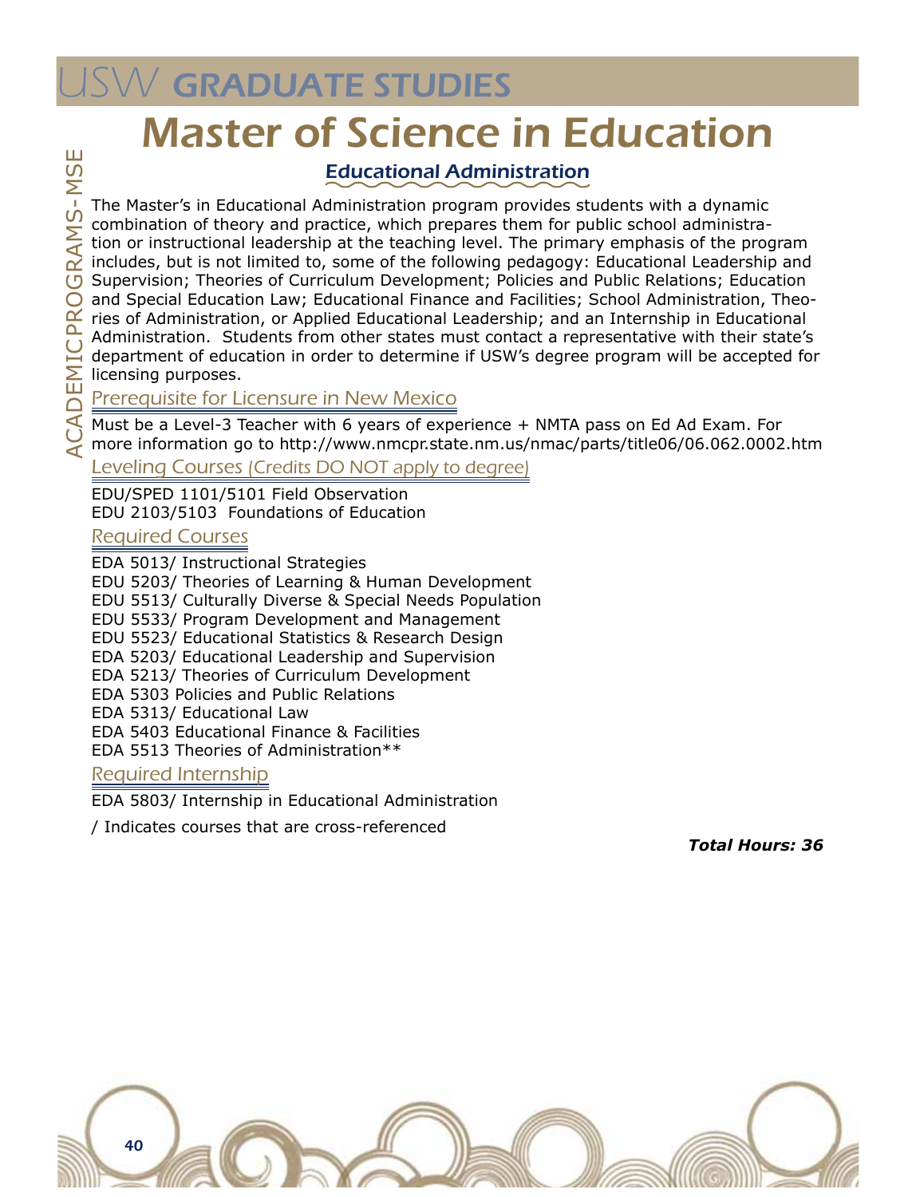# USW GRADUATE STUDIES

# Master of Science in Education

## Educational Administration

The Master's in Educational Administration program provides students with a dynamic combination of theory and practice, which prepares them for public school administration or instructional leadership at the teaching level. The primary emphasis of the program includes, but is not limited to, some of the following pedagogy: Educational Leadership and Supervision; Theories of Curriculum Development; Policies and Public Relations; Education and Special Education Law; Educational Finance and Facilities; School Administration, Theories of Administration, or Applied Educational Leadership; and an Internship in Educational Administration. Students from other states must contact a representative with their state's department of education in order to determine if USW's degree program will be accepted for licensing purposes.

### Prerequisite for Licensure in New Mexico

Must be a Level-3 Teacher with 6 years of experience + NMTA pass on Ed Ad Exam. For more information go to http://www.nmcpr.state.nm.us/nmac/parts/title06/06.062.0002.htm

### Leveling Courses (Credits DO NOT apply to degree)

EDU/SPED 1101/5101 Field Observation
EDU 2103/5103 Foundations of Education

### Required Courses

EDA 5013/ Instructional Strategies
EDU 5203/ Theories of Learning & Human Development
EDU 5513/ Culturally Diverse & Special Needs Population
EDU 5533/ Program Development and Management
EDU 5523/ Educational Statistics & Research Design
EDA 5203/ Educational Leadership and Supervision
EDA 5213/ Theories of Curriculum Development
EDA 5303 Policies and Public Relations
EDA 5313/ Educational Law
EDA 5403 Educational Finance & Facilities
EDA 5513 Theories of Administration**

### Required Internship

EDA 5803/ Internship in Educational Administration

/ Indicates courses that are cross-referenced

***Total Hours: 36***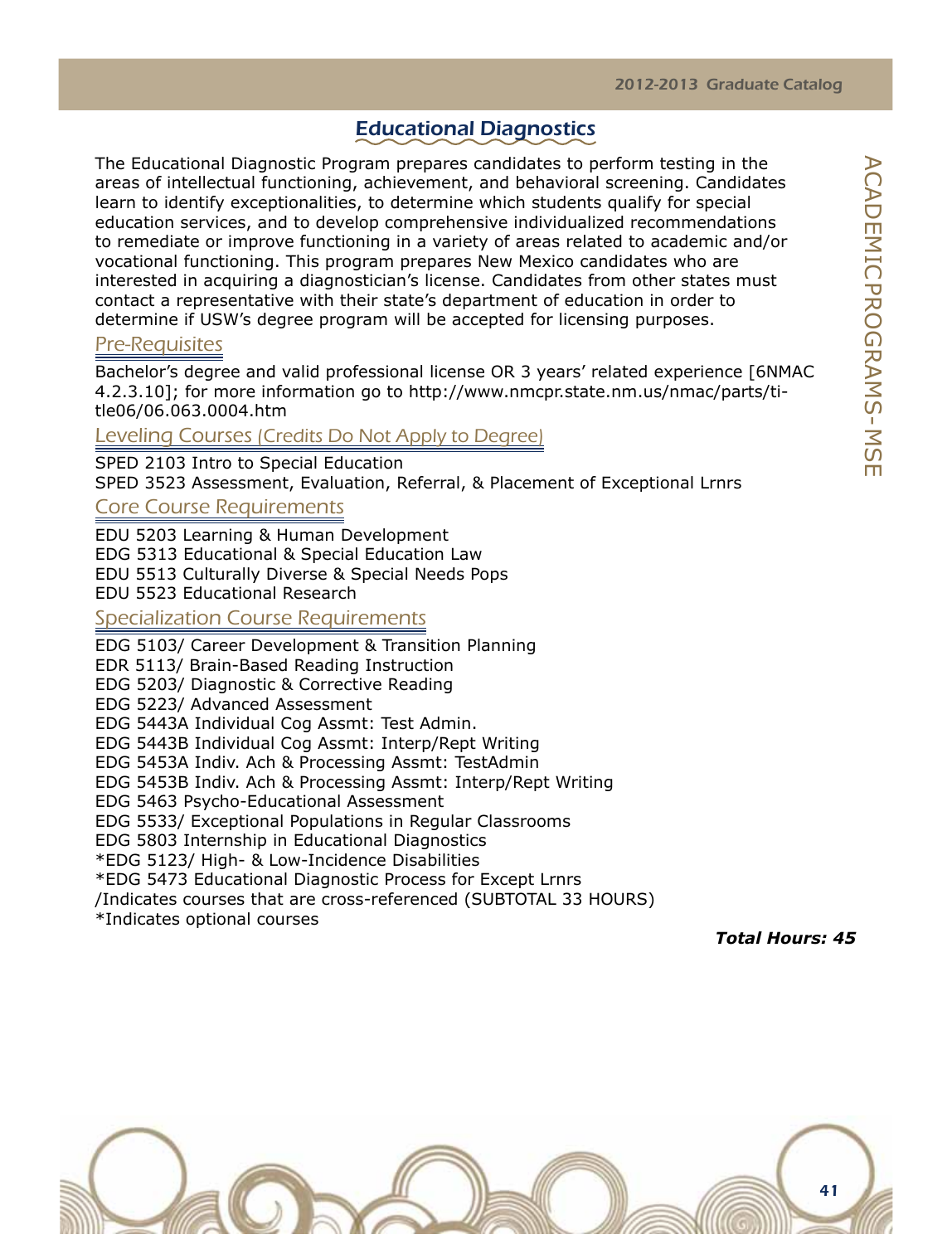## Educational Diagnostics

The Educational Diagnostic Program prepares candidates to perform testing in the areas of intellectual functioning, achievement, and behavioral screening. Candidates learn to identify exceptionalities, to determine which students qualify for special education services, and to develop comprehensive individualized recommendations to remediate or improve functioning in a variety of areas related to academic and/or vocational functioning. This program prepares New Mexico candidates who are interested in acquiring a diagnostician's license. Candidates from other states must contact a representative with their state's department of education in order to determine if USW's degree program will be accepted for licensing purposes.

### Pre-Requisites

Bachelor's degree and valid professional license OR 3 years' related experience [6NMAC 4.2.3.10]; for more information go to http://www.nmcpr.state.nm.us/nmac/parts/title06/06.063.0004.htm

### Leveling Courses (Credits Do Not Apply to Degree)

SPED 2103 Intro to Special Education
SPED 3523 Assessment, Evaluation, Referral, & Placement of Exceptional Lrnrs

### Core Course Requirements

EDU 5203 Learning & Human Development
EDG 5313 Educational & Special Education Law
EDU 5513 Culturally Diverse & Special Needs Pops
EDU 5523 Educational Research

### Specialization Course Requirements

EDG 5103/ Career Development & Transition Planning
EDR 5113/ Brain-Based Reading Instruction
EDG 5203/ Diagnostic & Corrective Reading
EDG 5223/ Advanced Assessment
EDG 5443A Individual Cog Assmt: Test Admin.
EDG 5443B Individual Cog Assmt: Interp/Rept Writing
EDG 5453A Indiv. Ach & Processing Assmt: TestAdmin
EDG 5453B Indiv. Ach & Processing Assmt: Interp/Rept Writing
EDG 5463 Psycho-Educational Assessment
EDG 5533/ Exceptional Populations in Regular Classrooms
EDG 5803 Internship in Educational Diagnostics
*EDG 5123/ High- & Low-Incidence Disabilities
*EDG 5473 Educational Diagnostic Process for Except Lrnrs
/Indicates courses that are cross-referenced (SUBTOTAL 33 HOURS)
*Indicates optional courses

***Total Hours: 45***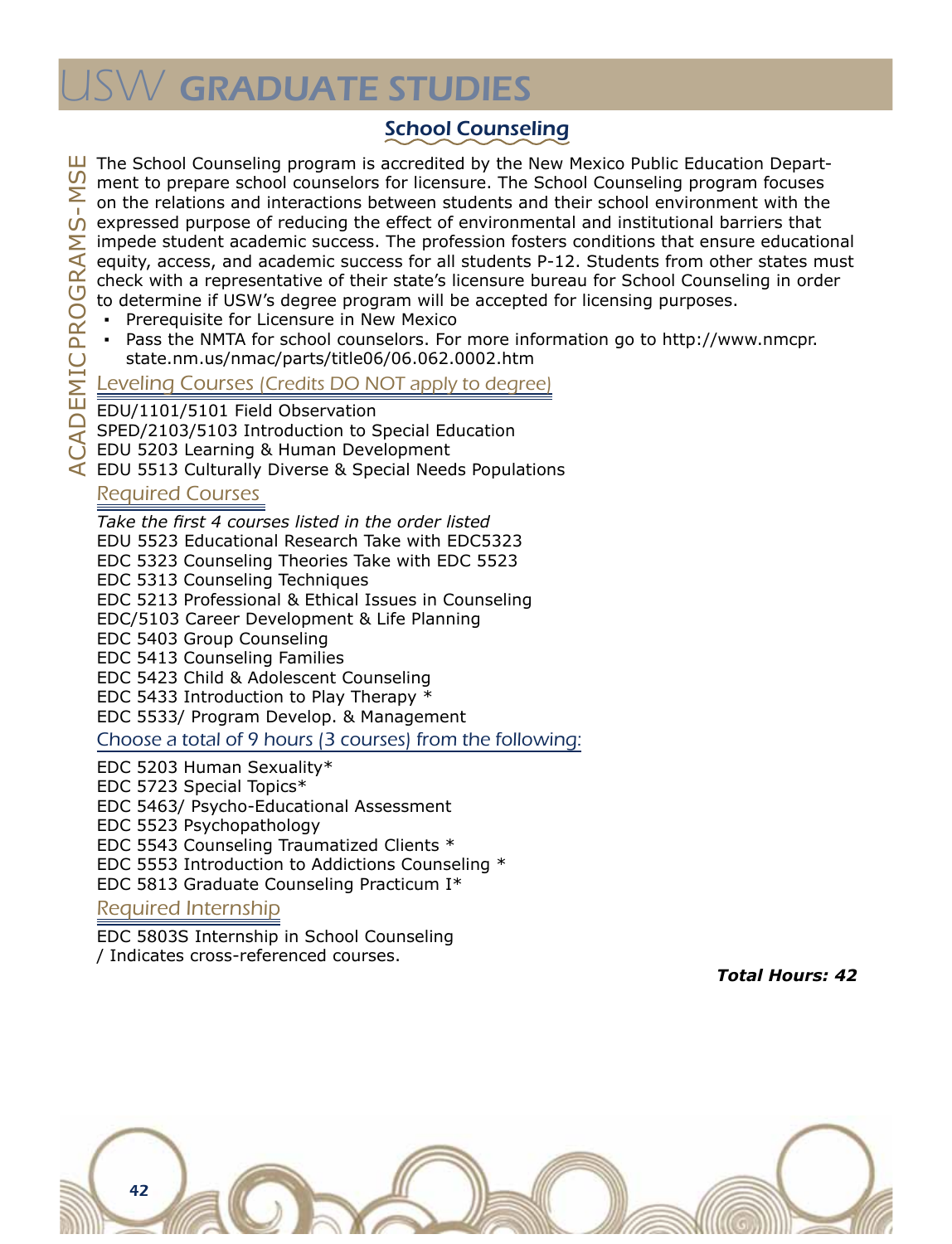## School Counseling

The School Counseling program is accredited by the New Mexico Public Education Department to prepare school counselors for licensure. The School Counseling program focuses on the relations and interactions between students and their school environment with the expressed purpose of reducing the effect of environmental and institutional barriers that impede student academic success. The profession fosters conditions that ensure educational equity, access, and academic success for all students P-12. Students from other states must check with a representative of their state's licensure bureau for School Counseling in order to determine if USW's degree program will be accepted for licensing purposes.

- Prerequisite for Licensure in New Mexico
- Pass the NMTA for school counselors. For more information go to http://www.nmcpr.state.nm.us/nmac/parts/title06/06.062.0002.htm

### Leveling Courses (Credits DO NOT apply to degree)

EDU/1101/5101 Field Observation
SPED/2103/5103 Introduction to Special Education
EDU 5203 Learning & Human Development
EDU 5513 Culturally Diverse & Special Needs Populations

### Required Courses

*Take the first 4 courses listed in the order listed*
EDU 5523 Educational Research Take with EDC5323
EDC 5323 Counseling Theories Take with EDC 5523
EDC 5313 Counseling Techniques
EDC 5213 Professional & Ethical Issues in Counseling
EDC/5103 Career Development & Life Planning
EDC 5403 Group Counseling
EDC 5413 Counseling Families
EDC 5423 Child & Adolescent Counseling
EDC 5433 Introduction to Play Therapy *
EDC 5533/ Program Develop. & Management

### Choose a total of 9 hours (3 courses) from the following:

EDC 5203 Human Sexuality*
EDC 5723 Special Topics*
EDC 5463/ Psycho-Educational Assessment
EDC 5523 Psychopathology
EDC 5543 Counseling Traumatized Clients *
EDC 5553 Introduction to Addictions Counseling *
EDC 5813 Graduate Counseling Practicum I*

### Required Internship

EDC 5803S Internship in School Counseling
/ Indicates cross-referenced courses.

***Total Hours: 42***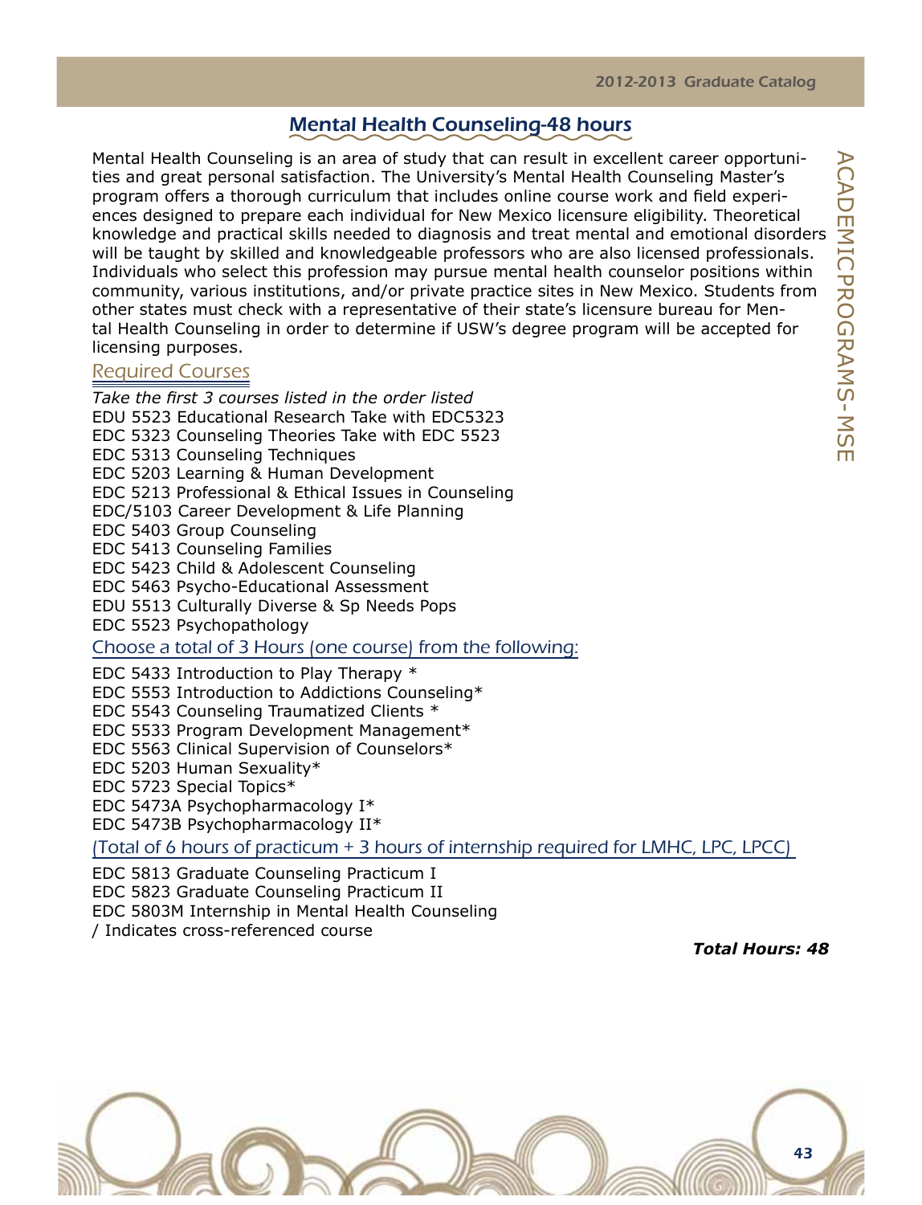## Mental Health Counseling-48 hours

Mental Health Counseling is an area of study that can result in excellent career opportunities and great personal satisfaction. The University's Mental Health Counseling Master's program offers a thorough curriculum that includes online course work and field experiences designed to prepare each individual for New Mexico licensure eligibility. Theoretical knowledge and practical skills needed to diagnosis and treat mental and emotional disorders will be taught by skilled and knowledgeable professors who are also licensed professionals. Individuals who select this profession may pursue mental health counselor positions within community, various institutions, and/or private practice sites in New Mexico. Students from other states must check with a representative of their state's licensure bureau for Mental Health Counseling in order to determine if USW's degree program will be accepted for licensing purposes.

### Required Courses

*Take the first 3 courses listed in the order listed*

EDU 5523 Educational Research Take with EDC5323
EDC 5323 Counseling Theories Take with EDC 5523
EDC 5313 Counseling Techniques
EDC 5203 Learning & Human Development
EDC 5213 Professional & Ethical Issues in Counseling
EDC/5103 Career Development & Life Planning
EDC 5403 Group Counseling
EDC 5413 Counseling Families
EDC 5423 Child & Adolescent Counseling
EDC 5463 Psycho-Educational Assessment
EDU 5513 Culturally Diverse & Sp Needs Pops
EDC 5523 Psychopathology

### Choose a total of 3 Hours (one course) from the following:

EDC 5433 Introduction to Play Therapy *
EDC 5553 Introduction to Addictions Counseling*
EDC 5543 Counseling Traumatized Clients *
EDC 5533 Program Development Management*
EDC 5563 Clinical Supervision of Counselors*
EDC 5203 Human Sexuality*
EDC 5723 Special Topics*
EDC 5473A Psychopharmacology I*
EDC 5473B Psychopharmacology II*

### (Total of 6 hours of practicum + 3 hours of internship required for LMHC, LPC, LPCC)

EDC 5813 Graduate Counseling Practicum I
EDC 5823 Graduate Counseling Practicum II
EDC 5803M Internship in Mental Health Counseling
/ Indicates cross-referenced course

***Total Hours: 48***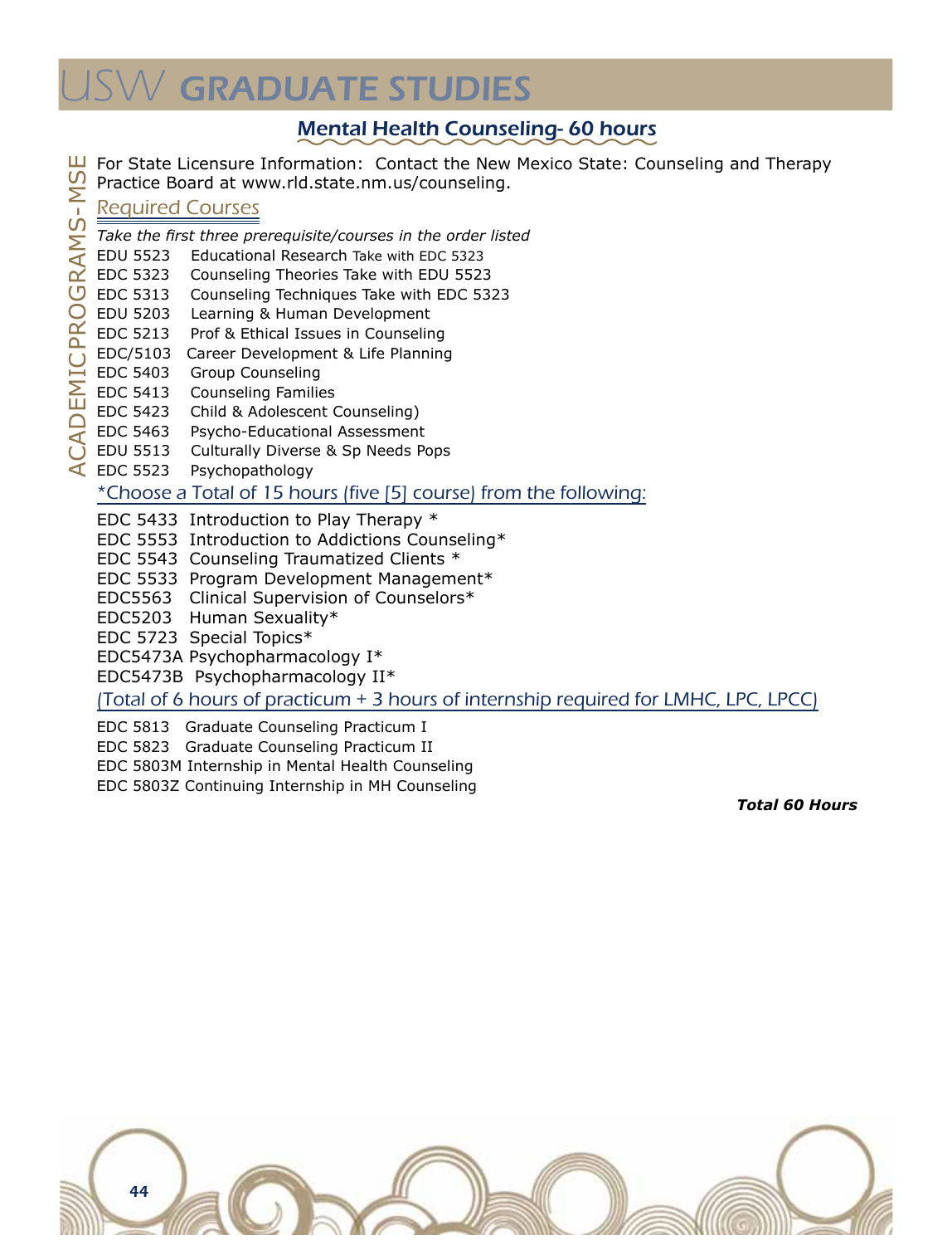# USW GRADUATE STUDIES

## Mental Health Counseling- 60 hours

For State Licensure Information: Contact the New Mexico State: Counseling and Therapy Practice Board at www.rld.state.nm.us/counseling.

### Required Courses

*Take the first three prerequisite/courses in the order listed*

EDU 5523 Educational Research Take with EDC 5323
EDC 5323 Counseling Theories Take with EDU 5523
EDC 5313 Counseling Techniques Take with EDC 5323
EDU 5203 Learning & Human Development
EDC 5213 Prof & Ethical Issues in Counseling
EDC/5103 Career Development & Life Planning
EDC 5403 Group Counseling
EDC 5413 Counseling Families
EDC 5423 Child & Adolescent Counseling)
EDC 5463 Psycho-Educational Assessment
EDU 5513 Culturally Diverse & Sp Needs Pops
EDC 5523 Psychopathology

*Choose a Total of 15 hours (five [5] course) from the following:

EDC 5433 Introduction to Play Therapy *
EDC 5553 Introduction to Addictions Counseling*
EDC 5543 Counseling Traumatized Clients *
EDC 5533 Program Development Management*
EDC5563 Clinical Supervision of Counselors*
EDC5203 Human Sexuality*
EDC 5723 Special Topics*
EDC5473A Psychopharmacology I*
EDC5473B Psychopharmacology II*

(Total of 6 hours of practicum + 3 hours of internship required for LMHC, LPC, LPCC)

EDC 5813 Graduate Counseling Practicum I
EDC 5823 Graduate Counseling Practicum II
EDC 5803M Internship in Mental Health Counseling
EDC 5803Z Continuing Internship in MH Counseling

***Total 60 Hours***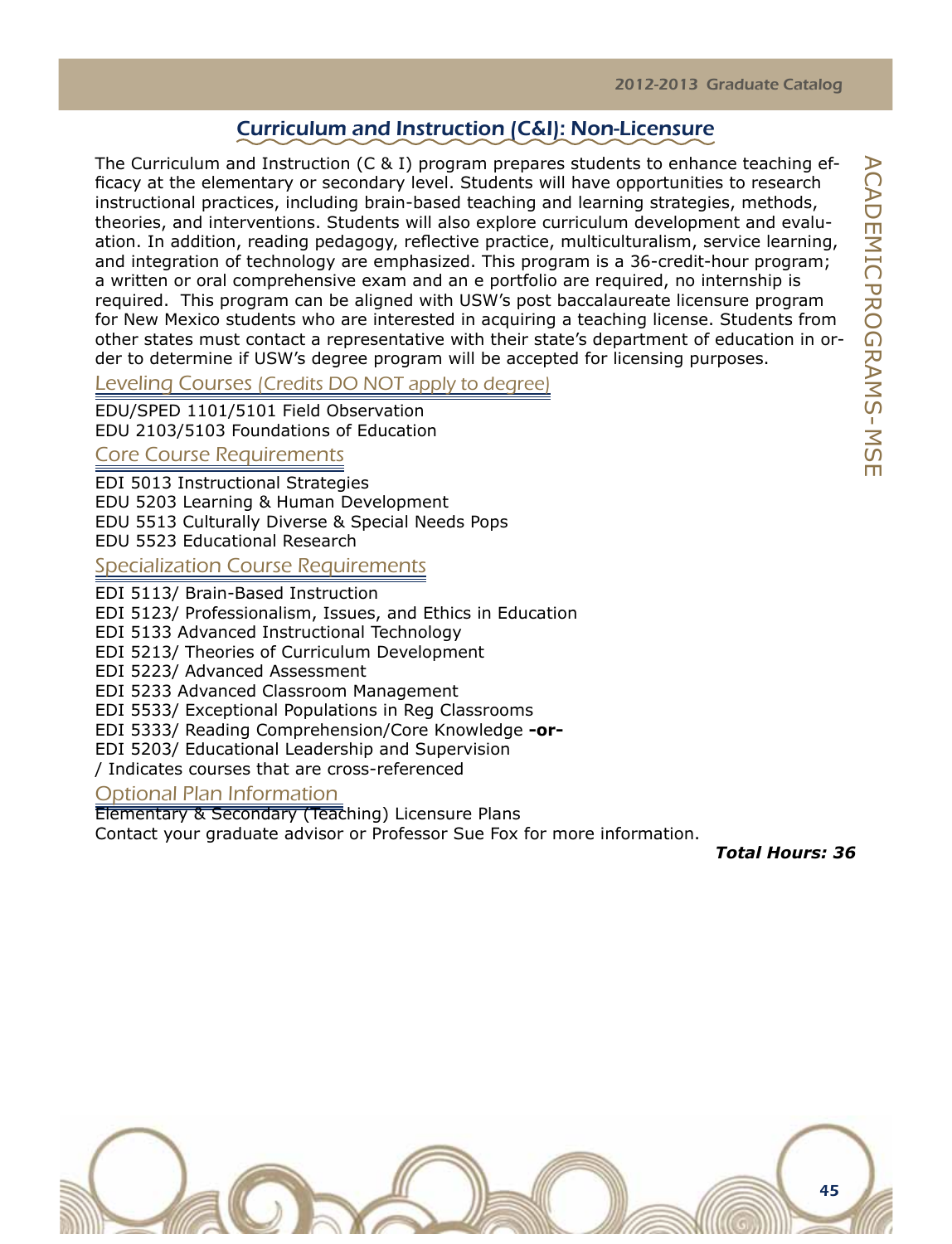# Curriculum and Instruction (C&I): Non-Licensure

The Curriculum and Instruction (C & I) program prepares students to enhance teaching efficacy at the elementary or secondary level. Students will have opportunities to research instructional practices, including brain-based teaching and learning strategies, methods, theories, and interventions. Students will also explore curriculum development and evaluation. In addition, reading pedagogy, reflective practice, multiculturalism, service learning, and integration of technology are emphasized. This program is a 36-credit-hour program; a written or oral comprehensive exam and an e portfolio are required, no internship is required. This program can be aligned with USW's post baccalaureate licensure program for New Mexico students who are interested in acquiring a teaching license. Students from other states must contact a representative with their state's department of education in order to determine if USW's degree program will be accepted for licensing purposes.

## Leveling Courses (Credits DO NOT apply to degree)

EDU/SPED 1101/5101 Field Observation
EDU 2103/5103 Foundations of Education

## Core Course Requirements

EDI 5013 Instructional Strategies
EDU 5203 Learning & Human Development
EDU 5513 Culturally Diverse & Special Needs Pops
EDU 5523 Educational Research

## Specialization Course Requirements

EDI 5113/ Brain-Based Instruction
EDI 5123/ Professionalism, Issues, and Ethics in Education
EDI 5133 Advanced Instructional Technology
EDI 5213/ Theories of Curriculum Development
EDI 5223/ Advanced Assessment
EDI 5233 Advanced Classroom Management
EDI 5533/ Exceptional Populations in Reg Classrooms
EDI 5333/ Reading Comprehension/Core Knowledge **-or-**
EDI 5203/ Educational Leadership and Supervision
/ Indicates courses that are cross-referenced

## Optional Plan Information

Elementary & Secondary (Teaching) Licensure Plans
Contact your graduate advisor or Professor Sue Fox for more information.

***Total Hours: 36***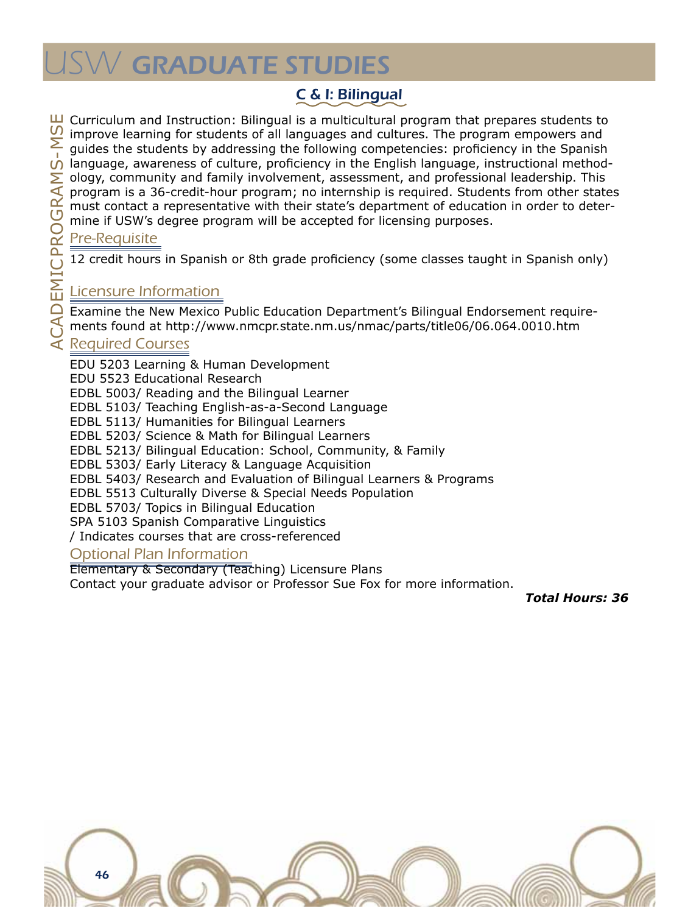## C & I: Bilingual

Curriculum and Instruction: Bilingual is a multicultural program that prepares students to improve learning for students of all languages and cultures. The program empowers and guides the students by addressing the following competencies: proficiency in the Spanish language, awareness of culture, proficiency in the English language, instructional methodology, community and family involvement, assessment, and professional leadership. This program is a 36-credit-hour program; no internship is required. Students from other states must contact a representative with their state's department of education in order to determine if USW's degree program will be accepted for licensing purposes.

### Pre-Requisite

12 credit hours in Spanish or 8th grade proficiency (some classes taught in Spanish only)

### Licensure Information

Examine the New Mexico Public Education Department's Bilingual Endorsement requirements found at http://www.nmcpr.state.nm.us/nmac/parts/title06/06.064.0010.htm

### Required Courses

EDU 5203 Learning & Human Development
EDU 5523 Educational Research
EDBL 5003/ Reading and the Bilingual Learner
EDBL 5103/ Teaching English-as-a-Second Language
EDBL 5113/ Humanities for Bilingual Learners
EDBL 5203/ Science & Math for Bilingual Learners
EDBL 5213/ Bilingual Education: School, Community, & Family
EDBL 5303/ Early Literacy & Language Acquisition
EDBL 5403/ Research and Evaluation of Bilingual Learners & Programs
EDBL 5513 Culturally Diverse & Special Needs Population
EDBL 5703/ Topics in Bilingual Education
SPA 5103 Spanish Comparative Linguistics
/ Indicates courses that are cross-referenced

### Optional Plan Information

Elementary & Secondary (Teaching) Licensure Plans
Contact your graduate advisor or Professor Sue Fox for more information.

***Total Hours: 36***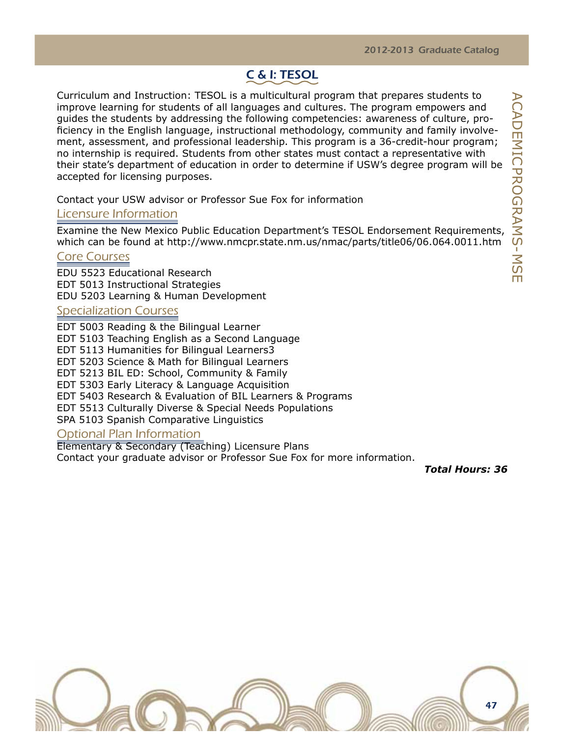## C & I: TESOL

Curriculum and Instruction: TESOL is a multicultural program that prepares students to improve learning for students of all languages and cultures. The program empowers and guides the students by addressing the following competencies: awareness of culture, proficiency in the English language, instructional methodology, community and family involvement, assessment, and professional leadership. This program is a 36-credit-hour program; no internship is required. Students from other states must contact a representative with their state's department of education in order to determine if USW's degree program will be accepted for licensing purposes.

Contact your USW advisor or Professor Sue Fox for information

### Licensure Information

Examine the New Mexico Public Education Department's TESOL Endorsement Requirements, which can be found at http://www.nmcpr.state.nm.us/nmac/parts/title06/06.064.0011.htm

### Core Courses

EDU 5523 Educational Research
EDT 5013 Instructional Strategies
EDU 5203 Learning & Human Development

### Specialization Courses

EDT 5003 Reading & the Bilingual Learner
EDT 5103 Teaching English as a Second Language
EDT 5113 Humanities for Bilingual Learners3
EDT 5203 Science & Math for Bilingual Learners
EDT 5213 BIL ED: School, Community & Family
EDT 5303 Early Literacy & Language Acquisition
EDT 5403 Research & Evaluation of BIL Learners & Programs
EDT 5513 Culturally Diverse & Special Needs Populations
SPA 5103 Spanish Comparative Linguistics

### Optional Plan Information

Elementary & Secondary (Teaching) Licensure Plans
Contact your graduate advisor or Professor Sue Fox for more information.

***Total Hours: 36***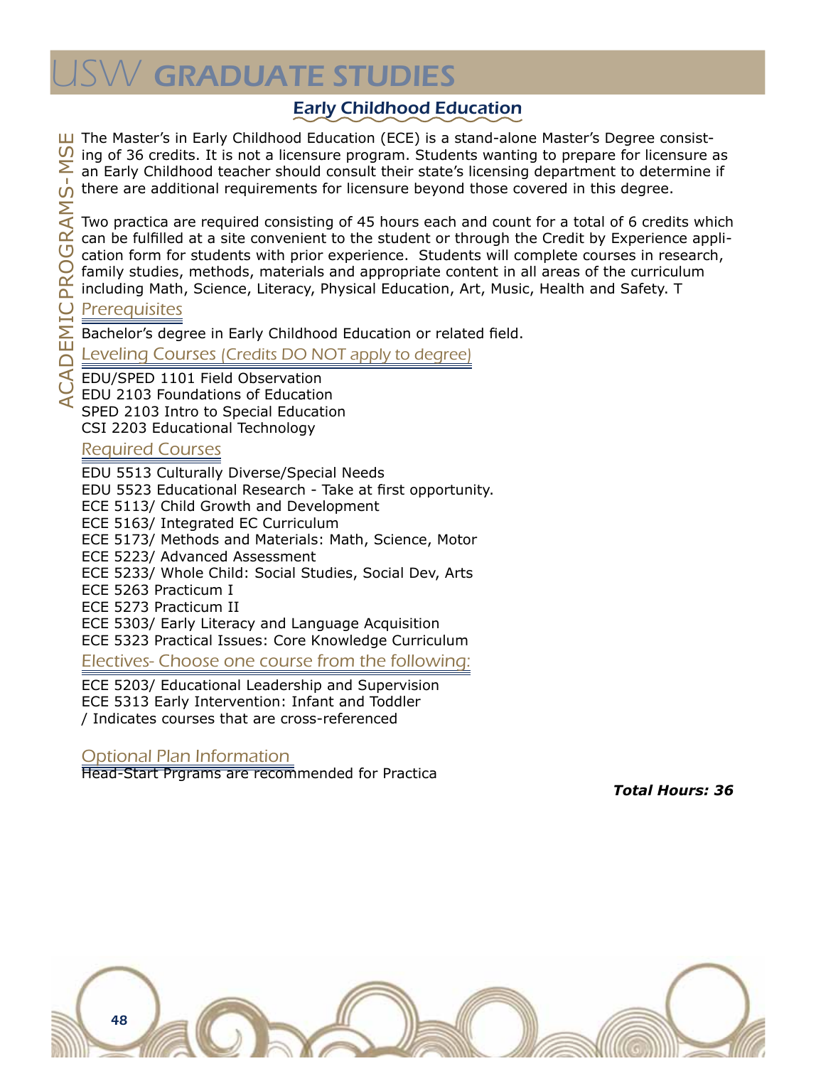# USW GRADUATE STUDIES

## Early Childhood Education

The Master's in Early Childhood Education (ECE) is a stand-alone Master's Degree consisting of 36 credits. It is not a licensure program. Students wanting to prepare for licensure as an Early Childhood teacher should consult their state's licensing department to determine if there are additional requirements for licensure beyond those covered in this degree.

Two practica are required consisting of 45 hours each and count for a total of 6 credits which can be fulfilled at a site convenient to the student or through the Credit by Experience application form for students with prior experience. Students will complete courses in research, family studies, methods, materials and appropriate content in all areas of the curriculum including Math, Science, Literacy, Physical Education, Art, Music, Health and Safety. T

### Prerequisites

Bachelor's degree in Early Childhood Education or related field.

### Leveling Courses (Credits DO NOT apply to degree)

EDU/SPED 1101 Field Observation
EDU 2103 Foundations of Education
SPED 2103 Intro to Special Education
CSI 2203 Educational Technology

### Required Courses

EDU 5513 Culturally Diverse/Special Needs
EDU 5523 Educational Research - Take at first opportunity.
ECE 5113/ Child Growth and Development
ECE 5163/ Integrated EC Curriculum
ECE 5173/ Methods and Materials: Math, Science, Motor
ECE 5223/ Advanced Assessment
ECE 5233/ Whole Child: Social Studies, Social Dev, Arts
ECE 5263 Practicum I
ECE 5273 Practicum II
ECE 5303/ Early Literacy and Language Acquisition
ECE 5323 Practical Issues: Core Knowledge Curriculum

### Electives- Choose one course from the following:

ECE 5203/ Educational Leadership and Supervision
ECE 5313 Early Intervention: Infant and Toddler
/ Indicates courses that are cross-referenced

### Optional Plan Information

Head-Start Prgrams are recommended for Practica

***Total Hours: 36***

ACADEMIC PROGRAMS-MSE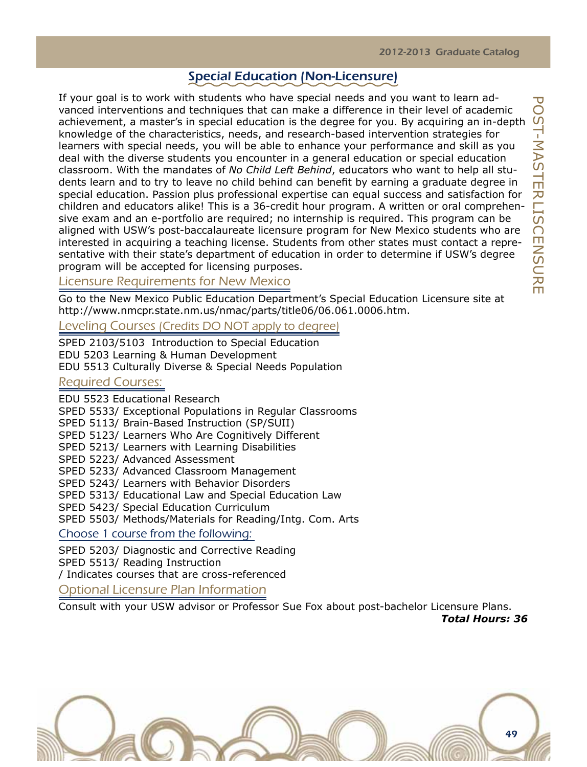## Special Education (Non-Licensure)

If your goal is to work with students who have special needs and you want to learn advanced interventions and techniques that can make a difference in their level of academic achievement, a master's in special education is the degree for you. By acquiring an in-depth knowledge of the characteristics, needs, and research-based intervention strategies for learners with special needs, you will be able to enhance your performance and skill as you deal with the diverse students you encounter in a general education or special education classroom. With the mandates of *No Child Left Behind*, educators who want to help all students learn and to try to leave no child behind can benefit by earning a graduate degree in special education. Passion plus professional expertise can equal success and satisfaction for children and educators alike! This is a 36-credit hour program. A written or oral comprehensive exam and an e-portfolio are required; no internship is required. This program can be aligned with USW's post-baccalaureate licensure program for New Mexico students who are interested in acquiring a teaching license. Students from other states must contact a representative with their state's department of education in order to determine if USW's degree program will be accepted for licensing purposes.

### Licensure Requirements for New Mexico

Go to the New Mexico Public Education Department's Special Education Licensure site at http://www.nmcpr.state.nm.us/nmac/parts/title06/06.061.0006.htm.

### Leveling Courses (Credits DO NOT apply to degree)

SPED 2103/5103 Introduction to Special Education
EDU 5203 Learning & Human Development
EDU 5513 Culturally Diverse & Special Needs Population

### Required Courses:

EDU 5523 Educational Research
SPED 5533/ Exceptional Populations in Regular Classrooms
SPED 5113/ Brain-Based Instruction (SP/SUII)
SPED 5123/ Learners Who Are Cognitively Different
SPED 5213/ Learners with Learning Disabilities
SPED 5223/ Advanced Assessment
SPED 5233/ Advanced Classroom Management
SPED 5243/ Learners with Behavior Disorders
SPED 5313/ Educational Law and Special Education Law
SPED 5423/ Special Education Curriculum
SPED 5503/ Methods/Materials for Reading/Intg. Com. Arts

### Choose 1 course from the following:

SPED 5203/ Diagnostic and Corrective Reading
SPED 5513/ Reading Instruction
/ Indicates courses that are cross-referenced

### Optional Licensure Plan Information

Consult with your USW advisor or Professor Sue Fox about post-bachelor Licensure Plans.

***Total Hours: 36***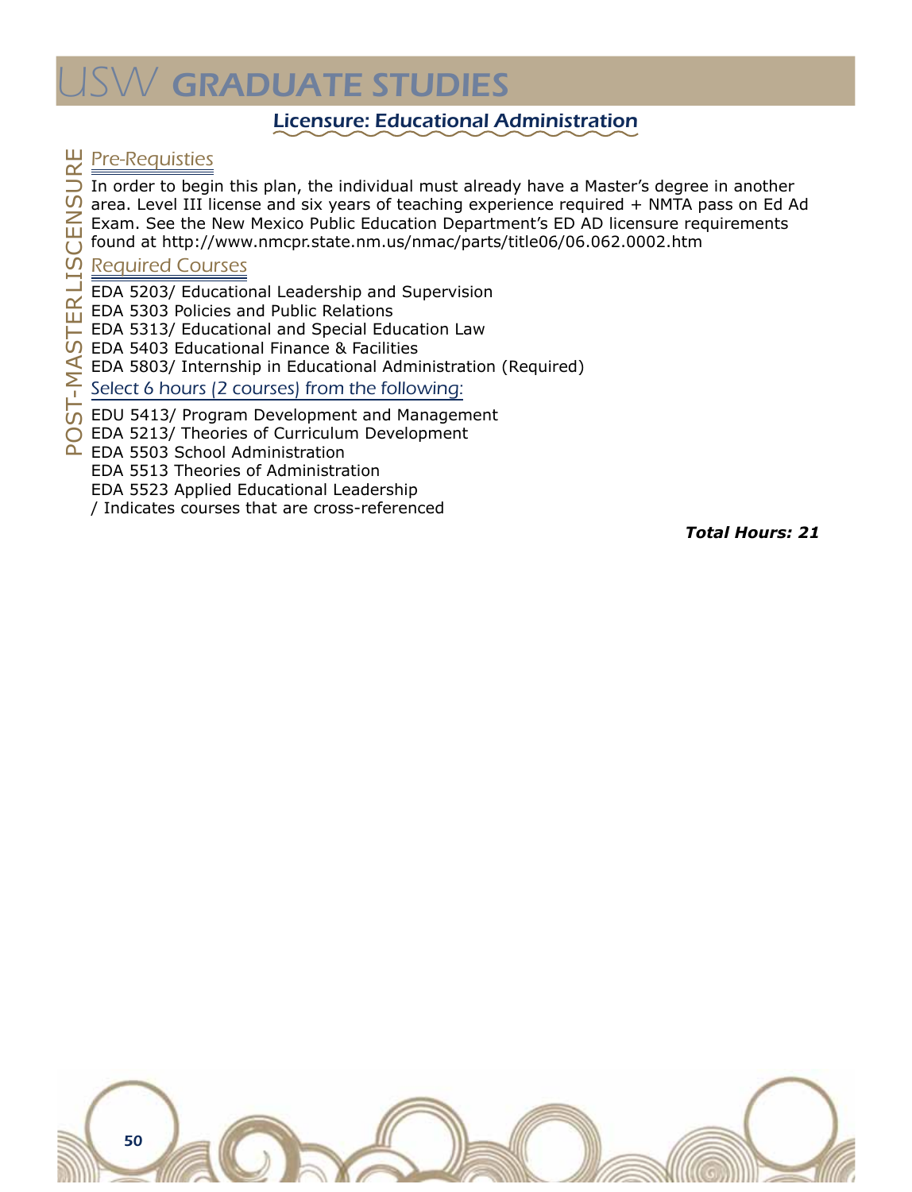## Licensure: Educational Administration

POST-MASTER LISCENSURE

### Pre-Requisties

In order to begin this plan, the individual must already have a Master's degree in another area. Level III license and six years of teaching experience required + NMTA pass on Ed Ad Exam. See the New Mexico Public Education Department's ED AD licensure requirements found at http://www.nmcpr.state.nm.us/nmac/parts/title06/06.062.0002.htm

### Required Courses

EDA 5203/ Educational Leadership and Supervision
EDA 5303 Policies and Public Relations
EDA 5313/ Educational and Special Education Law
EDA 5403 Educational Finance & Facilities
EDA 5803/ Internship in Educational Administration (Required)

### Select 6 hours (2 courses) from the following:

EDU 5413/ Program Development and Management
EDA 5213/ Theories of Curriculum Development
EDA 5503 School Administration
EDA 5513 Theories of Administration
EDA 5523 Applied Educational Leadership
/ Indicates courses that are cross-referenced

***Total Hours: 21***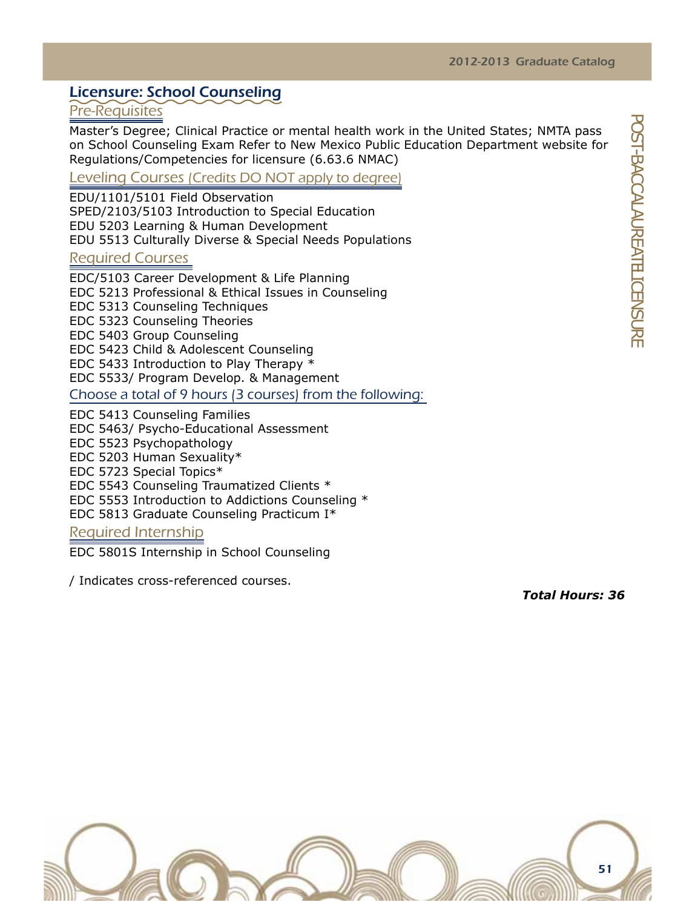## Licensure: School Counseling

### Pre-Requisites

Master's Degree; Clinical Practice or mental health work in the United States; NMTA pass on School Counseling Exam Refer to New Mexico Public Education Department website for Regulations/Competencies for licensure (6.63.6 NMAC)

### Leveling Courses (Credits DO NOT apply to degree)

EDU/1101/5101 Field Observation
SPED/2103/5103 Introduction to Special Education
EDU 5203 Learning & Human Development
EDU 5513 Culturally Diverse & Special Needs Populations

### Required Courses

EDC/5103 Career Development & Life Planning
EDC 5213 Professional & Ethical Issues in Counseling
EDC 5313 Counseling Techniques
EDC 5323 Counseling Theories
EDC 5403 Group Counseling
EDC 5423 Child & Adolescent Counseling
EDC 5433 Introduction to Play Therapy *
EDC 5533/ Program Develop. & Management

### Choose a total of 9 hours (3 courses) from the following:

EDC 5413 Counseling Families
EDC 5463/ Psycho-Educational Assessment
EDC 5523 Psychopathology
EDC 5203 Human Sexuality*
EDC 5723 Special Topics*
EDC 5543 Counseling Traumatized Clients *
EDC 5553 Introduction to Addictions Counseling *
EDC 5813 Graduate Counseling Practicum I*

### Required Internship

EDC 5801S Internship in School Counseling

/ Indicates cross-referenced courses.

***Total Hours: 36***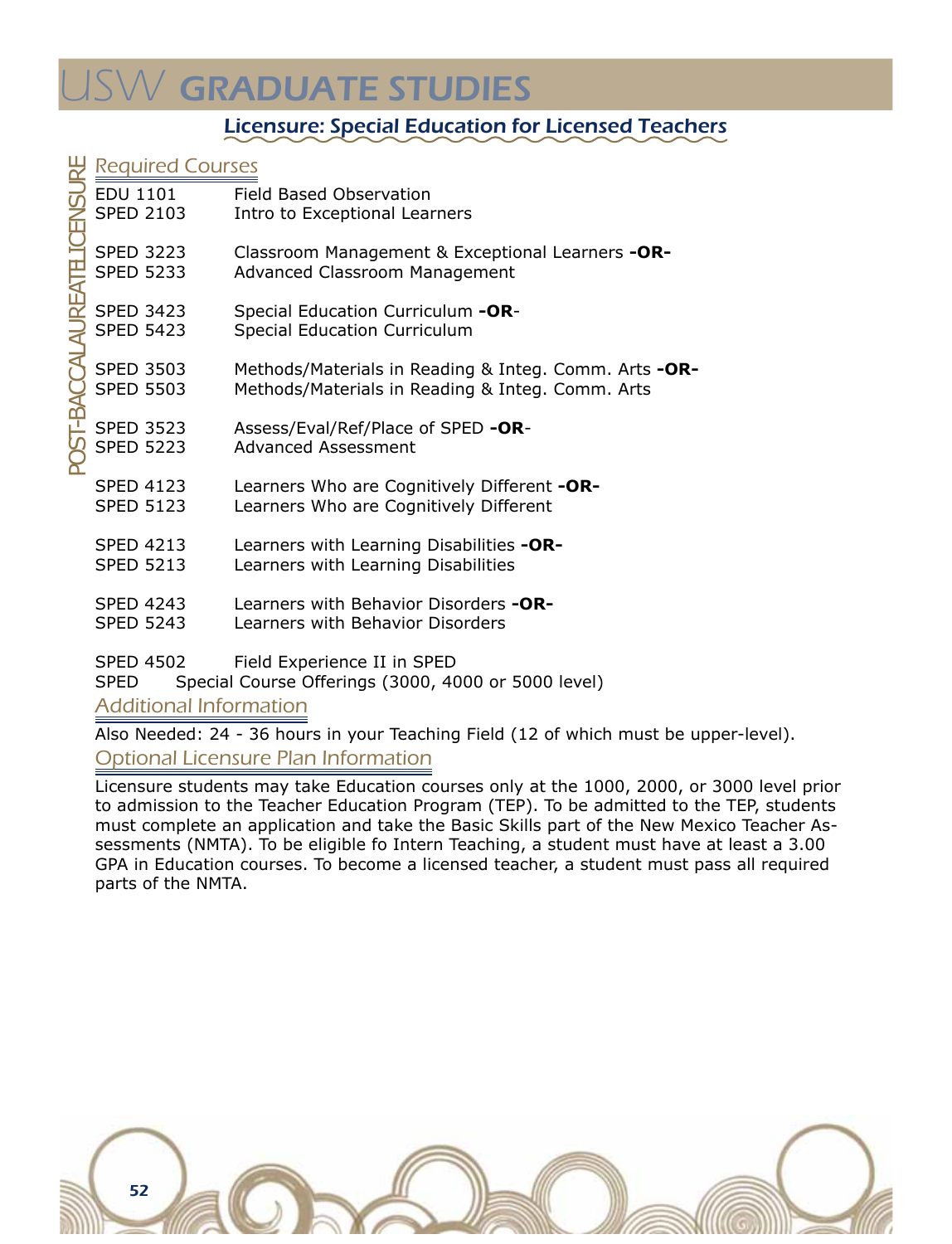# USW GRADUATE STUDIES

## Licensure: Special Education for Licensed Teachers

POST-BACCALAUREATE LICENSURE

### Required Courses

EDU 1101 Field Based Observation
SPED 2103 Intro to Exceptional Learners

SPED 3223 Classroom Management & Exceptional Learners **-OR-**
SPED 5233 Advanced Classroom Management

SPED 3423 Special Education Curriculum **-OR**-
SPED 5423 Special Education Curriculum

SPED 3503 Methods/Materials in Reading & Integ. Comm. Arts **-OR-**
SPED 5503 Methods/Materials in Reading & Integ. Comm. Arts

SPED 3523 Assess/Eval/Ref/Place of SPED **-OR**-
SPED 5223 Advanced Assessment

SPED 4123 Learners Who are Cognitively Different **-OR-**
SPED 5123 Learners Who are Cognitively Different

SPED 4213 Learners with Learning Disabilities **-OR-**
SPED 5213 Learners with Learning Disabilities

SPED 4243 Learners with Behavior Disorders **-OR-**
SPED 5243 Learners with Behavior Disorders

SPED 4502 Field Experience II in SPED
SPED Special Course Offerings (3000, 4000 or 5000 level)

### Additional Information

Also Needed: 24 - 36 hours in your Teaching Field (12 of which must be upper-level).

### Optional Licensure Plan Information

Licensure students may take Education courses only at the 1000, 2000, or 3000 level prior to admission to the Teacher Education Program (TEP). To be admitted to the TEP, students must complete an application and take the Basic Skills part of the New Mexico Teacher Assessments (NMTA). To be eligible fo Intern Teaching, a student must have at least a 3.00 GPA in Education courses. To become a licensed teacher, a student must pass all required parts of the NMTA.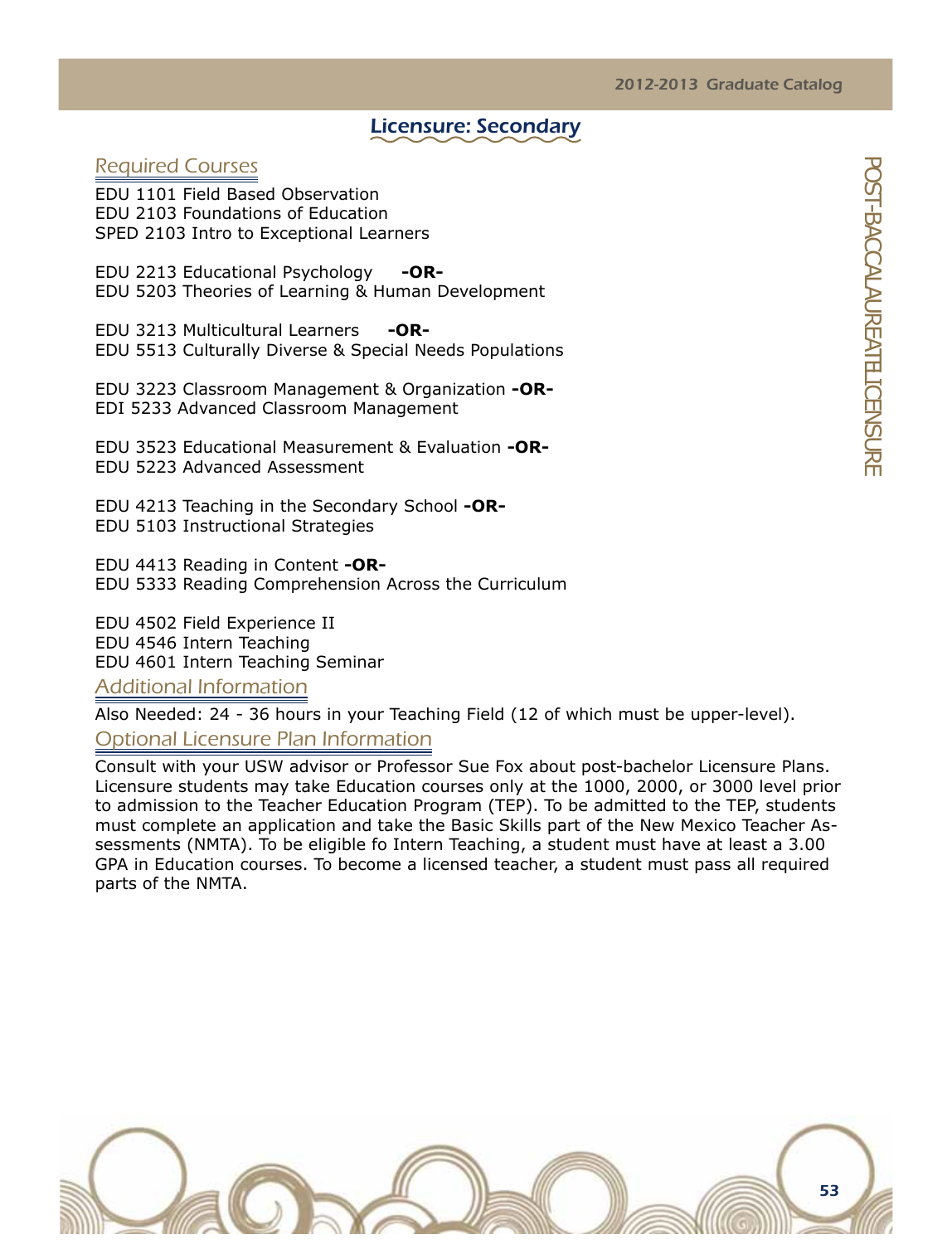# Licensure: Secondary

## Required Courses

EDU 1101 Field Based Observation
EDU 2103 Foundations of Education
SPED 2103 Intro to Exceptional Learners

EDU 2213 Educational Psychology **-OR-**
EDU 5203 Theories of Learning & Human Development

EDU 3213 Multicultural Learners **-OR-**
EDU 5513 Culturally Diverse & Special Needs Populations

EDU 3223 Classroom Management & Organization **-OR-**
EDI 5233 Advanced Classroom Management

EDU 3523 Educational Measurement & Evaluation **-OR-**
EDU 5223 Advanced Assessment

EDU 4213 Teaching in the Secondary School **-OR-**
EDU 5103 Instructional Strategies

EDU 4413 Reading in Content **-OR-**
EDU 5333 Reading Comprehension Across the Curriculum

EDU 4502 Field Experience II
EDU 4546 Intern Teaching
EDU 4601 Intern Teaching Seminar

## Additional Information

Also Needed: 24 - 36 hours in your Teaching Field (12 of which must be upper-level).

## Optional Licensure Plan Information

Consult with your USW advisor or Professor Sue Fox about post-bachelor Licensure Plans. Licensure students may take Education courses only at the 1000, 2000, or 3000 level prior to admission to the Teacher Education Program (TEP). To be admitted to the TEP, students must complete an application and take the Basic Skills part of the New Mexico Teacher Assessments (NMTA). To be eligible fo Intern Teaching, a student must have at least a 3.00 GPA in Education courses. To become a licensed teacher, a student must pass all required parts of the NMTA.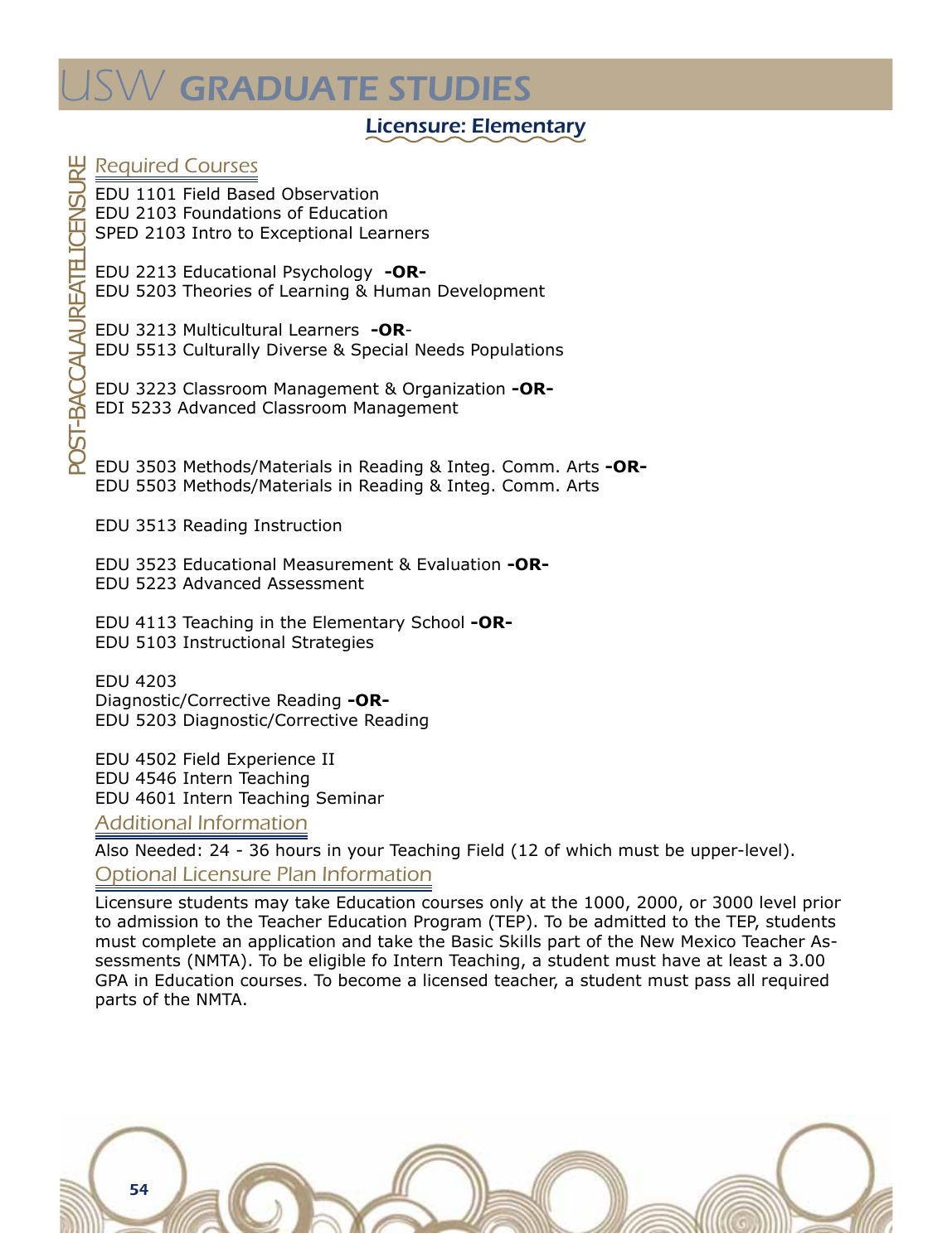# USW GRADUATE STUDIES

## Licensure: Elementary

POST-BACCALAUREATE LICENSURE

### Required Courses

EDU 1101 Field Based Observation
EDU 2103 Foundations of Education
SPED 2103 Intro to Exceptional Learners

EDU 2213 Educational Psychology **-OR-**
EDU 5203 Theories of Learning & Human Development

EDU 3213 Multicultural Learners **-OR**-
EDU 5513 Culturally Diverse & Special Needs Populations

EDU 3223 Classroom Management & Organization **-OR-**
EDI 5233 Advanced Classroom Management

EDU 3503 Methods/Materials in Reading & Integ. Comm. Arts **-OR-**
EDU 5503 Methods/Materials in Reading & Integ. Comm. Arts

EDU 3513 Reading Instruction

EDU 3523 Educational Measurement & Evaluation **-OR-**
EDU 5223 Advanced Assessment

EDU 4113 Teaching in the Elementary School **-OR-**
EDU 5103 Instructional Strategies

EDU 4203
Diagnostic/Corrective Reading **-OR-**
EDU 5203 Diagnostic/Corrective Reading

EDU 4502 Field Experience II
EDU 4546 Intern Teaching
EDU 4601 Intern Teaching Seminar

### Additional Information

Also Needed: 24 - 36 hours in your Teaching Field (12 of which must be upper-level).

### Optional Licensure Plan Information

Licensure students may take Education courses only at the 1000, 2000, or 3000 level prior to admission to the Teacher Education Program (TEP). To be admitted to the TEP, students must complete an application and take the Basic Skills part of the New Mexico Teacher Assessments (NMTA). To be eligible fo Intern Teaching, a student must have at least a 3.00 GPA in Education courses. To become a licensed teacher, a student must pass all required parts of the NMTA.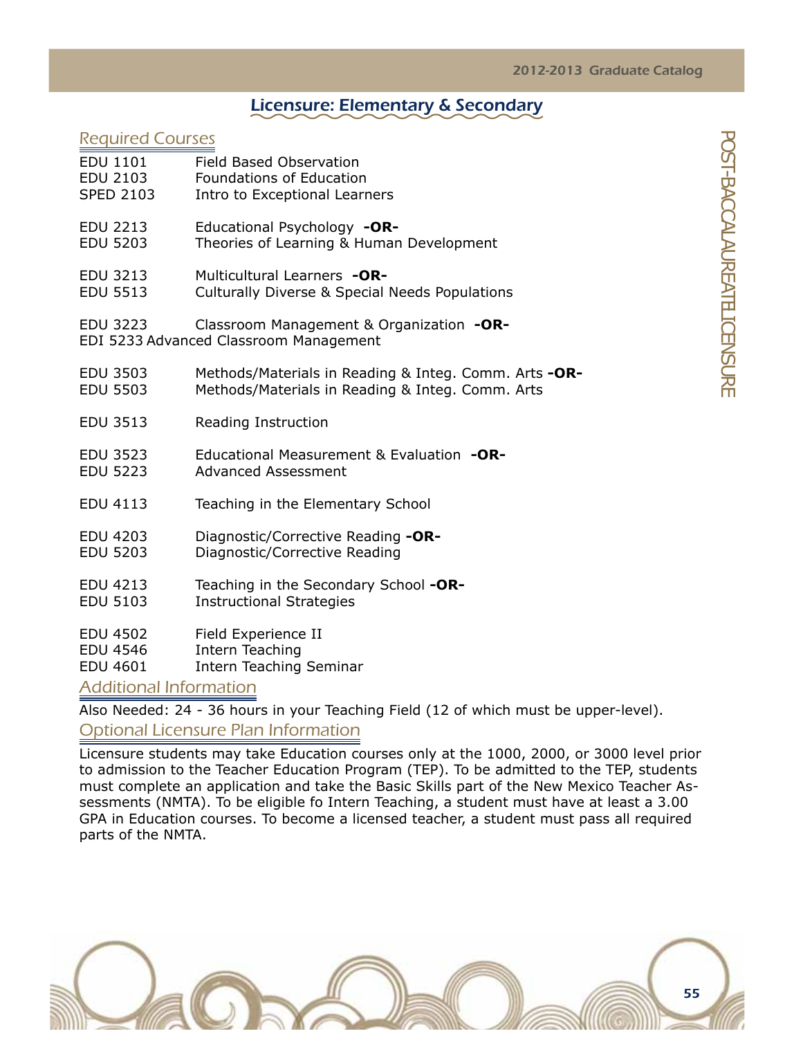## Licensure: Elementary & Secondary

### Required Courses

EDU 1101 Field Based Observation
EDU 2103 Foundations of Education
SPED 2103 Intro to Exceptional Learners

EDU 2213 Educational Psychology **-OR-**
EDU 5203 Theories of Learning & Human Development

EDU 3213 Multicultural Learners **-OR-**
EDU 5513 Culturally Diverse & Special Needs Populations

EDU 3223 Classroom Management & Organization **-OR-**
EDI 5233 Advanced Classroom Management

EDU 3503 Methods/Materials in Reading & Integ. Comm. Arts **-OR-**
EDU 5503 Methods/Materials in Reading & Integ. Comm. Arts

EDU 3513 Reading Instruction

EDU 3523 Educational Measurement & Evaluation **-OR-**
EDU 5223 Advanced Assessment

EDU 4113 Teaching in the Elementary School

EDU 4203 Diagnostic/Corrective Reading **-OR-**
EDU 5203 Diagnostic/Corrective Reading

EDU 4213 Teaching in the Secondary School **-OR-**
EDU 5103 Instructional Strategies

EDU 4502 Field Experience II
EDU 4546 Intern Teaching
EDU 4601 Intern Teaching Seminar

### Additional Information

Also Needed: 24 - 36 hours in your Teaching Field (12 of which must be upper-level).

### Optional Licensure Plan Information

Licensure students may take Education courses only at the 1000, 2000, or 3000 level prior to admission to the Teacher Education Program (TEP). To be admitted to the TEP, students must complete an application and take the Basic Skills part of the New Mexico Teacher Assessments (NMTA). To be eligible fo Intern Teaching, a student must have at least a 3.00 GPA in Education courses. To become a licensed teacher, a student must pass all required parts of the NMTA.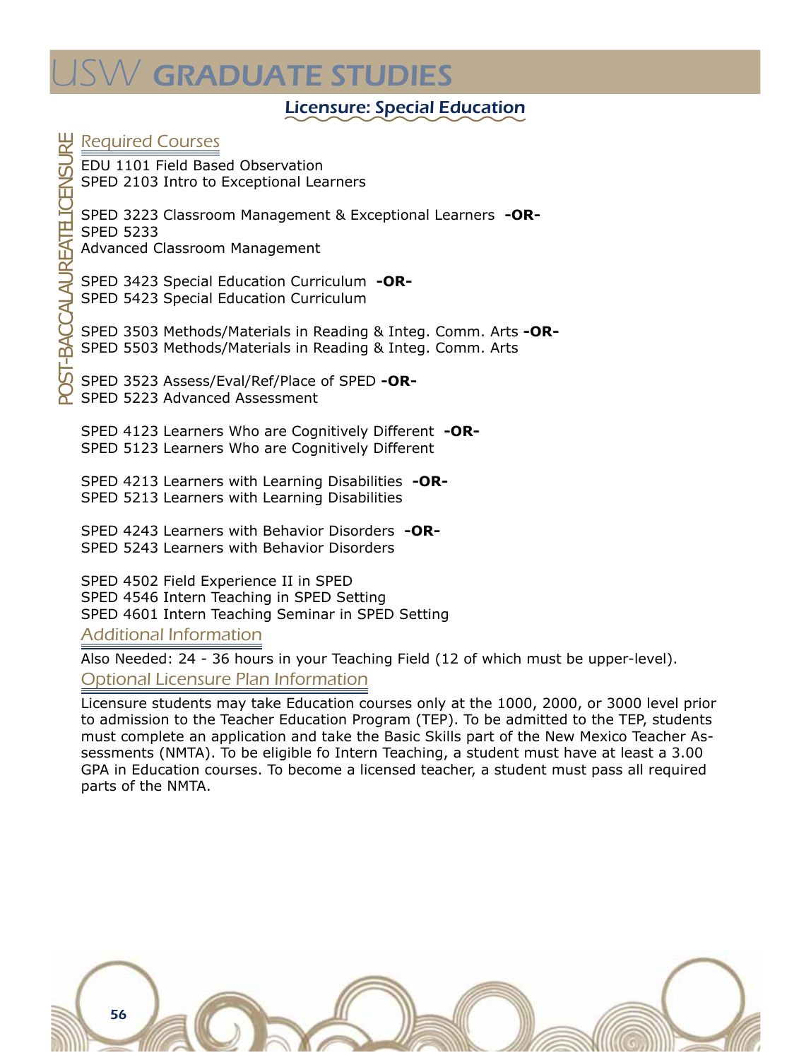## Licensure: Special Education

### Required Courses

EDU 1101 Field Based Observation
SPED 2103 Intro to Exceptional Learners

SPED 3223 Classroom Management & Exceptional Learners **-OR-**
SPED 5233
Advanced Classroom Management

SPED 3423 Special Education Curriculum **-OR-**
SPED 5423 Special Education Curriculum

SPED 3503 Methods/Materials in Reading & Integ. Comm. Arts **-OR-**
SPED 5503 Methods/Materials in Reading & Integ. Comm. Arts

SPED 3523 Assess/Eval/Ref/Place of SPED **-OR-**
SPED 5223 Advanced Assessment

SPED 4123 Learners Who are Cognitively Different **-OR-**
SPED 5123 Learners Who are Cognitively Different

SPED 4213 Learners with Learning Disabilities **-OR-**
SPED 5213 Learners with Learning Disabilities

SPED 4243 Learners with Behavior Disorders **-OR-**
SPED 5243 Learners with Behavior Disorders

SPED 4502 Field Experience II in SPED
SPED 4546 Intern Teaching in SPED Setting
SPED 4601 Intern Teaching Seminar in SPED Setting

### Additional Information

Also Needed: 24 - 36 hours in your Teaching Field (12 of which must be upper-level).

### Optional Licensure Plan Information

Licensure students may take Education courses only at the 1000, 2000, or 3000 level prior to admission to the Teacher Education Program (TEP). To be admitted to the TEP, students must complete an application and take the Basic Skills part of the New Mexico Teacher Assessments (NMTA). To be eligible fo Intern Teaching, a student must have at least a 3.00 GPA in Education courses. To become a licensed teacher, a student must pass all required parts of the NMTA.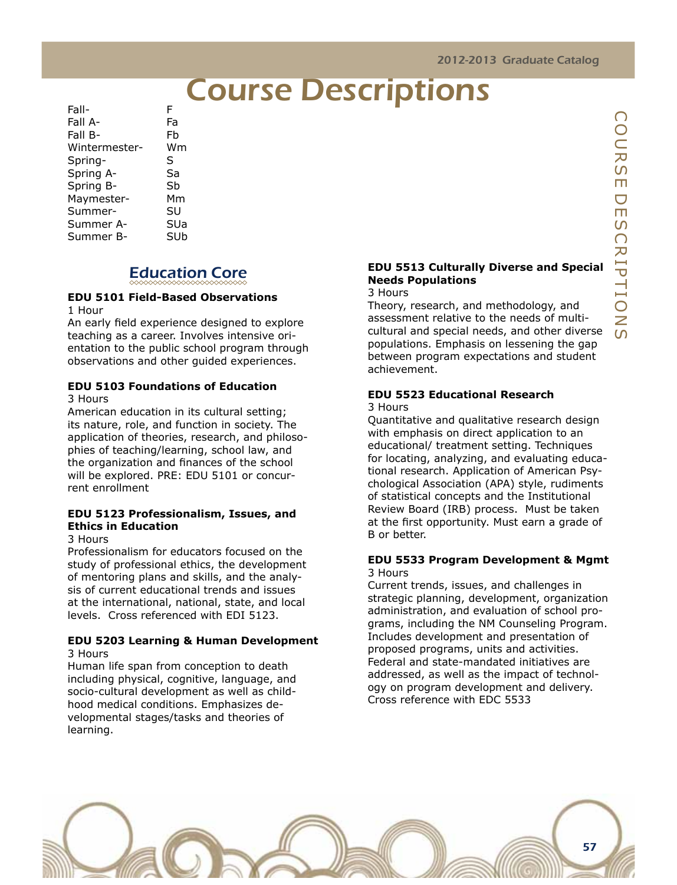# Course Descriptions

| | |
|---|---|
| Fall- | F |
| Fall A- | Fa |
| Fall B- | Fb |
| Wintermester- | Wm |
| Spring- | S |
| Spring A- | Sa |
| Spring B- | Sb |
| Maymester- | Mm |
| Summer- | SU |
| Summer A- | SUa |
| Summer B- | SUb |

## Education Core

**EDU 5101 Field-Based Observations**
1 Hour
An early field experience designed to explore teaching as a career. Involves intensive orientation to the public school program through observations and other guided experiences.

**EDU 5103 Foundations of Education**
3 Hours
American education in its cultural setting; its nature, role, and function in society. The application of theories, research, and philosophies of teaching/learning, school law, and the organization and finances of the school will be explored. PRE: EDU 5101 or concurrent enrollment

**EDU 5123 Professionalism, Issues, and Ethics in Education**
3 Hours
Professionalism for educators focused on the study of professional ethics, the development of mentoring plans and skills, and the analysis of current educational trends and issues at the international, national, state, and local levels. Cross referenced with EDI 5123.

**EDU 5203 Learning & Human Development**
3 Hours
Human life span from conception to death including physical, cognitive, language, and socio-cultural development as well as childhood medical conditions. Emphasizes developmental stages/tasks and theories of learning.

**EDU 5513 Culturally Diverse and Special Needs Populations**
3 Hours
Theory, research, and methodology, and assessment relative to the needs of multicultural and special needs, and other diverse populations. Emphasis on lessening the gap between program expectations and student achievement.

**EDU 5523 Educational Research**
3 Hours
Quantitative and qualitative research design with emphasis on direct application to an educational/ treatment setting. Techniques for locating, analyzing, and evaluating educational research. Application of American Psychological Association (APA) style, rudiments of statistical concepts and the Institutional Review Board (IRB) process. Must be taken at the first opportunity. Must earn a grade of B or better.

**EDU 5533 Program Development & Mgmt**
3 Hours
Current trends, issues, and challenges in strategic planning, development, organization administration, and evaluation of school programs, including the NM Counseling Program. Includes development and presentation of proposed programs, units and activities. Federal and state-mandated initiatives are addressed, as well as the impact of technology on program development and delivery. Cross reference with EDC 5533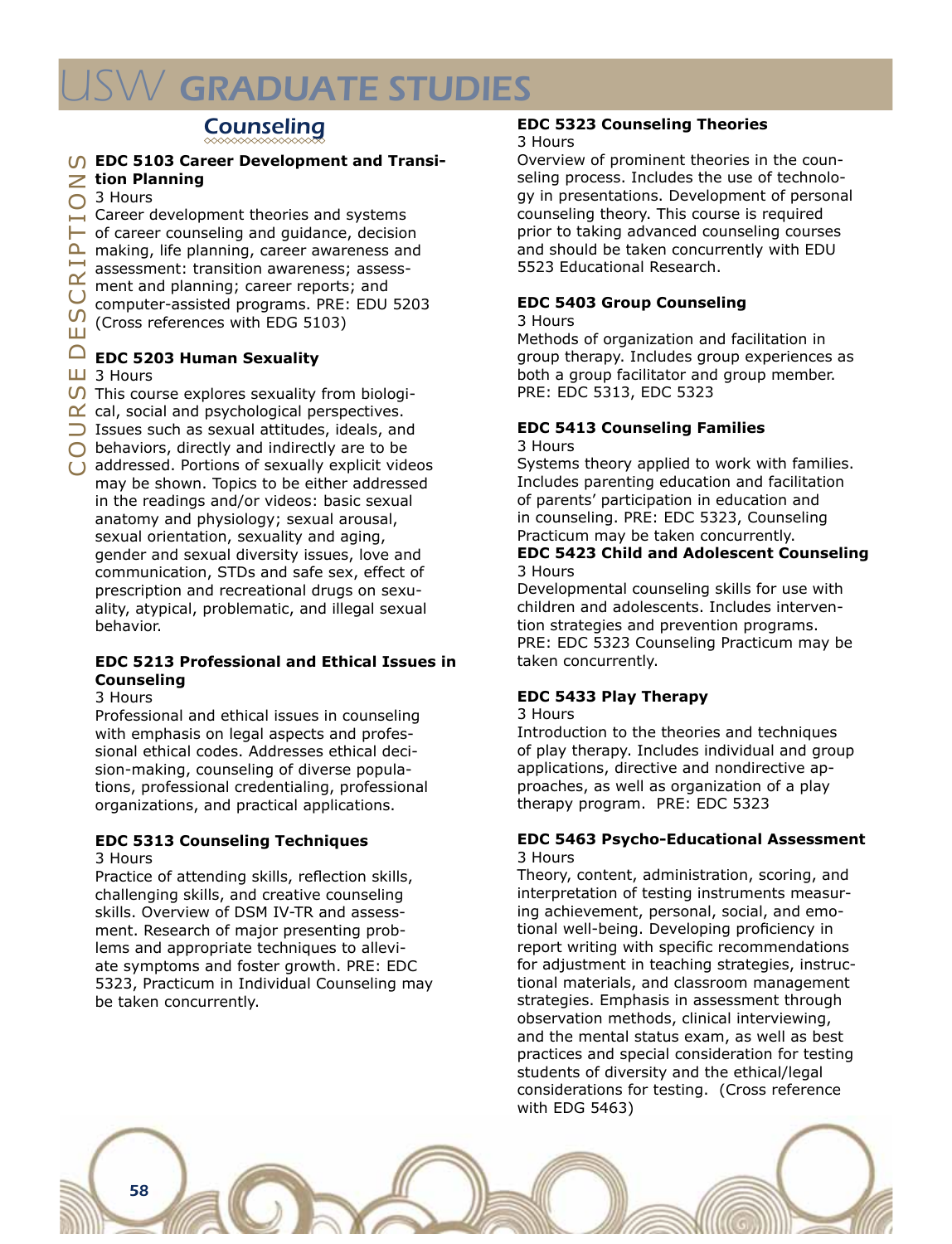## Counseling

### EDC 5103 Career Development and Transition Planning
3 Hours
Career development theories and systems of career counseling and guidance, decision making, life planning, career awareness and assessment: transition awareness; assessment and planning; career reports; and computer-assisted programs. PRE: EDU 5203 (Cross references with EDG 5103)

### EDC 5203 Human Sexuality
3 Hours
This course explores sexuality from biological, social and psychological perspectives. Issues such as sexual attitudes, ideals, and behaviors, directly and indirectly are to be addressed. Portions of sexually explicit videos may be shown. Topics to be either addressed in the readings and/or videos: basic sexual anatomy and physiology; sexual arousal, sexual orientation, sexuality and aging, gender and sexual diversity issues, love and communication, STDs and safe sex, effect of prescription and recreational drugs on sexuality, atypical, problematic, and illegal sexual behavior.

### EDC 5213 Professional and Ethical Issues in Counseling
3 Hours
Professional and ethical issues in counseling with emphasis on legal aspects and professional ethical codes. Addresses ethical decision-making, counseling of diverse populations, professional credentialing, professional organizations, and practical applications.

### EDC 5313 Counseling Techniques
3 Hours
Practice of attending skills, reflection skills, challenging skills, and creative counseling skills. Overview of DSM IV-TR and assessment. Research of major presenting problems and appropriate techniques to alleviate symptoms and foster growth. PRE: EDC 5323, Practicum in Individual Counseling may be taken concurrently.

### EDC 5323 Counseling Theories
3 Hours
Overview of prominent theories in the counseling process. Includes the use of technology in presentations. Development of personal counseling theory. This course is required prior to taking advanced counseling courses and should be taken concurrently with EDU 5523 Educational Research.

### EDC 5403 Group Counseling
3 Hours
Methods of organization and facilitation in group therapy. Includes group experiences as both a group facilitator and group member. PRE: EDC 5313, EDC 5323

### EDC 5413 Counseling Families
3 Hours
Systems theory applied to work with families. Includes parenting education and facilitation of parents' participation in education and in counseling. PRE: EDC 5323, Counseling Practicum may be taken concurrently.

### EDC 5423 Child and Adolescent Counseling
3 Hours
Developmental counseling skills for use with children and adolescents. Includes intervention strategies and prevention programs. PRE: EDC 5323 Counseling Practicum may be taken concurrently.

### EDC 5433 Play Therapy
3 Hours
Introduction to the theories and techniques of play therapy. Includes individual and group applications, directive and nondirective approaches, as well as organization of a play therapy program. PRE: EDC 5323

### EDC 5463 Psycho-Educational Assessment
3 Hours
Theory, content, administration, scoring, and interpretation of testing instruments measuring achievement, personal, social, and emotional well-being. Developing proficiency in report writing with specific recommendations for adjustment in teaching strategies, instructional materials, and classroom management strategies. Emphasis in assessment through observation methods, clinical interviewing, and the mental status exam, as well as best practices and special consideration for testing students of diversity and the ethical/legal considerations for testing. (Cross reference with EDG 5463)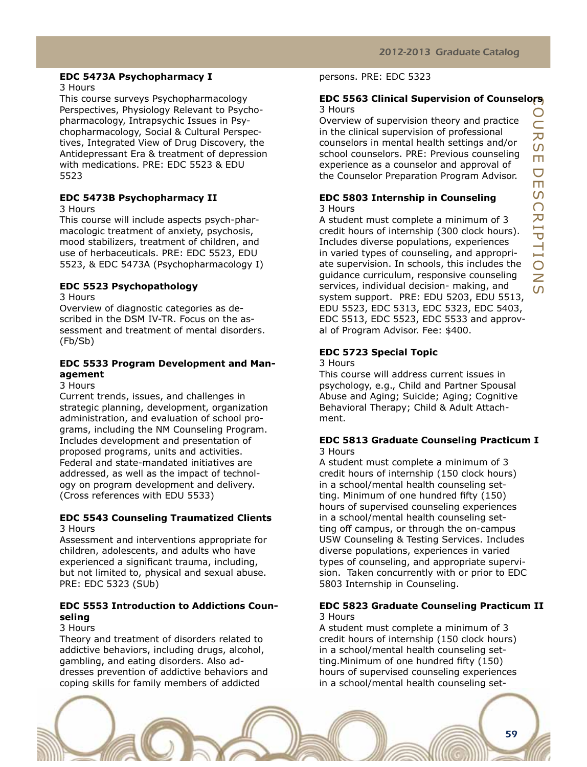**EDC 5473A Psychopharmacy I**

3 Hours

This course surveys Psychopharmacology Perspectives, Physiology Relevant to Psychopharmacology, Intrapsychic Issues in Psychopharmacology, Social & Cultural Perspectives, Integrated View of Drug Discovery, the Antidepressant Era & treatment of depression with medications. PRE: EDC 5523 & EDU 5523

**EDC 5473B Psychopharmacy II**

3 Hours

This course will include aspects psych-pharmacologic treatment of anxiety, psychosis, mood stabilizers, treatment of children, and use of herbaceuticals. PRE: EDC 5523, EDU 5523, & EDC 5473A (Psychopharmacology I)

**EDC 5523 Psychopathology**

3 Hours

Overview of diagnostic categories as described in the DSM IV-TR. Focus on the assessment and treatment of mental disorders. (Fb/Sb)

**EDC 5533 Program Development and Management**

3 Hours

Current trends, issues, and challenges in strategic planning, development, organization administration, and evaluation of school programs, including the NM Counseling Program. Includes development and presentation of proposed programs, units and activities. Federal and state-mandated initiatives are addressed, as well as the impact of technology on program development and delivery. (Cross references with EDU 5533)

**EDC 5543 Counseling Traumatized Clients**

3 Hours

Assessment and interventions appropriate for children, adolescents, and adults who have experienced a significant trauma, including, but not limited to, physical and sexual abuse. PRE: EDC 5323 (SUb)

**EDC 5553 Introduction to Addictions Counseling**

3 Hours

Theory and treatment of disorders related to addictive behaviors, including drugs, alcohol, gambling, and eating disorders. Also addresses prevention of addictive behaviors and coping skills for family members of addicted persons. PRE: EDC 5323

**EDC 5563 Clinical Supervision of Counselors**

3 Hours

Overview of supervision theory and practice in the clinical supervision of professional counselors in mental health settings and/or school counselors. PRE: Previous counseling experience as a counselor and approval of the Counselor Preparation Program Advisor.

**EDC 5803 Internship in Counseling**

3 Hours

A student must complete a minimum of 3 credit hours of internship (300 clock hours). Includes diverse populations, experiences in varied types of counseling, and appropriate supervision. In schools, this includes the guidance curriculum, responsive counseling services, individual decision- making, and system support. PRE: EDU 5203, EDU 5513, EDU 5523, EDC 5313, EDC 5323, EDC 5403, EDC 5513, EDC 5523, EDC 5533 and approval of Program Advisor. Fee: $400.

**EDC 5723 Special Topic**

3 Hours

This course will address current issues in psychology, e.g., Child and Partner Spousal Abuse and Aging; Suicide; Aging; Cognitive Behavioral Therapy; Child & Adult Attachment.

**EDC 5813 Graduate Counseling Practicum I**

3 Hours

A student must complete a minimum of 3 credit hours of internship (150 clock hours) in a school/mental health counseling setting. Minimum of one hundred fifty (150) hours of supervised counseling experiences in a school/mental health counseling setting off campus, or through the on-campus USW Counseling & Testing Services. Includes diverse populations, experiences in varied types of counseling, and appropriate supervision. Taken concurrently with or prior to EDC 5803 Internship in Counseling.

**EDC 5823 Graduate Counseling Practicum II**

3 Hours

A student must complete a minimum of 3 credit hours of internship (150 clock hours) in a school/mental health counseling setting.Minimum of one hundred fifty (150) hours of supervised counseling experiences in a school/mental health counseling set-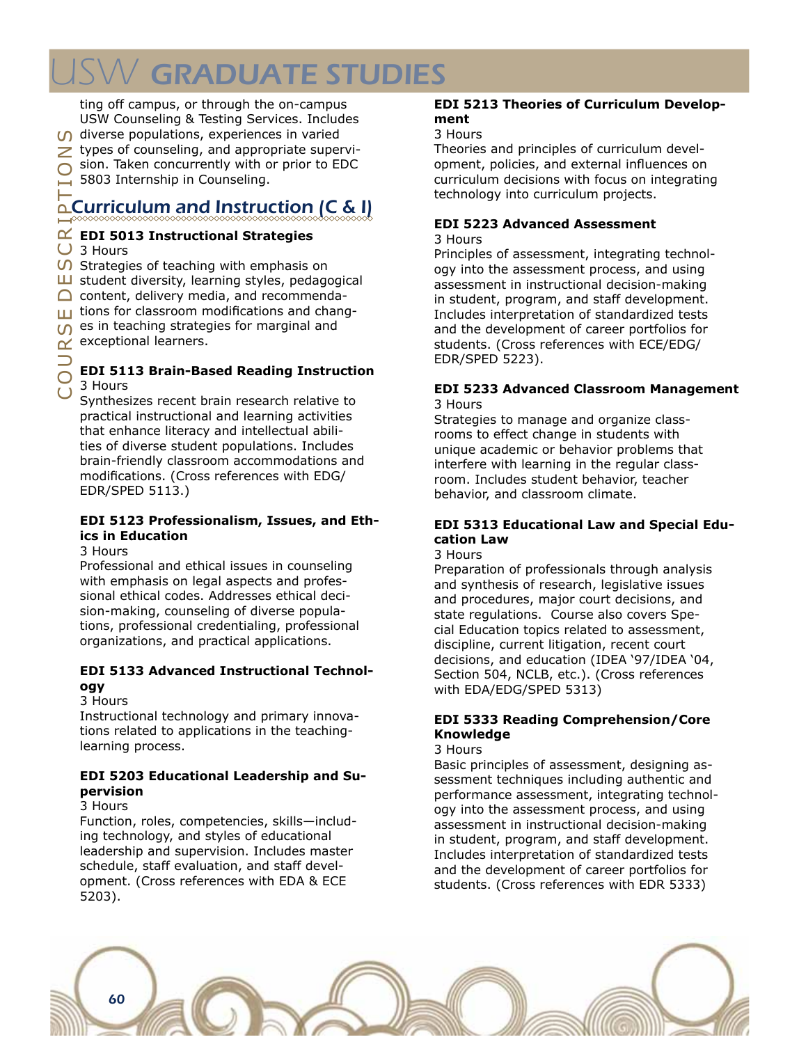ting off campus, or through the on-campus USW Counseling & Testing Services. Includes diverse populations, experiences in varied types of counseling, and appropriate supervision. Taken concurrently with or prior to EDC 5803 Internship in Counseling.

## Curriculum and Instruction (C & I)

**EDI 5013 Instructional Strategies**
3 Hours
Strategies of teaching with emphasis on student diversity, learning styles, pedagogical content, delivery media, and recommendations for classroom modifications and changes in teaching strategies for marginal and exceptional learners.

**EDI 5113 Brain-Based Reading Instruction**
3 Hours
Synthesizes recent brain research relative to practical instructional and learning activities that enhance literacy and intellectual abilities of diverse student populations. Includes brain-friendly classroom accommodations and modifications. (Cross references with EDG/EDR/SPED 5113.)

**EDI 5123 Professionalism, Issues, and Ethics in Education**
3 Hours
Professional and ethical issues in counseling with emphasis on legal aspects and professional ethical codes. Addresses ethical decision-making, counseling of diverse populations, professional credentialing, professional organizations, and practical applications.

**EDI 5133 Advanced Instructional Technology**
3 Hours
Instructional technology and primary innovations related to applications in the teaching-learning process.

**EDI 5203 Educational Leadership and Supervision**
3 Hours
Function, roles, competencies, skills—including technology, and styles of educational leadership and supervision. Includes master schedule, staff evaluation, and staff development. (Cross references with EDA & ECE 5203).

**EDI 5213 Theories of Curriculum Development**
3 Hours
Theories and principles of curriculum development, policies, and external influences on curriculum decisions with focus on integrating technology into curriculum projects.

**EDI 5223 Advanced Assessment**
3 Hours
Principles of assessment, integrating technology into the assessment process, and using assessment in instructional decision-making in student, program, and staff development. Includes interpretation of standardized tests and the development of career portfolios for students. (Cross references with ECE/EDG/EDR/SPED 5223).

**EDI 5233 Advanced Classroom Management**
3 Hours
Strategies to manage and organize classrooms to effect change in students with unique academic or behavior problems that interfere with learning in the regular classroom. Includes student behavior, teacher behavior, and classroom climate.

**EDI 5313 Educational Law and Special Education Law**
3 Hours
Preparation of professionals through analysis and synthesis of research, legislative issues and procedures, major court decisions, and state regulations. Course also covers Special Education topics related to assessment, discipline, current litigation, recent court decisions, and education (IDEA '97/IDEA '04, Section 504, NCLB, etc.). (Cross references with EDA/EDG/SPED 5313)

**EDI 5333 Reading Comprehension/Core Knowledge**
3 Hours
Basic principles of assessment, designing assessment techniques including authentic and performance assessment, integrating technology into the assessment process, and using assessment in instructional decision-making in student, program, and staff development. Includes interpretation of standardized tests and the development of career portfolios for students. (Cross references with EDR 5333)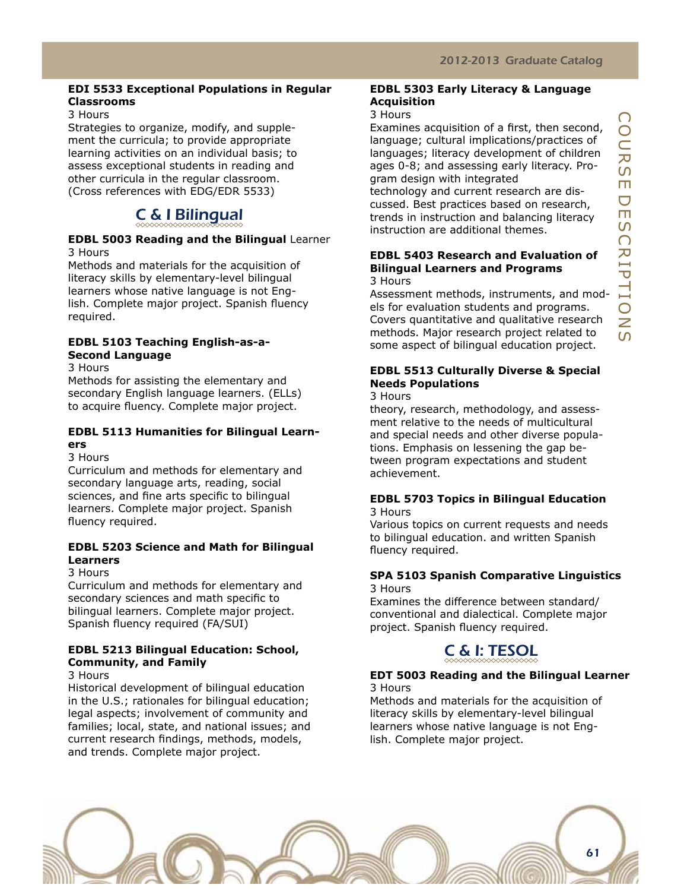**EDI 5533 Exceptional Populations in Regular Classrooms**
3 Hours
Strategies to organize, modify, and supplement the curricula; to provide appropriate learning activities on an individual basis; to assess exceptional students in reading and other curricula in the regular classroom. (Cross references with EDG/EDR 5533)

## C & I Bilingual

**EDBL 5003 Reading and the Bilingual** Learner
3 Hours
Methods and materials for the acquisition of literacy skills by elementary-level bilingual learners whose native language is not English. Complete major project. Spanish fluency required.

**EDBL 5103 Teaching English-as-a-Second Language**
3 Hours
Methods for assisting the elementary and secondary English language learners. (ELLs) to acquire fluency. Complete major project.

**EDBL 5113 Humanities for Bilingual Learners**
3 Hours
Curriculum and methods for elementary and secondary language arts, reading, social sciences, and fine arts specific to bilingual learners. Complete major project. Spanish fluency required.

**EDBL 5203 Science and Math for Bilingual Learners**
3 Hours
Curriculum and methods for elementary and secondary sciences and math specific to bilingual learners. Complete major project. Spanish fluency required (FA/SUI)

**EDBL 5213 Bilingual Education: School, Community, and Family**
3 Hours
Historical development of bilingual education in the U.S.; rationales for bilingual education; legal aspects; involvement of community and families; local, state, and national issues; and current research findings, methods, models, and trends. Complete major project.

**EDBL 5303 Early Literacy & Language Acquisition**
3 Hours
Examines acquisition of a first, then second, language; cultural implications/practices of languages; literacy development of children ages 0-8; and assessing early literacy. Program design with integrated technology and current research are discussed. Best practices based on research, trends in instruction and balancing literacy instruction are additional themes.

**EDBL 5403 Research and Evaluation of Bilingual Learners and Programs**
3 Hours
Assessment methods, instruments, and models for evaluation students and programs. Covers quantitative and qualitative research methods. Major research project related to some aspect of bilingual education project.

**EDBL 5513 Culturally Diverse & Special Needs Populations**
3 Hours
theory, research, methodology, and assessment relative to the needs of multicultural and special needs and other diverse populations. Emphasis on lessening the gap between program expectations and student achievement.

**EDBL 5703 Topics in Bilingual Education**
3 Hours
Various topics on current requests and needs to bilingual education. and written Spanish fluency required.

**SPA 5103 Spanish Comparative Linguistics**
3 Hours
Examines the difference between standard/conventional and dialectical. Complete major project. Spanish fluency required.

## C & I: TESOL

**EDT 5003 Reading and the Bilingual Learner**
3 Hours
Methods and materials for the acquisition of literacy skills by elementary-level bilingual learners whose native language is not English. Complete major project.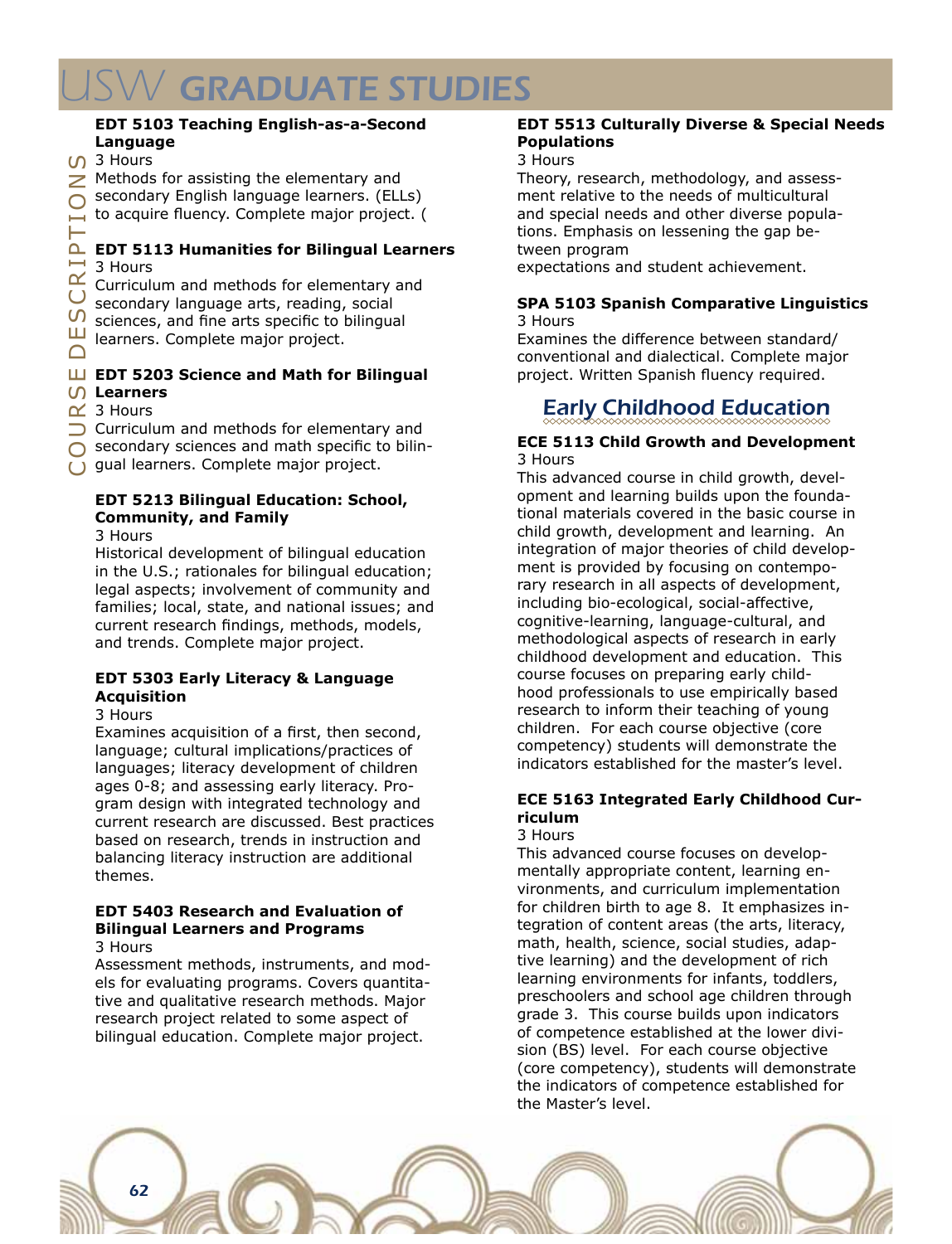**EDT 5103 Teaching English-as-a-Second Language**
3 Hours
Methods for assisting the elementary and secondary English language learners. (ELLs) to acquire fluency. Complete major project. (

**EDT 5113 Humanities for Bilingual Learners**
3 Hours
Curriculum and methods for elementary and secondary language arts, reading, social sciences, and fine arts specific to bilingual learners. Complete major project.

**EDT 5203 Science and Math for Bilingual Learners**
3 Hours
Curriculum and methods for elementary and secondary sciences and math specific to bilingual learners. Complete major project.

**EDT 5213 Bilingual Education: School, Community, and Family**
3 Hours
Historical development of bilingual education in the U.S.; rationales for bilingual education; legal aspects; involvement of community and families; local, state, and national issues; and current research findings, methods, models, and trends. Complete major project.

**EDT 5303 Early Literacy & Language Acquisition**
3 Hours
Examines acquisition of a first, then second, language; cultural implications/practices of languages; literacy development of children ages 0-8; and assessing early literacy. Program design with integrated technology and current research are discussed. Best practices based on research, trends in instruction and balancing literacy instruction are additional themes.

**EDT 5403 Research and Evaluation of Bilingual Learners and Programs**
3 Hours
Assessment methods, instruments, and models for evaluating programs. Covers quantitative and qualitative research methods. Major research project related to some aspect of bilingual education. Complete major project.

**EDT 5513 Culturally Diverse & Special Needs Populations**
3 Hours
Theory, research, methodology, and assessment relative to the needs of multicultural and special needs and other diverse populations. Emphasis on lessening the gap between program expectations and student achievement.

**SPA 5103 Spanish Comparative Linguistics**
3 Hours
Examines the difference between standard/conventional and dialectical. Complete major project. Written Spanish fluency required.

## Early Childhood Education

**ECE 5113 Child Growth and Development**
3 Hours
This advanced course in child growth, development and learning builds upon the foundational materials covered in the basic course in child growth, development and learning. An integration of major theories of child development is provided by focusing on contemporary research in all aspects of development, including bio-ecological, social-affective, cognitive-learning, language-cultural, and methodological aspects of research in early childhood development and education. This course focuses on preparing early childhood professionals to use empirically based research to inform their teaching of young children. For each course objective (core competency) students will demonstrate the indicators established for the master's level.

**ECE 5163 Integrated Early Childhood Curriculum**
3 Hours
This advanced course focuses on developmentally appropriate content, learning environments, and curriculum implementation for children birth to age 8. It emphasizes integration of content areas (the arts, literacy, math, health, science, social studies, adaptive learning) and the development of rich learning environments for infants, toddlers, preschoolers and school age children through grade 3. This course builds upon indicators of competence established at the lower division (BS) level. For each course objective (core competency), students will demonstrate the indicators of competence established for the Master's level.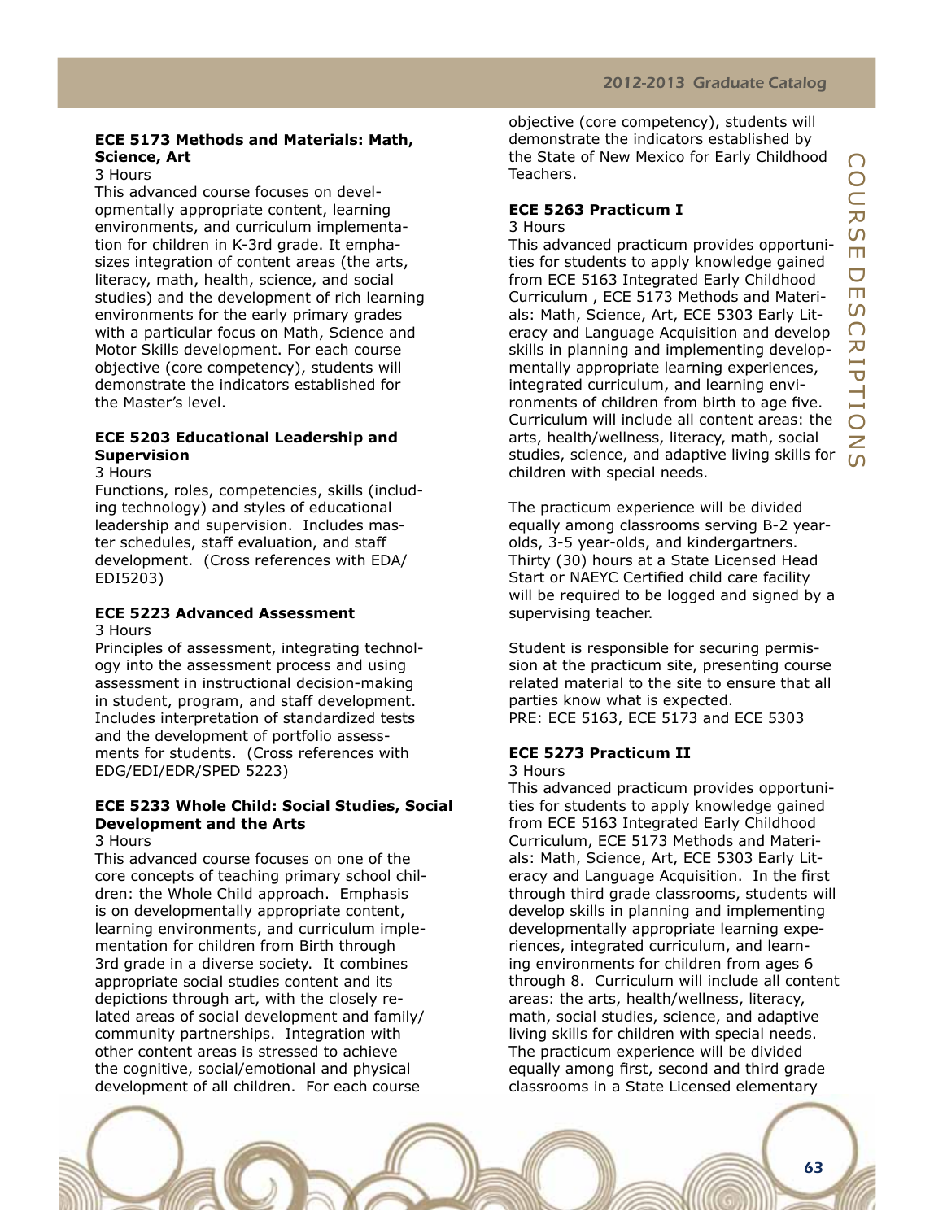**ECE 5173 Methods and Materials: Math, Science, Art**

3 Hours

This advanced course focuses on developmentally appropriate content, learning environments, and curriculum implementation for children in K-3rd grade. It emphasizes integration of content areas (the arts, literacy, math, health, science, and social studies) and the development of rich learning environments for the early primary grades with a particular focus on Math, Science and Motor Skills development. For each course objective (core competency), students will demonstrate the indicators established for the Master's level.

**ECE 5203 Educational Leadership and Supervision**

3 Hours

Functions, roles, competencies, skills (including technology) and styles of educational leadership and supervision. Includes master schedules, staff evaluation, and staff development. (Cross references with EDA/EDI5203)

**ECE 5223 Advanced Assessment**

3 Hours

Principles of assessment, integrating technology into the assessment process and using assessment in instructional decision-making in student, program, and staff development. Includes interpretation of standardized tests and the development of portfolio assessments for students. (Cross references with EDG/EDI/EDR/SPED 5223)

**ECE 5233 Whole Child: Social Studies, Social Development and the Arts**

3 Hours

This advanced course focuses on one of the core concepts of teaching primary school children: the Whole Child approach. Emphasis is on developmentally appropriate content, learning environments, and curriculum implementation for children from Birth through 3rd grade in a diverse society. It combines appropriate social studies content and its depictions through art, with the closely related areas of social development and family/community partnerships. Integration with other content areas is stressed to achieve the cognitive, social/emotional and physical development of all children. For each course objective (core competency), students will demonstrate the indicators established by the State of New Mexico for Early Childhood Teachers.

**ECE 5263 Practicum I**

3 Hours

This advanced practicum provides opportunities for students to apply knowledge gained from ECE 5163 Integrated Early Childhood Curriculum , ECE 5173 Methods and Materials: Math, Science, Art, ECE 5303 Early Literacy and Language Acquisition and develop skills in planning and implementing developmentally appropriate learning experiences, integrated curriculum, and learning environments of children from birth to age five. Curriculum will include all content areas: the arts, health/wellness, literacy, math, social studies, science, and adaptive living skills for children with special needs.

The practicum experience will be divided equally among classrooms serving B-2 year-olds, 3-5 year-olds, and kindergartners. Thirty (30) hours at a State Licensed Head Start or NAEYC Certified child care facility will be required to be logged and signed by a supervising teacher.

Student is responsible for securing permission at the practicum site, presenting course related material to the site to ensure that all parties know what is expected.
PRE: ECE 5163, ECE 5173 and ECE 5303

**ECE 5273 Practicum II**

3 Hours

This advanced practicum provides opportunities for students to apply knowledge gained from ECE 5163 Integrated Early Childhood Curriculum, ECE 5173 Methods and Materials: Math, Science, Art, ECE 5303 Early Literacy and Language Acquisition. In the first through third grade classrooms, students will develop skills in planning and implementing developmentally appropriate learning experiences, integrated curriculum, and learning environments for children from ages 6 through 8. Curriculum will include all content areas: the arts, health/wellness, literacy, math, social studies, science, and adaptive living skills for children with special needs. The practicum experience will be divided equally among first, second and third grade classrooms in a State Licensed elementary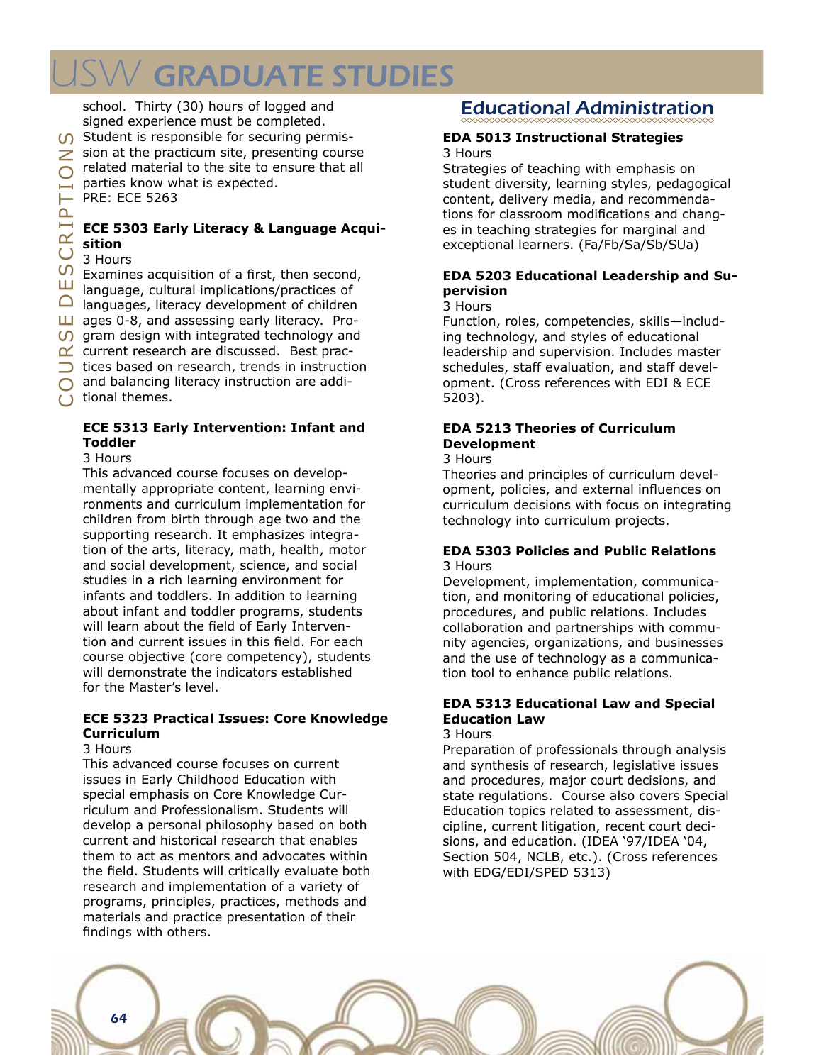school. Thirty (30) hours of logged and signed experience must be completed. Student is responsible for securing permission at the practicum site, presenting course related material to the site to ensure that all parties know what is expected.
PRE: ECE 5263

**ECE 5303 Early Literacy & Language Acquisition**
3 Hours
Examines acquisition of a first, then second, language, cultural implications/practices of languages, literacy development of children ages 0-8, and assessing early literacy. Program design with integrated technology and current research are discussed. Best practices based on research, trends in instruction and balancing literacy instruction are additional themes.

**ECE 5313 Early Intervention: Infant and Toddler**
3 Hours
This advanced course focuses on developmentally appropriate content, learning environments and curriculum implementation for children from birth through age two and the supporting research. It emphasizes integration of the arts, literacy, math, health, motor and social development, science, and social studies in a rich learning environment for infants and toddlers. In addition to learning about infant and toddler programs, students will learn about the field of Early Intervention and current issues in this field. For each course objective (core competency), students will demonstrate the indicators established for the Master's level.

**ECE 5323 Practical Issues: Core Knowledge Curriculum**
3 Hours
This advanced course focuses on current issues in Early Childhood Education with special emphasis on Core Knowledge Curriculum and Professionalism. Students will develop a personal philosophy based on both current and historical research that enables them to act as mentors and advocates within the field. Students will critically evaluate both research and implementation of a variety of programs, principles, practices, methods and materials and practice presentation of their findings with others.

## Educational Administration

**EDA 5013 Instructional Strategies**
3 Hours
Strategies of teaching with emphasis on student diversity, learning styles, pedagogical content, delivery media, and recommendations for classroom modifications and changes in teaching strategies for marginal and exceptional learners. (Fa/Fb/Sa/Sb/SUa)

**EDA 5203 Educational Leadership and Supervision**
3 Hours
Function, roles, competencies, skills—including technology, and styles of educational leadership and supervision. Includes master schedules, staff evaluation, and staff development. (Cross references with EDI & ECE 5203).

**EDA 5213 Theories of Curriculum Development**
3 Hours
Theories and principles of curriculum development, policies, and external influences on curriculum decisions with focus on integrating technology into curriculum projects.

**EDA 5303 Policies and Public Relations**
3 Hours
Development, implementation, communication, and monitoring of educational policies, procedures, and public relations. Includes collaboration and partnerships with community agencies, organizations, and businesses and the use of technology as a communication tool to enhance public relations.

**EDA 5313 Educational Law and Special Education Law**
3 Hours
Preparation of professionals through analysis and synthesis of research, legislative issues and procedures, major court decisions, and state regulations. Course also covers Special Education topics related to assessment, discipline, current litigation, recent court decisions, and education. (IDEA '97/IDEA '04, Section 504, NCLB, etc.). (Cross references with EDG/EDI/SPED 5313)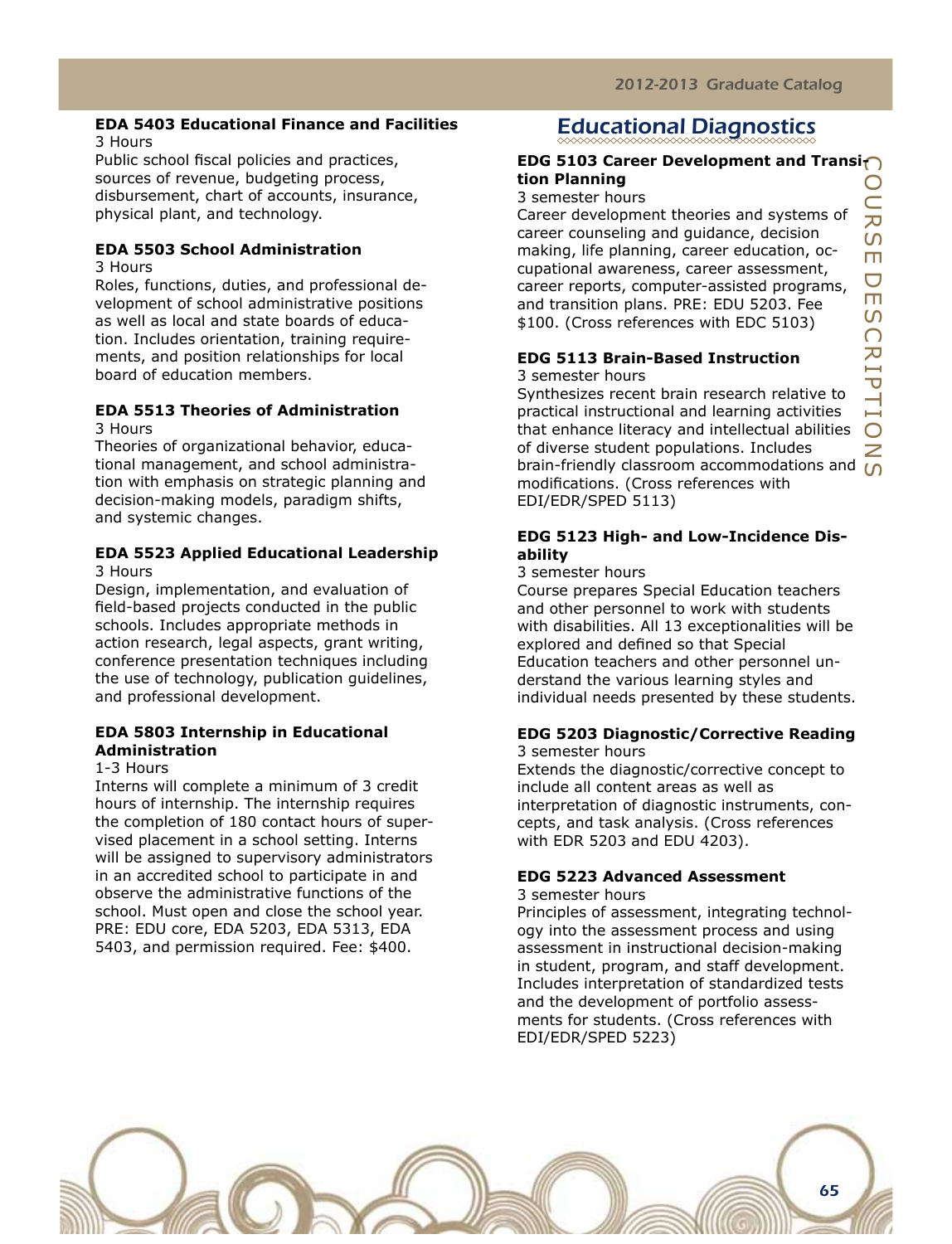**EDA 5403 Educational Finance and Facilities**
3 Hours
Public school fiscal policies and practices, sources of revenue, budgeting process, disbursement, chart of accounts, insurance, physical plant, and technology.

**EDA 5503 School Administration**
3 Hours
Roles, functions, duties, and professional development of school administrative positions as well as local and state boards of education. Includes orientation, training requirements, and position relationships for local board of education members.

**EDA 5513 Theories of Administration**
3 Hours
Theories of organizational behavior, educational management, and school administration with emphasis on strategic planning and decision-making models, paradigm shifts, and systemic changes.

**EDA 5523 Applied Educational Leadership**
3 Hours
Design, implementation, and evaluation of field-based projects conducted in the public schools. Includes appropriate methods in action research, legal aspects, grant writing, conference presentation techniques including the use of technology, publication guidelines, and professional development.

**EDA 5803 Internship in Educational Administration**
1-3 Hours
Interns will complete a minimum of 3 credit hours of internship. The internship requires the completion of 180 contact hours of supervised placement in a school setting. Interns will be assigned to supervisory administrators in an accredited school to participate in and observe the administrative functions of the school. Must open and close the school year. PRE: EDU core, EDA 5203, EDA 5313, EDA 5403, and permission required. Fee: $400.

## Educational Diagnostics

**EDG 5103 Career Development and Transition Planning**
3 semester hours
Career development theories and systems of career counseling and guidance, decision making, life planning, career education, occupational awareness, career assessment, career reports, computer-assisted programs, and transition plans. PRE: EDU 5203. Fee $100. (Cross references with EDC 5103)

**EDG 5113 Brain-Based Instruction**
3 semester hours
Synthesizes recent brain research relative to practical instructional and learning activities that enhance literacy and intellectual abilities of diverse student populations. Includes brain-friendly classroom accommodations and modifications. (Cross references with EDI/EDR/SPED 5113)

**EDG 5123 High- and Low-Incidence Disability**
3 semester hours
Course prepares Special Education teachers and other personnel to work with students with disabilities. All 13 exceptionalities will be explored and defined so that Special Education teachers and other personnel understand the various learning styles and individual needs presented by these students.

**EDG 5203 Diagnostic/Corrective Reading**
3 semester hours
Extends the diagnostic/corrective concept to include all content areas as well as interpretation of diagnostic instruments, concepts, and task analysis. (Cross references with EDR 5203 and EDU 4203).

**EDG 5223 Advanced Assessment**
3 semester hours
Principles of assessment, integrating technology into the assessment process and using assessment in instructional decision-making in student, program, and staff development. Includes interpretation of standardized tests and the development of portfolio assessments for students. (Cross references with EDI/EDR/SPED 5223)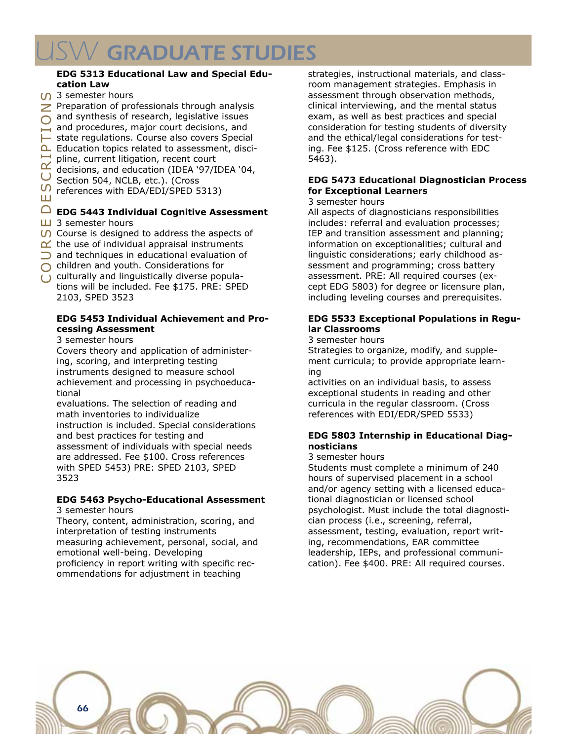#### EDG 5313 Educational Law and Special Education Law

3 semester hours

Preparation of professionals through analysis and synthesis of research, legislative issues and procedures, major court decisions, and state regulations. Course also covers Special Education topics related to assessment, discipline, current litigation, recent court decisions, and education (IDEA '97/IDEA '04, Section 504, NCLB, etc.). (Cross references with EDA/EDI/SPED 5313)

#### EDG 5443 Individual Cognitive Assessment

3 semester hours

Course is designed to address the aspects of the use of individual appraisal instruments and techniques in educational evaluation of children and youth. Considerations for culturally and linguistically diverse populations will be included. Fee $175. PRE: SPED 2103, SPED 3523

#### EDG 5453 Individual Achievement and Processing Assessment

3 semester hours

Covers theory and application of administering, scoring, and interpreting testing instruments designed to measure school achievement and processing in psychoeducational evaluations. The selection of reading and math inventories to individualize instruction is included. Special considerations and best practices for testing and assessment of individuals with special needs are addressed. Fee $100. Cross references with SPED 5453) PRE: SPED 2103, SPED 3523

#### EDG 5463 Psycho-Educational Assessment

3 semester hours

Theory, content, administration, scoring, and interpretation of testing instruments measuring achievement, personal, social, and emotional well-being. Developing proficiency in report writing with specific recommendations for adjustment in teaching strategies, instructional materials, and classroom management strategies. Emphasis in assessment through observation methods, clinical interviewing, and the mental status exam, as well as best practices and special consideration for testing students of diversity and the ethical/legal considerations for testing. Fee $125. (Cross reference with EDC 5463).

#### EDG 5473 Educational Diagnostician Process for Exceptional Learners

3 semester hours

All aspects of diagnosticians responsibilities includes: referral and evaluation processes; IEP and transition assessment and planning; information on exceptionalities; cultural and linguistic considerations; early childhood assessment and programming; cross battery assessment. PRE: All required courses (except EDG 5803) for degree or licensure plan, including leveling courses and prerequisites.

#### EDG 5533 Exceptional Populations in Regular Classrooms

3 semester hours

Strategies to organize, modify, and supplement curricula; to provide appropriate learning activities on an individual basis, to assess exceptional students in reading and other curricula in the regular classroom. (Cross references with EDI/EDR/SPED 5533)

#### EDG 5803 Internship in Educational Diagnosticians

3 semester hours

Students must complete a minimum of 240 hours of supervised placement in a school and/or agency setting with a licensed educational diagnostician or licensed school psychologist. Must include the total diagnostician process (i.e., screening, referral, assessment, testing, evaluation, report writing, recommendations, EAR committee leadership, IEPs, and professional communication). Fee $400. PRE: All required courses.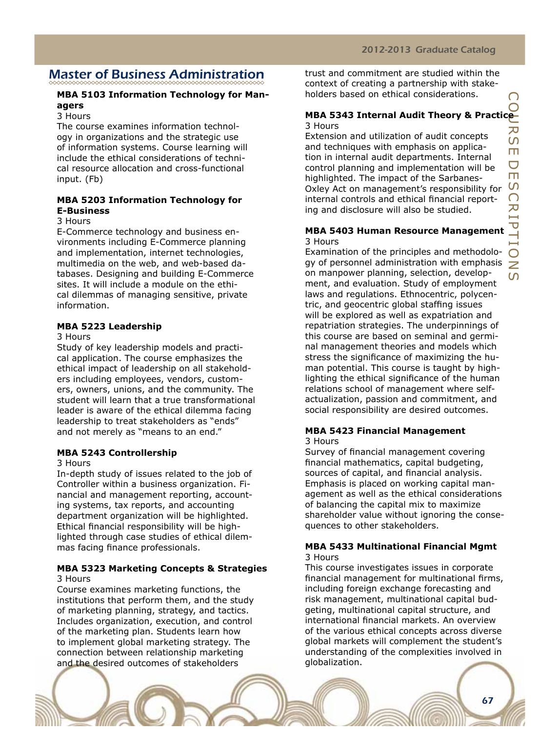## Master of Business Administration

**MBA 5103 Information Technology for Managers**
3 Hours
The course examines information technology in organizations and the strategic use of information systems. Course learning will include the ethical considerations of technical resource allocation and cross-functional input. (Fb)

**MBA 5203 Information Technology for E-Business**
3 Hours
E-Commerce technology and business environments including E-Commerce planning and implementation, internet technologies, multimedia on the web, and web-based databases. Designing and building E-Commerce sites. It will include a module on the ethical dilemmas of managing sensitive, private information.

**MBA 5223 Leadership**
3 Hours
Study of key leadership models and practical application. The course emphasizes the ethical impact of leadership on all stakeholders including employees, vendors, customers, owners, unions, and the community. The student will learn that a true transformational leader is aware of the ethical dilemma facing leadership to treat stakeholders as "ends" and not merely as "means to an end."

**MBA 5243 Controllership**
3 Hours
In-depth study of issues related to the job of Controller within a business organization. Financial and management reporting, accounting systems, tax reports, and accounting department organization will be highlighted. Ethical financial responsibility will be highlighted through case studies of ethical dilemmas facing finance professionals.

**MBA 5323 Marketing Concepts & Strategies**
3 Hours
Course examines marketing functions, the institutions that perform them, and the study of marketing planning, strategy, and tactics. Includes organization, execution, and control of the marketing plan. Students learn how to implement global marketing strategy. The connection between relationship marketing and the desired outcomes of stakeholders trust and commitment are studied within the context of creating a partnership with stakeholders based on ethical considerations.

**MBA 5343 Internal Audit Theory & Practice**
3 Hours
Extension and utilization of audit concepts and techniques with emphasis on application in internal audit departments. Internal control planning and implementation will be highlighted. The impact of the Sarbanes-Oxley Act on management's responsibility for internal controls and ethical financial reporting and disclosure will also be studied.

**MBA 5403 Human Resource Management**
3 Hours
Examination of the principles and methodology of personnel administration with emphasis on manpower planning, selection, development, and evaluation. Study of employment laws and regulations. Ethnocentric, polycentric, and geocentric global staffing issues will be explored as well as expatriation and repatriation strategies. The underpinnings of this course are based on seminal and germinal management theories and models which stress the significance of maximizing the human potential. This course is taught by highlighting the ethical significance of the human relations school of management where self-actualization, passion and commitment, and social responsibility are desired outcomes.

**MBA 5423 Financial Management**
3 Hours
Survey of financial management covering financial mathematics, capital budgeting, sources of capital, and financial analysis. Emphasis is placed on working capital management as well as the ethical considerations of balancing the capital mix to maximize shareholder value without ignoring the consequences to other stakeholders.

**MBA 5433 Multinational Financial Mgmt**
3 Hours
This course investigates issues in corporate financial management for multinational firms, including foreign exchange forecasting and risk management, multinational capital budgeting, multinational capital structure, and international financial markets. An overview of the various ethical concepts across diverse global markets will complement the student's understanding of the complexities involved in globalization.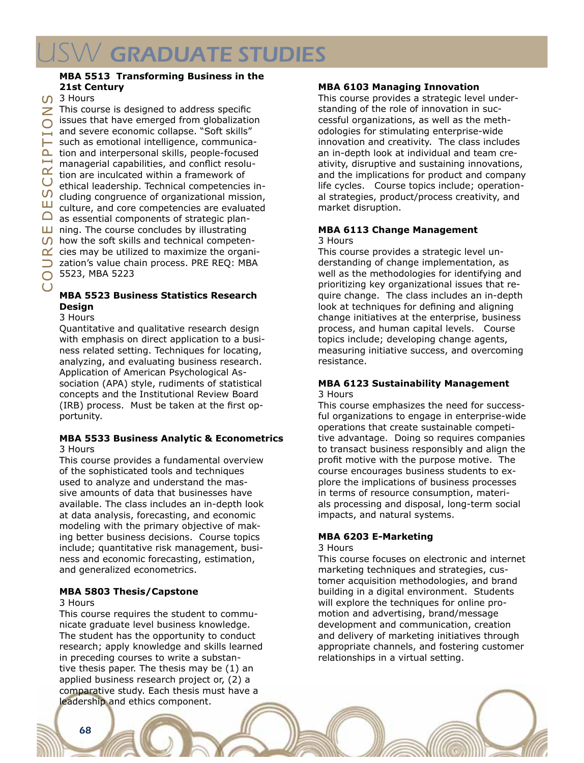### MBA 5513 Transforming Business in the 21st Century

3 Hours

This course is designed to address specific issues that have emerged from globalization and severe economic collapse. "Soft skills" such as emotional intelligence, communication and interpersonal skills, people-focused managerial capabilities, and conflict resolution are inculcated within a framework of ethical leadership. Technical competencies including congruence of organizational mission, culture, and core competencies are evaluated as essential components of strategic planning. The course concludes by illustrating how the soft skills and technical competencies may be utilized to maximize the organization's value chain process. PRE REQ: MBA 5523, MBA 5223

### MBA 5523 Business Statistics Research Design

3 Hours

Quantitative and qualitative research design with emphasis on direct application to a business related setting. Techniques for locating, analyzing, and evaluating business research. Application of American Psychological Association (APA) style, rudiments of statistical concepts and the Institutional Review Board (IRB) process. Must be taken at the first opportunity.

### MBA 5533 Business Analytic & Econometrics

3 Hours

This course provides a fundamental overview of the sophisticated tools and techniques used to analyze and understand the massive amounts of data that businesses have available. The class includes an in-depth look at data analysis, forecasting, and economic modeling with the primary objective of making better business decisions. Course topics include; quantitative risk management, business and economic forecasting, estimation, and generalized econometrics.

### MBA 5803 Thesis/Capstone

3 Hours

This course requires the student to communicate graduate level business knowledge. The student has the opportunity to conduct research; apply knowledge and skills learned in preceding courses to write a substantive thesis paper. The thesis may be (1) an applied business research project or, (2) a comparative study. Each thesis must have a leadership and ethics component.

### MBA 6103 Managing Innovation

This course provides a strategic level understanding of the role of innovation in successful organizations, as well as the methodologies for stimulating enterprise-wide innovation and creativity. The class includes an in-depth look at individual and team creativity, disruptive and sustaining innovations, and the implications for product and company life cycles. Course topics include; operational strategies, product/process creativity, and market disruption.

### MBA 6113 Change Management

3 Hours

This course provides a strategic level understanding of change implementation, as well as the methodologies for identifying and prioritizing key organizational issues that require change. The class includes an in-depth look at techniques for defining and aligning change initiatives at the enterprise, business process, and human capital levels. Course topics include; developing change agents, measuring initiative success, and overcoming resistance.

### MBA 6123 Sustainability Management

3 Hours

This course emphasizes the need for successful organizations to engage in enterprise-wide operations that create sustainable competitive advantage. Doing so requires companies to transact business responsibly and align the profit motive with the purpose motive. The course encourages business students to explore the implications of business processes in terms of resource consumption, materials processing and disposal, long-term social impacts, and natural systems.

### MBA 6203 E-Marketing

3 Hours

This course focuses on electronic and internet marketing techniques and strategies, customer acquisition methodologies, and brand building in a digital environment. Students will explore the techniques for online promotion and advertising, brand/message development and communication, creation and delivery of marketing initiatives through appropriate channels, and fostering customer relationships in a virtual setting.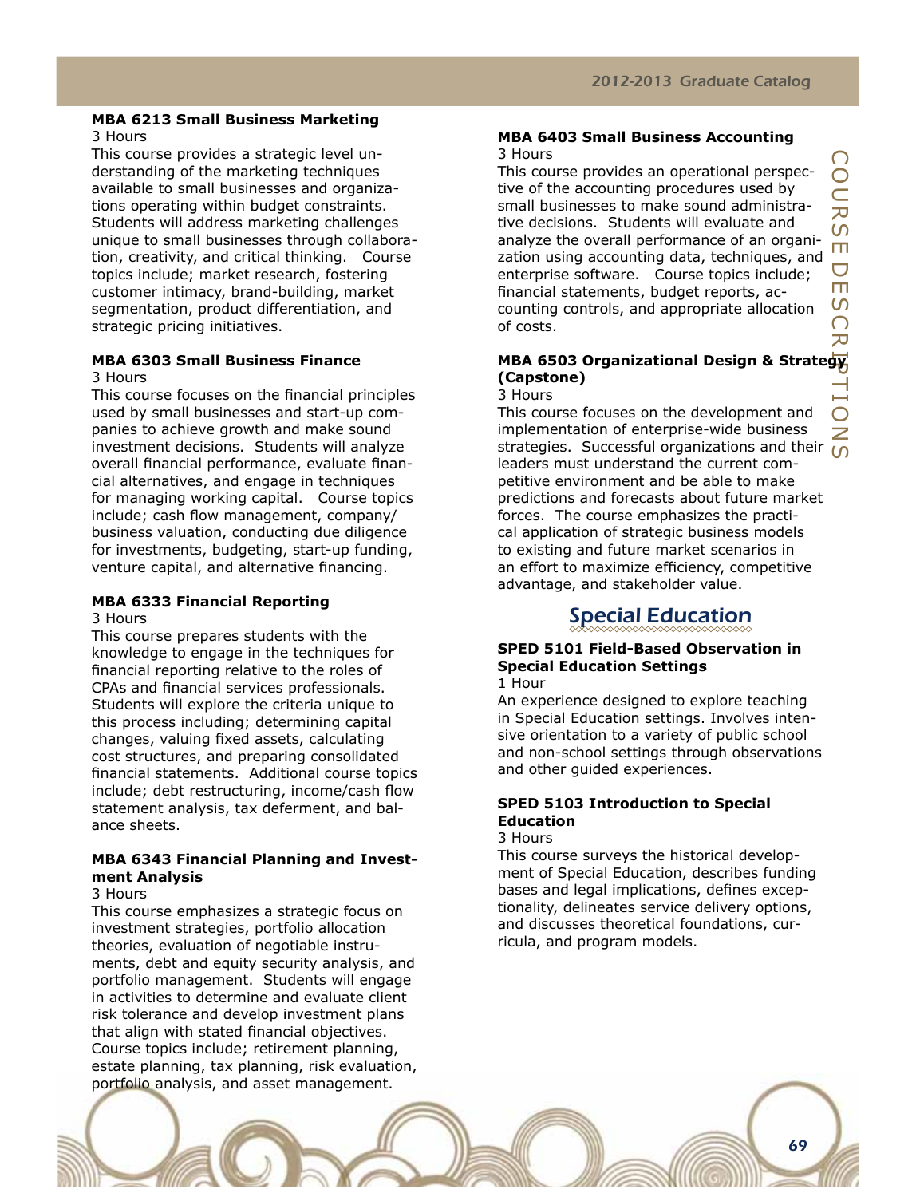**MBA 6213 Small Business Marketing**
3 Hours
This course provides a strategic level understanding of the marketing techniques available to small businesses and organizations operating within budget constraints. Students will address marketing challenges unique to small businesses through collaboration, creativity, and critical thinking. Course topics include; market research, fostering customer intimacy, brand-building, market segmentation, product differentiation, and strategic pricing initiatives.

**MBA 6303 Small Business Finance**
3 Hours
This course focuses on the financial principles used by small businesses and start-up companies to achieve growth and make sound investment decisions. Students will analyze overall financial performance, evaluate financial alternatives, and engage in techniques for managing working capital. Course topics include; cash flow management, company/business valuation, conducting due diligence for investments, budgeting, start-up funding, venture capital, and alternative financing.

**MBA 6333 Financial Reporting**
3 Hours
This course prepares students with the knowledge to engage in the techniques for financial reporting relative to the roles of CPAs and financial services professionals. Students will explore the criteria unique to this process including; determining capital changes, valuing fixed assets, calculating cost structures, and preparing consolidated financial statements. Additional course topics include; debt restructuring, income/cash flow statement analysis, tax deferment, and balance sheets.

**MBA 6343 Financial Planning and Investment Analysis**
3 Hours
This course emphasizes a strategic focus on investment strategies, portfolio allocation theories, evaluation of negotiable instruments, debt and equity security analysis, and portfolio management. Students will engage in activities to determine and evaluate client risk tolerance and develop investment plans that align with stated financial objectives. Course topics include; retirement planning, estate planning, tax planning, risk evaluation, portfolio analysis, and asset management.

**MBA 6403 Small Business Accounting**
3 Hours
This course provides an operational perspective of the accounting procedures used by small businesses to make sound administrative decisions. Students will evaluate and analyze the overall performance of an organization using accounting data, techniques, and enterprise software. Course topics include; financial statements, budget reports, accounting controls, and appropriate allocation of costs.

**MBA 6503 Organizational Design & Strategy (Capstone)**
3 Hours
This course focuses on the development and implementation of enterprise-wide business strategies. Successful organizations and their leaders must understand the current competitive environment and be able to make predictions and forecasts about future market forces. The course emphasizes the practical application of strategic business models to existing and future market scenarios in an effort to maximize efficiency, competitive advantage, and stakeholder value.

## Special Education

**SPED 5101 Field-Based Observation in Special Education Settings**
1 Hour
An experience designed to explore teaching in Special Education settings. Involves intensive orientation to a variety of public school and non-school settings through observations and other guided experiences.

**SPED 5103 Introduction to Special Education**
3 Hours
This course surveys the historical development of Special Education, describes funding bases and legal implications, defines exceptionality, delineates service delivery options, and discusses theoretical foundations, curricula, and program models.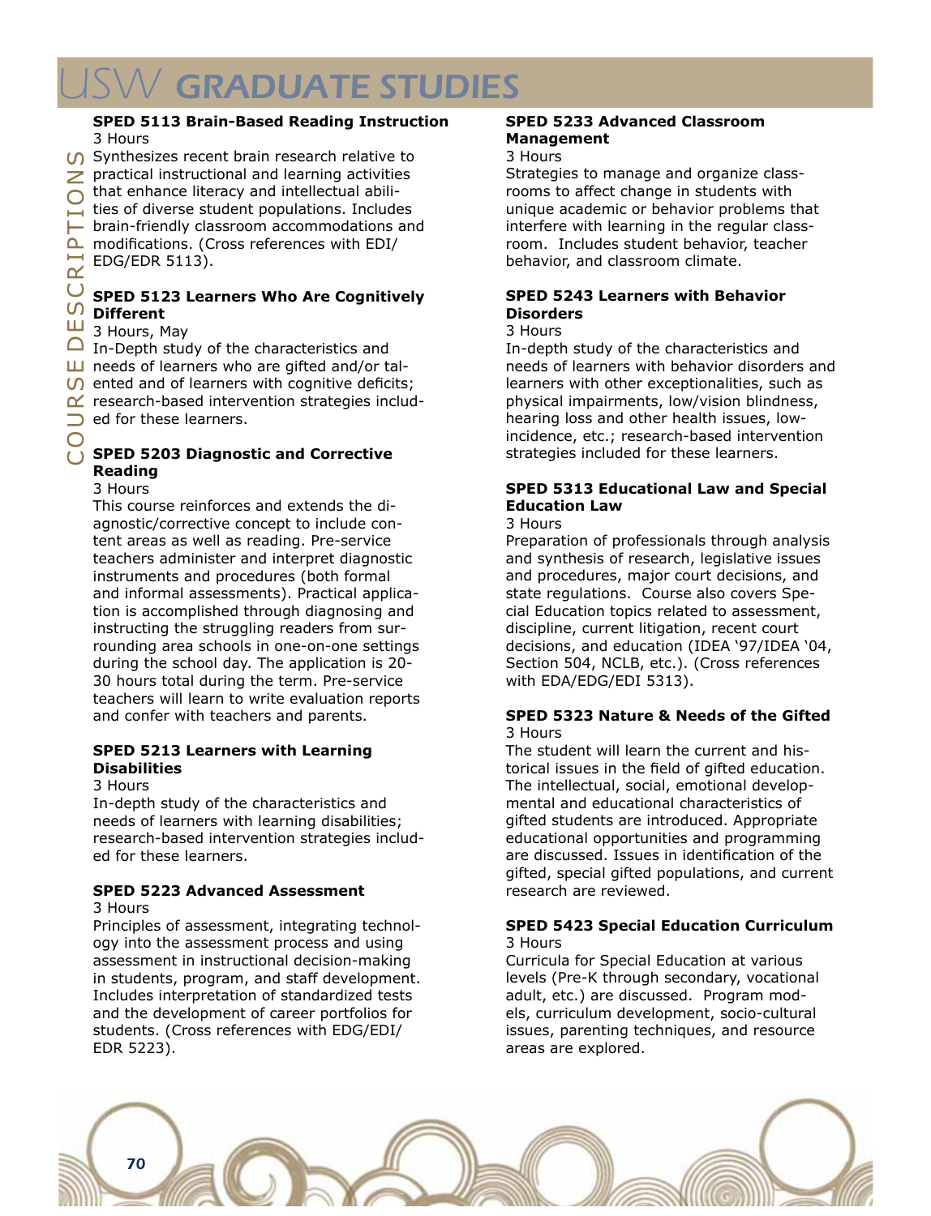**SPED 5113 Brain-Based Reading Instruction**
3 Hours
Synthesizes recent brain research relative to practical instructional and learning activities that enhance literacy and intellectual abilities of diverse student populations. Includes brain-friendly classroom accommodations and modifications. (Cross references with EDI/EDG/EDR 5113).

**SPED 5123 Learners Who Are Cognitively Different**
3 Hours, May
In-Depth study of the characteristics and needs of learners who are gifted and/or talented and of learners with cognitive deficits; research-based intervention strategies included for these learners.

**SPED 5203 Diagnostic and Corrective Reading**
3 Hours
This course reinforces and extends the diagnostic/corrective concept to include content areas as well as reading. Pre-service teachers administer and interpret diagnostic instruments and procedures (both formal and informal assessments). Practical application is accomplished through diagnosing and instructing the struggling readers from surrounding area schools in one-on-one settings during the school day. The application is 20-30 hours total during the term. Pre-service teachers will learn to write evaluation reports and confer with teachers and parents.

**SPED 5213 Learners with Learning Disabilities**
3 Hours
In-depth study of the characteristics and needs of learners with learning disabilities; research-based intervention strategies included for these learners.

**SPED 5223 Advanced Assessment**
3 Hours
Principles of assessment, integrating technology into the assessment process and using assessment in instructional decision-making in students, program, and staff development. Includes interpretation of standardized tests and the development of career portfolios for students. (Cross references with EDG/EDI/EDR 5223).

**SPED 5233 Advanced Classroom Management**
3 Hours
Strategies to manage and organize classrooms to affect change in students with unique academic or behavior problems that interfere with learning in the regular classroom. Includes student behavior, teacher behavior, and classroom climate.

**SPED 5243 Learners with Behavior Disorders**
3 Hours
In-depth study of the characteristics and needs of learners with behavior disorders and learners with other exceptionalities, such as physical impairments, low/vision blindness, hearing loss and other health issues, low-incidence, etc.; research-based intervention strategies included for these learners.

**SPED 5313 Educational Law and Special Education Law**
3 Hours
Preparation of professionals through analysis and synthesis of research, legislative issues and procedures, major court decisions, and state regulations. Course also covers Special Education topics related to assessment, discipline, current litigation, recent court decisions, and education (IDEA '97/IDEA '04, Section 504, NCLB, etc.). (Cross references with EDA/EDG/EDI 5313).

**SPED 5323 Nature & Needs of the Gifted**
3 Hours
The student will learn the current and historical issues in the field of gifted education. The intellectual, social, emotional developmental and educational characteristics of gifted students are introduced. Appropriate educational opportunities and programming are discussed. Issues in identification of the gifted, special gifted populations, and current research are reviewed.

**SPED 5423 Special Education Curriculum**
3 Hours
Curricula for Special Education at various levels (Pre-K through secondary, vocational adult, etc.) are discussed. Program models, curriculum development, socio-cultural issues, parenting techniques, and resource areas are explored.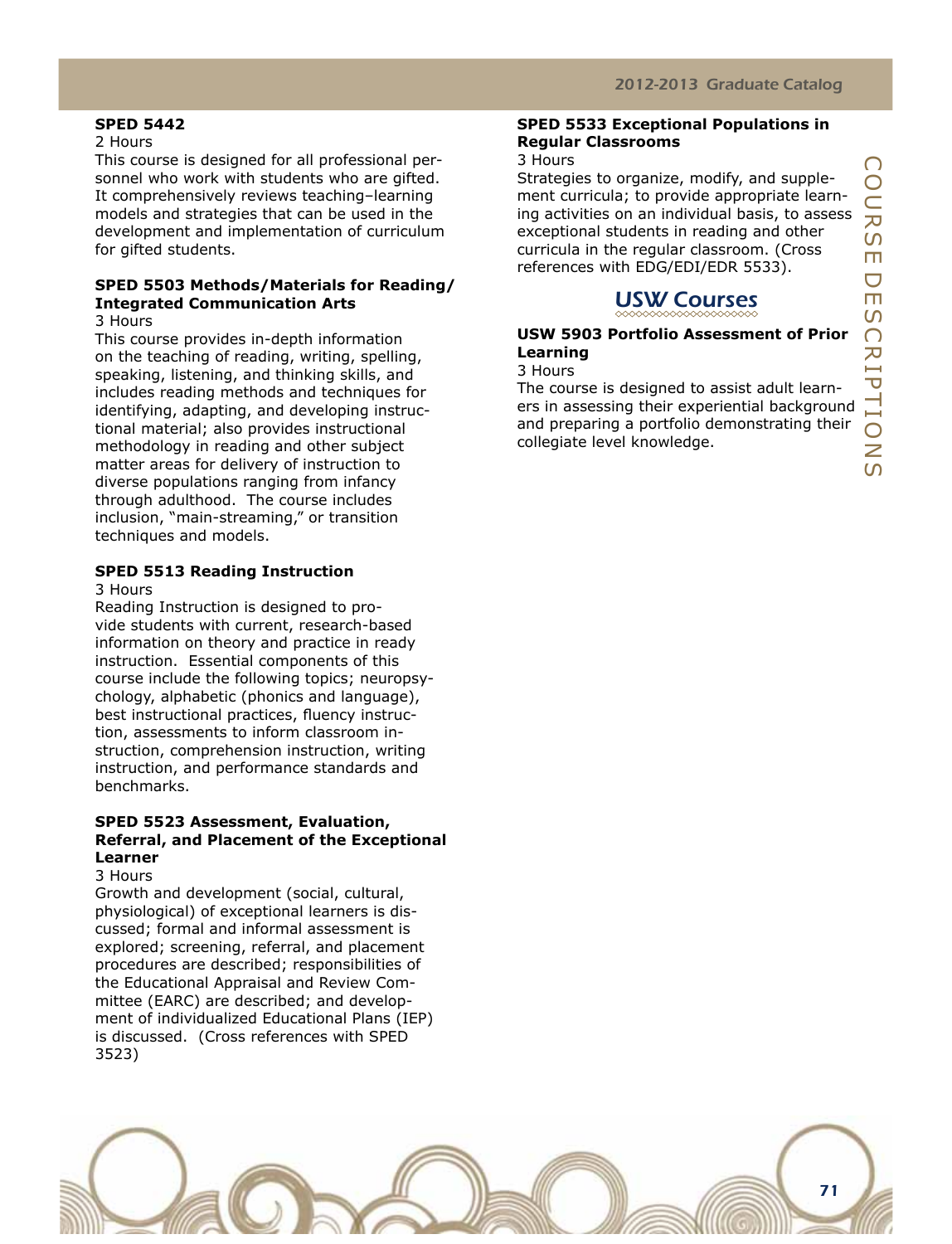**SPED 5442**
2 Hours
This course is designed for all professional personnel who work with students who are gifted. It comprehensively reviews teaching–learning models and strategies that can be used in the development and implementation of curriculum for gifted students.

**SPED 5503 Methods/Materials for Reading/ Integrated Communication Arts**
3 Hours
This course provides in-depth information on the teaching of reading, writing, spelling, speaking, listening, and thinking skills, and includes reading methods and techniques for identifying, adapting, and developing instructional material; also provides instructional methodology in reading and other subject matter areas for delivery of instruction to diverse populations ranging from infancy through adulthood. The course includes inclusion, "main-streaming," or transition techniques and models.

**SPED 5513 Reading Instruction**
3 Hours
Reading Instruction is designed to provide students with current, research-based information on theory and practice in ready instruction. Essential components of this course include the following topics; neuropsychology, alphabetic (phonics and language), best instructional practices, fluency instruction, assessments to inform classroom instruction, comprehension instruction, writing instruction, and performance standards and benchmarks.

**SPED 5523 Assessment, Evaluation, Referral, and Placement of the Exceptional Learner**
3 Hours
Growth and development (social, cultural, physiological) of exceptional learners is discussed; formal and informal assessment is explored; screening, referral, and placement procedures are described; responsibilities of the Educational Appraisal and Review Committee (EARC) are described; and development of individualized Educational Plans (IEP) is discussed. (Cross references with SPED 3523)

**SPED 5533 Exceptional Populations in Regular Classrooms**
3 Hours
Strategies to organize, modify, and supplement curricula; to provide appropriate learning activities on an individual basis, to assess exceptional students in reading and other curricula in the regular classroom. (Cross references with EDG/EDI/EDR 5533).

## USW Courses

**USW 5903 Portfolio Assessment of Prior Learning**
3 Hours
The course is designed to assist adult learners in assessing their experiential background and preparing a portfolio demonstrating their collegiate level knowledge.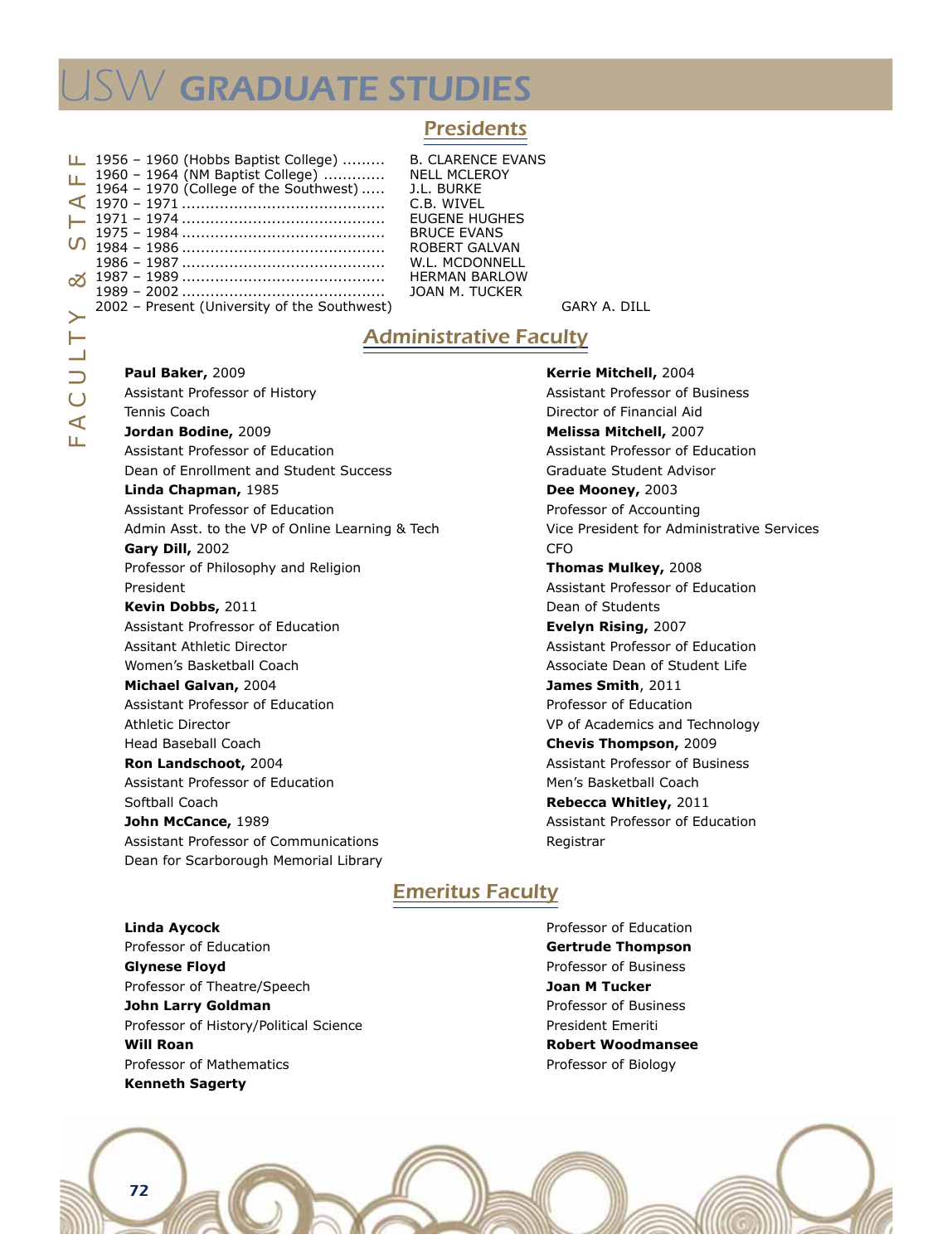# USW GRADUATE STUDIES

## Presidents

| Years | President |
|---|---|
| 1956 – 1960 (Hobbs Baptist College) | B. CLARENCE EVANS |
| 1960 – 1964 (NM Baptist College) | NELL MCLEROY |
| 1964 – 1970 (College of the Southwest) | J.L. BURKE |
| 1970 – 1971 | C.B. WIVEL |
| 1971 – 1974 | EUGENE HUGHES |
| 1975 – 1984 | BRUCE EVANS |
| 1984 – 1986 | ROBERT GALVAN |
| 1986 – 1987 | W.L. MCDONNELL |
| 1987 – 1989 | HERMAN BARLOW |
| 1989 – 2002 | JOAN M. TUCKER |
| 2002 – Present (University of the Southwest) | GARY A. DILL |

## Administrative Faculty

**Paul Baker,** 2009
Assistant Professor of History
Tennis Coach

**Jordan Bodine,** 2009
Assistant Professor of Education
Dean of Enrollment and Student Success

**Linda Chapman,** 1985
Assistant Professor of Education
Admin Asst. to the VP of Online Learning & Tech

**Gary Dill,** 2002
Professor of Philosophy and Religion
President

**Kevin Dobbs,** 2011
Assistant Profressor of Education
Assitant Athletic Director
Women's Basketball Coach

**Michael Galvan,** 2004
Assistant Professor of Education
Athletic Director
Head Baseball Coach

**Ron Landschoot,** 2004
Assistant Professor of Education
Softball Coach

**John McCance,** 1989
Assistant Professor of Communications
Dean for Scarborough Memorial Library

**Kerrie Mitchell,** 2004
Assistant Professor of Business
Director of Financial Aid

**Melissa Mitchell,** 2007
Assistant Professor of Education
Graduate Student Advisor

**Dee Mooney,** 2003
Professor of Accounting
Vice President for Administrative Services
CFO

**Thomas Mulkey,** 2008
Assistant Professor of Education
Dean of Students

**Evelyn Rising,** 2007
Assistant Professor of Education
Associate Dean of Student Life

**James Smith**, 2011
Professor of Education
VP of Academics and Technology

**Chevis Thompson,** 2009
Assistant Professor of Business
Men's Basketball Coach

**Rebecca Whitley,** 2011
Assistant Professor of Education
Registrar

## Emeritus Faculty

**Linda Aycock**
Professor of Education

**Glynese Floyd**
Professor of Theatre/Speech

**John Larry Goldman**
Professor of History/Political Science

**Will Roan**
Professor of Mathematics

**Kenneth Sagerty**
Professor of Education

**Gertrude Thompson**
Professor of Business

**Joan M Tucker**
Professor of Business
President Emeriti

**Robert Woodmansee**
Professor of Biology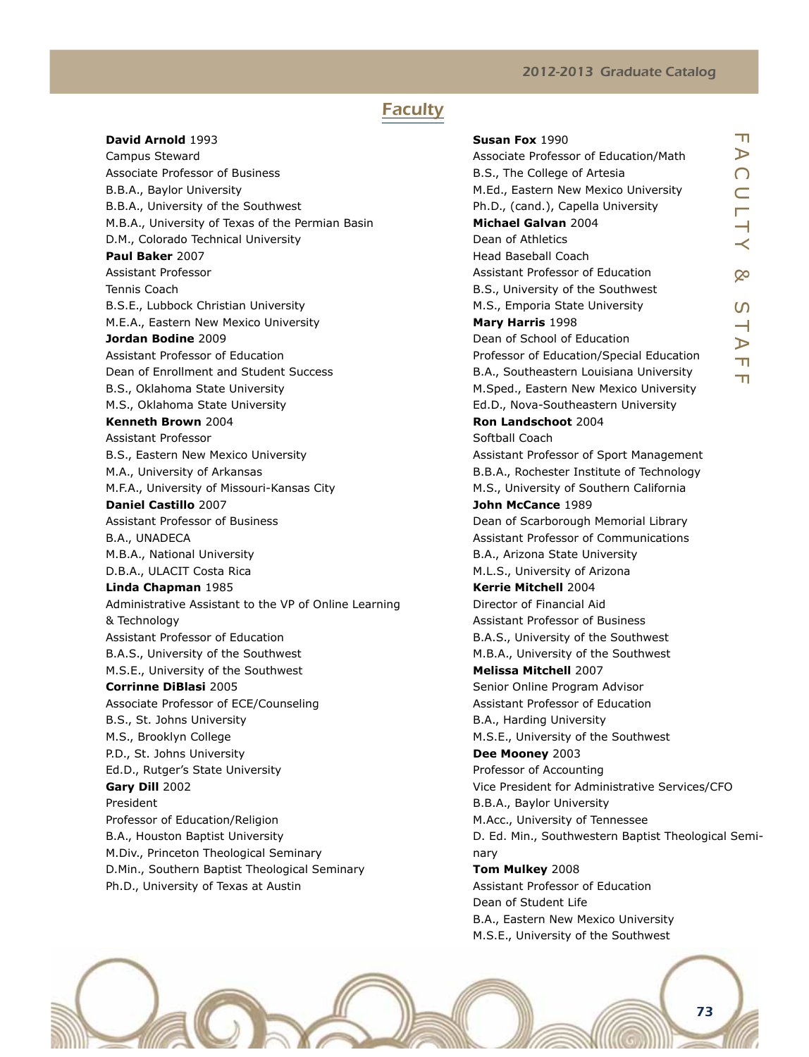## Faculty

**David Arnold** 1993
Campus Steward
Associate Professor of Business
B.B.A., Baylor University
B.B.A., University of the Southwest
M.B.A., University of Texas of the Permian Basin
D.M., Colorado Technical University

**Paul Baker** 2007
Assistant Professor
Tennis Coach
B.S.E., Lubbock Christian University
M.E.A., Eastern New Mexico University

**Jordan Bodine** 2009
Assistant Professor of Education
Dean of Enrollment and Student Success
B.S., Oklahoma State University
M.S., Oklahoma State University

**Kenneth Brown** 2004
Assistant Professor
B.S., Eastern New Mexico University
M.A., University of Arkansas
M.F.A., University of Missouri-Kansas City

**Daniel Castillo** 2007
Assistant Professor of Business
B.A., UNADECA
M.B.A., National University
D.B.A., ULACIT Costa Rica

**Linda Chapman** 1985
Administrative Assistant to the VP of Online Learning & Technology
Assistant Professor of Education
B.A.S., University of the Southwest
M.S.E., University of the Southwest

**Corrinne DiBlasi** 2005
Associate Professor of ECE/Counseling
B.S., St. Johns University
M.S., Brooklyn College
P.D., St. Johns University
Ed.D., Rutger's State University

**Gary Dill** 2002
President
Professor of Education/Religion
B.A., Houston Baptist University
M.Div., Princeton Theological Seminary
D.Min., Southern Baptist Theological Seminary
Ph.D., University of Texas at Austin

**Susan Fox** 1990
Associate Professor of Education/Math
B.S., The College of Artesia
M.Ed., Eastern New Mexico University
Ph.D., (cand.), Capella University

**Michael Galvan** 2004
Dean of Athletics
Head Baseball Coach
Assistant Professor of Education
B.S., University of the Southwest
M.S., Emporia State University

**Mary Harris** 1998
Dean of School of Education
Professor of Education/Special Education
B.A., Southeastern Louisiana University
M.Sped., Eastern New Mexico University
Ed.D., Nova-Southeastern University

**Ron Landschoot** 2004
Softball Coach
Assistant Professor of Sport Management
B.B.A., Rochester Institute of Technology
M.S., University of Southern California

**John McCance** 1989
Dean of Scarborough Memorial Library
Assistant Professor of Communications
B.A., Arizona State University
M.L.S., University of Arizona

**Kerrie Mitchell** 2004
Director of Financial Aid
Assistant Professor of Business
B.A.S., University of the Southwest
M.B.A., University of the Southwest

**Melissa Mitchell** 2007
Senior Online Program Advisor
Assistant Professor of Education
B.A., Harding University
M.S.E., University of the Southwest

**Dee Mooney** 2003
Professor of Accounting
Vice President for Administrative Services/CFO
B.B.A., Baylor University
M.Acc., University of Tennessee
D. Ed. Min., Southwestern Baptist Theological Seminary

**Tom Mulkey** 2008
Assistant Professor of Education
Dean of Student Life
B.A., Eastern New Mexico University
M.S.E., University of the Southwest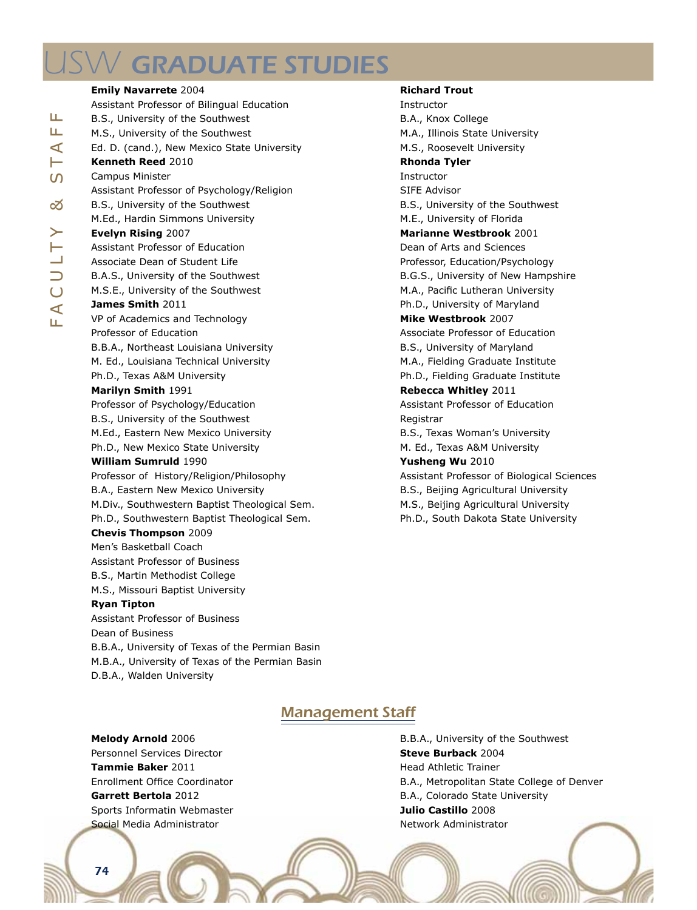**Emily Navarrete** 2004
Assistant Professor of Bilingual Education
B.S., University of the Southwest
M.S., University of the Southwest
Ed. D. (cand.), New Mexico State University

**Kenneth Reed** 2010
Campus Minister
Assistant Professor of Psychology/Religion
B.S., University of the Southwest
M.Ed., Hardin Simmons University

**Evelyn Rising** 2007
Assistant Professor of Education
Associate Dean of Student Life
B.A.S., University of the Southwest
M.S.E., University of the Southwest

**James Smith** 2011
VP of Academics and Technology
Professor of Education
B.B.A., Northeast Louisiana University
M. Ed., Louisiana Technical University
Ph.D., Texas A&M University

**Marilyn Smith** 1991
Professor of Psychology/Education
B.S., University of the Southwest
M.Ed., Eastern New Mexico University
Ph.D., New Mexico State University

**William Sumruld** 1990
Professor of History/Religion/Philosophy
B.A., Eastern New Mexico University
M.Div., Southwestern Baptist Theological Sem.
Ph.D., Southwestern Baptist Theological Sem.

**Chevis Thompson** 2009
Men's Basketball Coach
Assistant Professor of Business
B.S., Martin Methodist College
M.S., Missouri Baptist University

**Ryan Tipton**
Assistant Professor of Business
Dean of Business
B.B.A., University of Texas of the Permian Basin
M.B.A., University of Texas of the Permian Basin
D.B.A., Walden University

**Richard Trout**
Instructor
B.A., Knox College
M.A., Illinois State University
M.S., Roosevelt University

**Rhonda Tyler**
Instructor
SIFE Advisor
B.S., University of the Southwest
M.E., University of Florida

**Marianne Westbrook** 2001
Dean of Arts and Sciences
Professor, Education/Psychology
B.G.S., University of New Hampshire
M.A., Pacific Lutheran University
Ph.D., University of Maryland

**Mike Westbrook** 2007
Associate Professor of Education
B.S., University of Maryland
M.A., Fielding Graduate Institute
Ph.D., Fielding Graduate Institute

**Rebecca Whitley** 2011
Assistant Professor of Education
Registrar
B.S., Texas Woman's University
M. Ed., Texas A&M University

**Yusheng Wu** 2010
Assistant Professor of Biological Sciences
B.S., Beijing Agricultural University
M.S., Beijing Agricultural University
Ph.D., South Dakota State University

## Management Staff

**Melody Arnold** 2006
Personnel Services Director

**Tammie Baker** 2011
Enrollment Office Coordinator

**Garrett Bertola** 2012
Sports Informatin Webmaster
Social Media Administrator
B.B.A., University of the Southwest

**Steve Burback** 2004
Head Athletic Trainer
B.A., Metropolitan State College of Denver
B.A., Colorado State University

**Julio Castillo** 2008
Network Administrator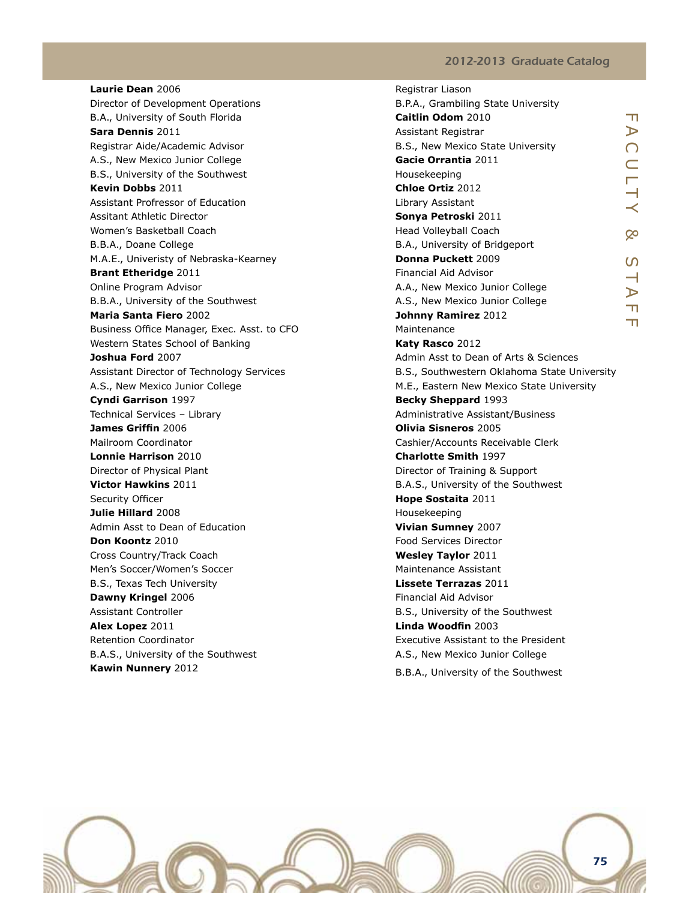**Laurie Dean** 2006
Director of Development Operations
B.A., University of South Florida

**Sara Dennis** 2011
Registrar Aide/Academic Advisor
A.S., New Mexico Junior College
B.S., University of the Southwest

**Kevin Dobbs** 2011
Assistant Profressor of Education
Assitant Athletic Director
Women's Basketball Coach
B.B.A., Doane College
M.A.E., Univeristy of Nebraska-Kearney

**Brant Etheridge** 2011
Online Program Advisor
B.B.A., University of the Southwest

**Maria Santa Fiero** 2002
Business Office Manager, Exec. Asst. to CFO
Western States School of Banking

**Joshua Ford** 2007
Assistant Director of Technology Services
A.S., New Mexico Junior College

**Cyndi Garrison** 1997
Technical Services – Library

**James Griffin** 2006
Mailroom Coordinator

**Lonnie Harrison** 2010
Director of Physical Plant

**Victor Hawkins** 2011
Security Officer

**Julie Hillard** 2008
Admin Asst to Dean of Education

**Don Koontz** 2010
Cross Country/Track Coach
Men's Soccer/Women's Soccer
B.S., Texas Tech University

**Dawny Kringel** 2006
Assistant Controller

**Alex Lopez** 2011
Retention Coordinator
B.A.S., University of the Southwest

**Kawin Nunnery** 2012
Registrar Liason
B.P.A., Grambiling State University

**Caitlin Odom** 2010
Assistant Registrar
B.S., New Mexico State University

**Gacie Orrantia** 2011
Housekeeping

**Chloe Ortiz** 2012
Library Assistant

**Sonya Petroski** 2011
Head Volleyball Coach
B.A., University of Bridgeport

**Donna Puckett** 2009
Financial Aid Advisor
A.A., New Mexico Junior College
A.S., New Mexico Junior College

**Johnny Ramirez** 2012
Maintenance

**Katy Rasco** 2012
Admin Asst to Dean of Arts & Sciences
B.S., Southwestern Oklahoma State University
M.E., Eastern New Mexico State University

**Becky Sheppard** 1993
Administrative Assistant/Business

**Olivia Sisneros** 2005
Cashier/Accounts Receivable Clerk

**Charlotte Smith** 1997
Director of Training & Support
B.A.S., University of the Southwest

**Hope Sostaita** 2011
Housekeeping

**Vivian Sumney** 2007
Food Services Director

**Wesley Taylor** 2011
Maintenance Assistant

**Lissete Terrazas** 2011
Financial Aid Advisor
B.S., University of the Southwest

**Linda Woodfin** 2003
Executive Assistant to the President
A.S., New Mexico Junior College
B.B.A., University of the Southwest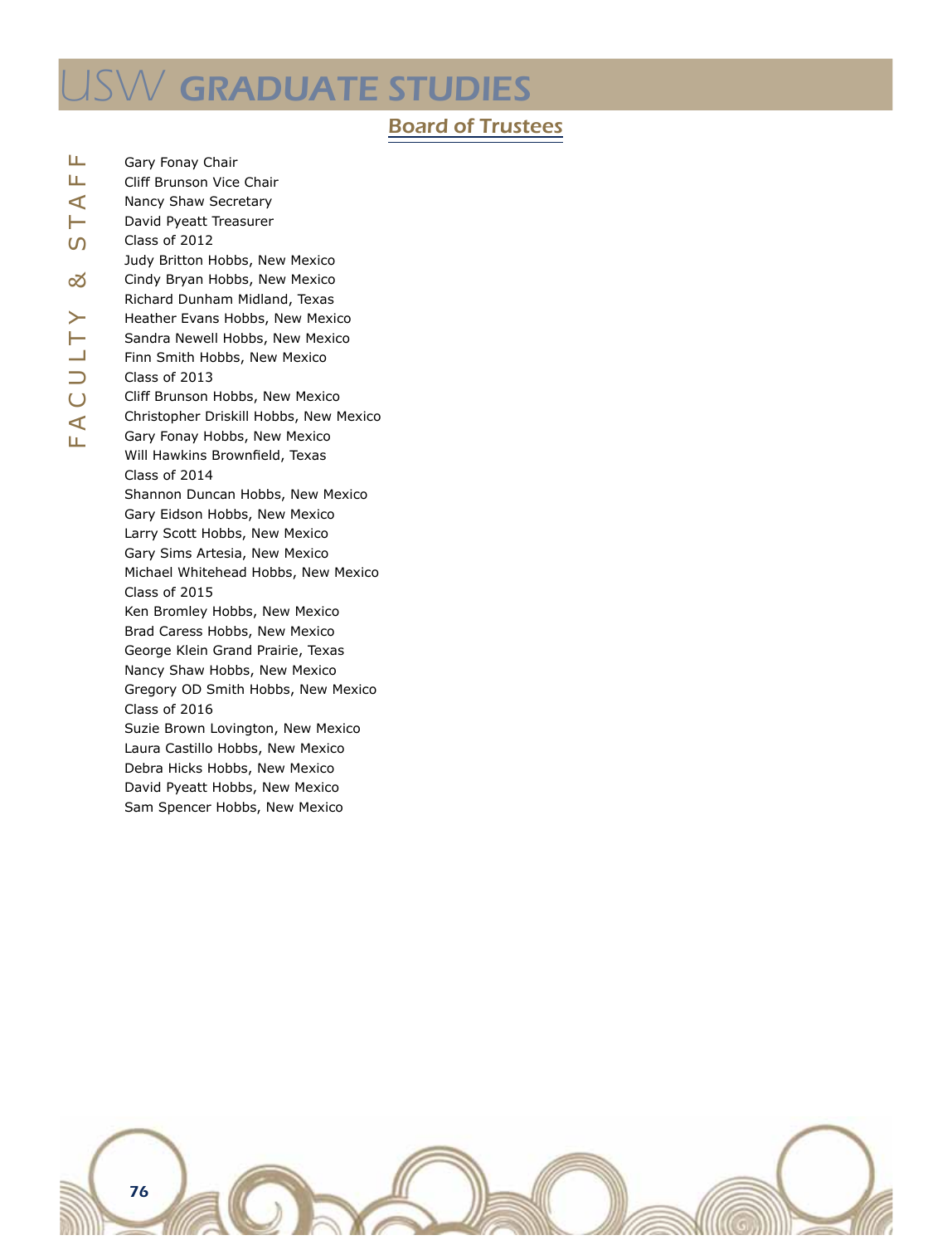## Board of Trustees

Gary Fonay Chair
Cliff Brunson Vice Chair
Nancy Shaw Secretary
David Pyeatt Treasurer

Class of 2012
Judy Britton Hobbs, New Mexico
Cindy Bryan Hobbs, New Mexico
Richard Dunham Midland, Texas
Heather Evans Hobbs, New Mexico
Sandra Newell Hobbs, New Mexico
Finn Smith Hobbs, New Mexico

Class of 2013
Cliff Brunson Hobbs, New Mexico
Christopher Driskill Hobbs, New Mexico
Gary Fonay Hobbs, New Mexico
Will Hawkins Brownfield, Texas

Class of 2014
Shannon Duncan Hobbs, New Mexico
Gary Eidson Hobbs, New Mexico
Larry Scott Hobbs, New Mexico
Gary Sims Artesia, New Mexico
Michael Whitehead Hobbs, New Mexico

Class of 2015
Ken Bromley Hobbs, New Mexico
Brad Caress Hobbs, New Mexico
George Klein Grand Prairie, Texas
Nancy Shaw Hobbs, New Mexico
Gregory OD Smith Hobbs, New Mexico

Class of 2016
Suzie Brown Lovington, New Mexico
Laura Castillo Hobbs, New Mexico
Debra Hicks Hobbs, New Mexico
David Pyeatt Hobbs, New Mexico
Sam Spencer Hobbs, New Mexico